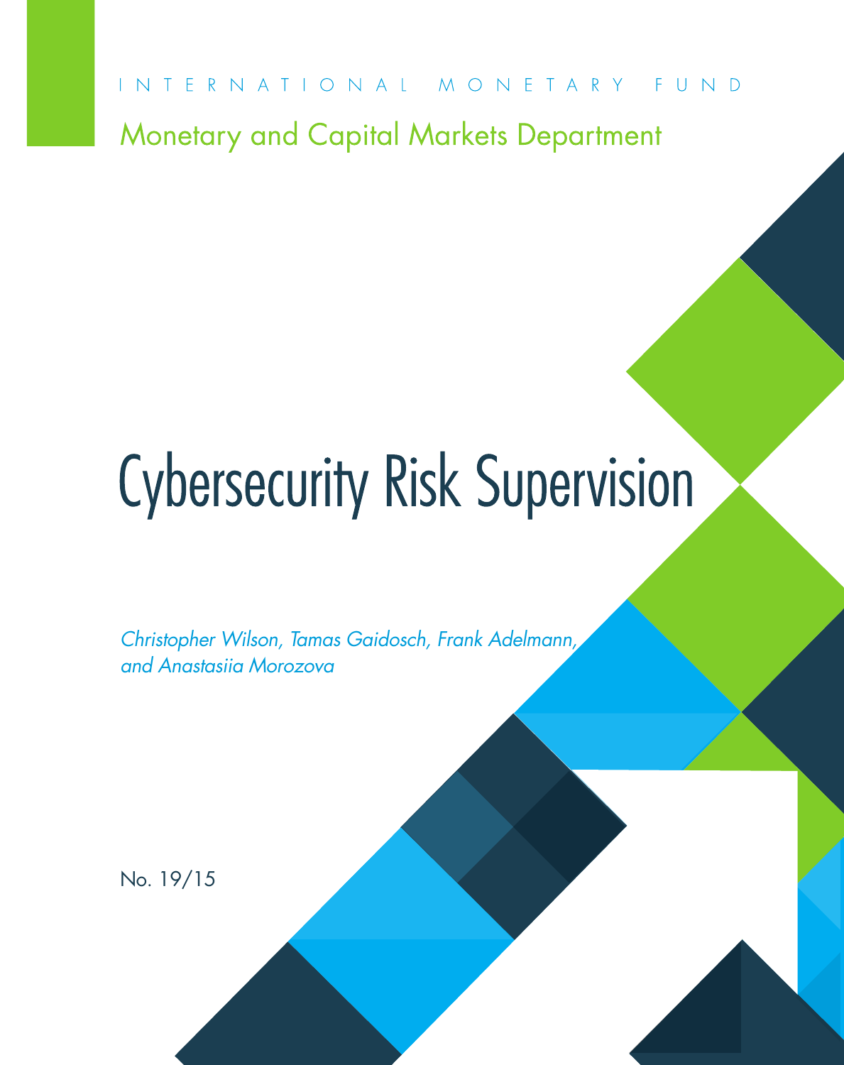INTERNATIONAL MONETARY FUND

Monetary and Capital Markets Department

# Cybersecurity Risk Supervision

*Christopher Wilson, Tamas Gaidosch, Frank Adelmann, and Anastasiia Morozova*

No. 19/15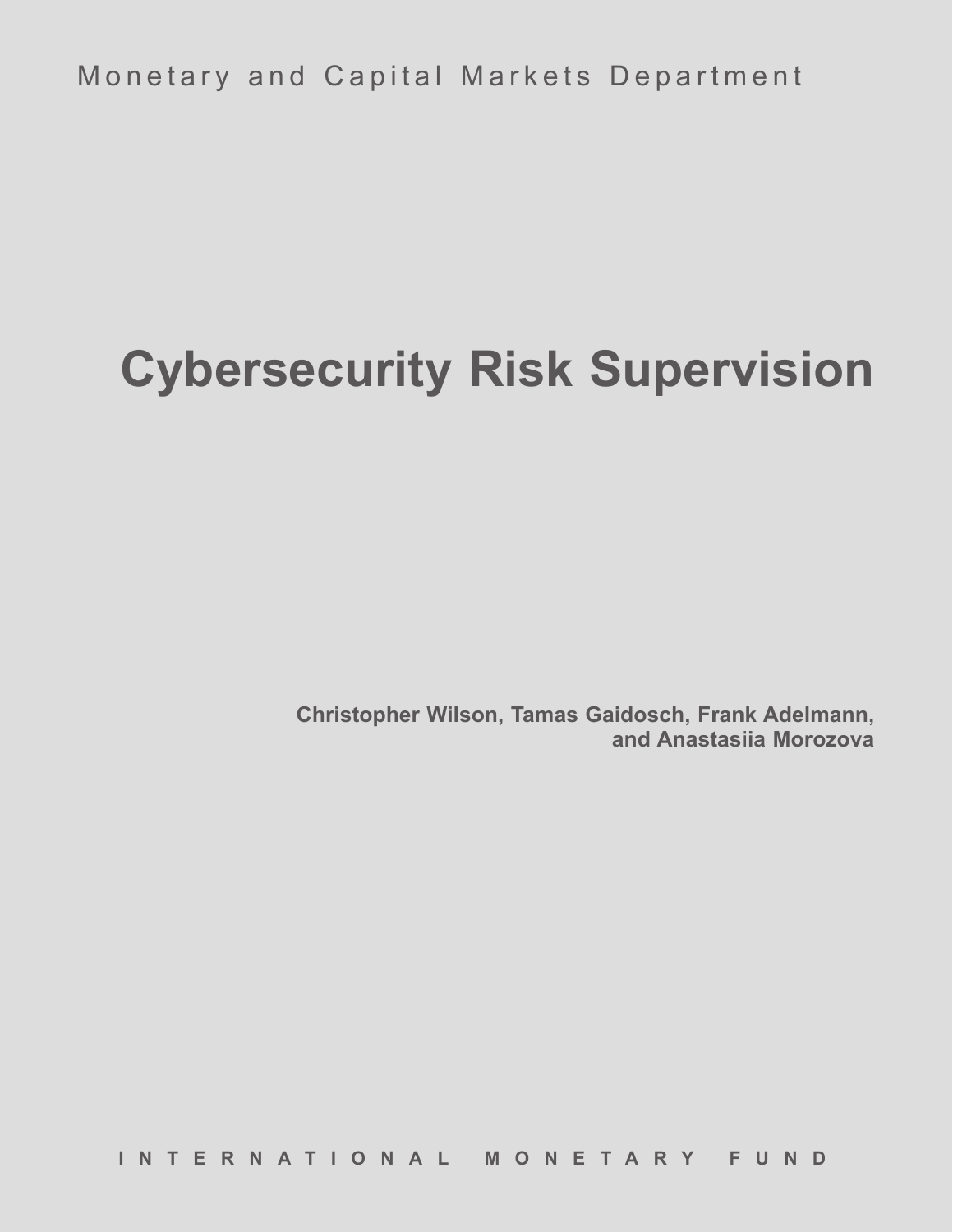Monetary and Capital Markets Department

# Cybersecurity Risk Supervision

**Christopher Wilson, Tamas Gaidosch, Frank Adelmann, and Anastasiia Morozova**

INTERNATIONAL MONETARY FUND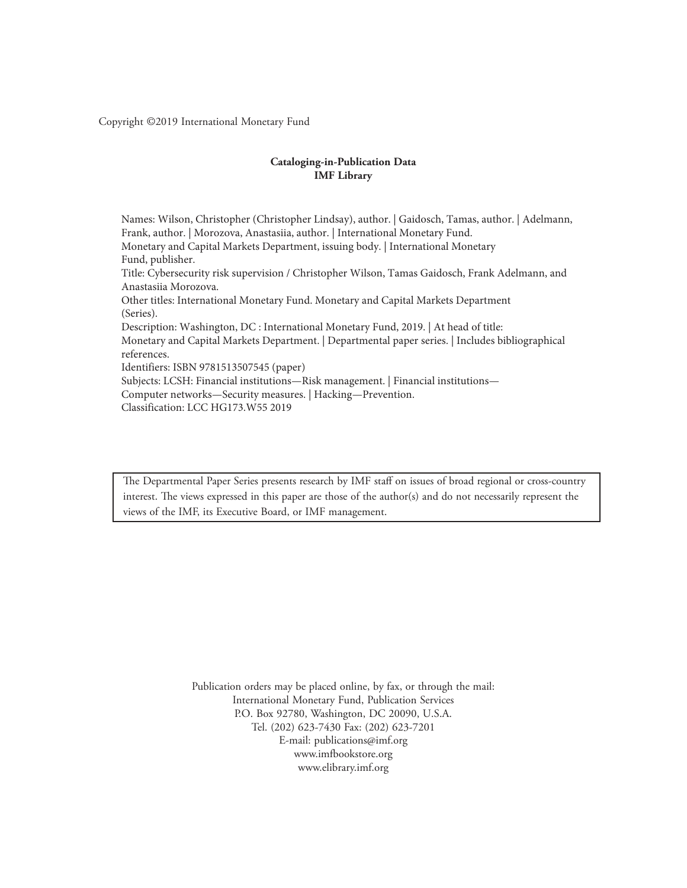Copyright ©2019 International Monetary Fund

**Cataloging-in-Publication Data**
**IMF Library**

Names: Wilson, Christopher (Christopher Lindsay), author. | Gaidosch, Tamas, author. | Adelmann, Frank, author. | Morozova, Anastasiia, author. | International Monetary Fund. Monetary and Capital Markets Department, issuing body. | International Monetary Fund, publisher.
Title: Cybersecurity risk supervision / Christopher Wilson, Tamas Gaidosch, Frank Adelmann, and Anastasiia Morozova.
Other titles: International Monetary Fund. Monetary and Capital Markets Department (Series).
Description: Washington, DC : International Monetary Fund, 2019. | At head of title: Monetary and Capital Markets Department. | Departmental paper series. | Includes bibliographical references.
Identifiers: ISBN 9781513507545 (paper)
Subjects: LCSH: Financial institutions—Risk management. | Financial institutions—Computer networks—Security measures. | Hacking—Prevention.
Classification: LCC HG173.W55 2019

The Departmental Paper Series presents research by IMF staff on issues of broad regional or cross-country interest. The views expressed in this paper are those of the author(s) and do not necessarily represent the views of the IMF, its Executive Board, or IMF management.

Publication orders may be placed online, by fax, or through the mail:
International Monetary Fund, Publication Services
P.O. Box 92780, Washington, DC 20090, U.S.A.
Tel. (202) 623-7430 Fax: (202) 623-7201
E-mail: publications@imf.org
www.imfbookstore.org
www.elibrary.imf.org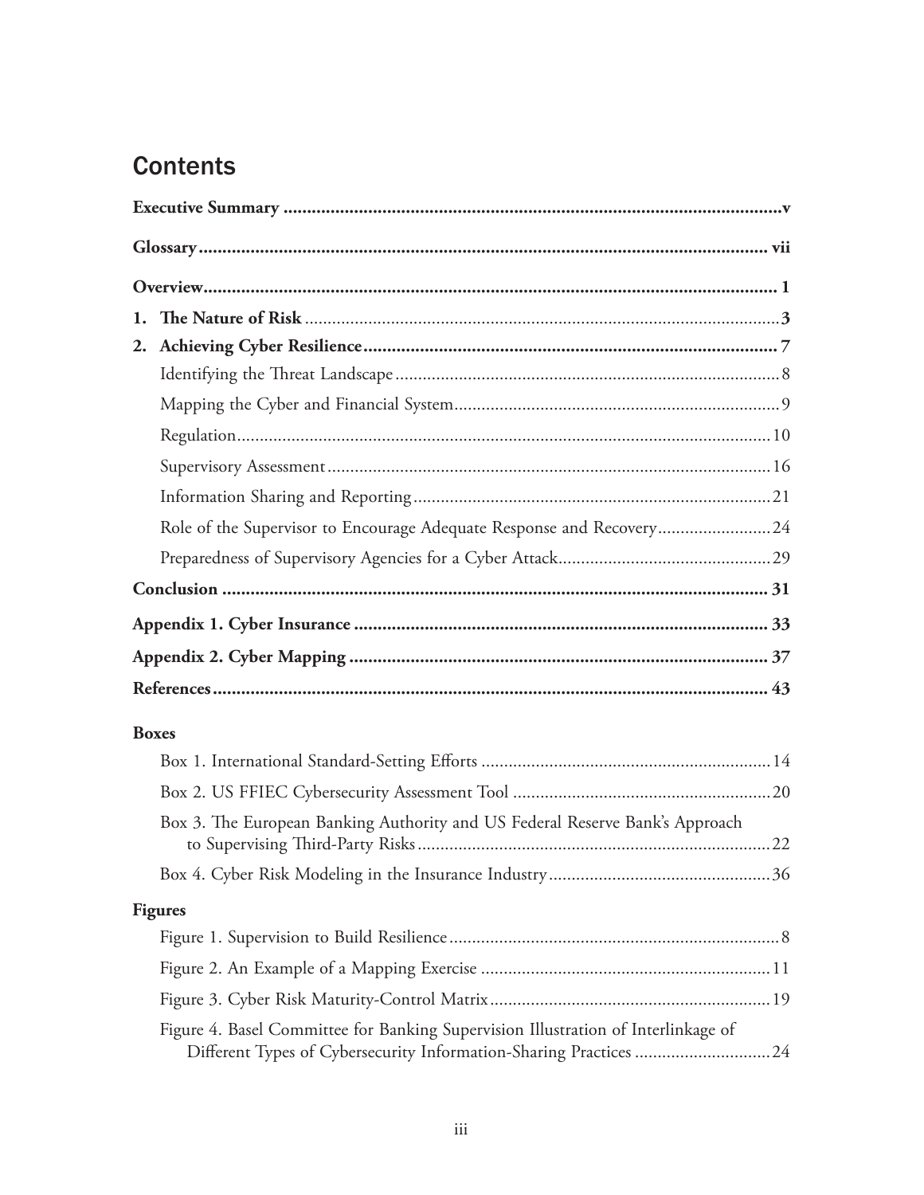# Contents

**Executive Summary** ........................................................................................................ **v**

**Glossary** ........................................................................................................ **vii**

**Overview** ........................................................................................................ **1**

1. **The Nature of Risk** ........................................................................................................ **3**
2. **Achieving Cyber Resilience** ........................................................................................................ **7**
   - Identifying the Threat Landscape ........................................................................................................ 8
   - Mapping the Cyber and Financial System ........................................................................................................ 9
   - Regulation ........................................................................................................ 10
   - Supervisory Assessment ........................................................................................................ 16
   - Information Sharing and Reporting ........................................................................................................ 21
   - Role of the Supervisor to Encourage Adequate Response and Recovery ........................................................................................................ 24
   - Preparedness of Supervisory Agencies for a Cyber Attack ........................................................................................................ 29

**Conclusion** ........................................................................................................ **31**

**Appendix 1. Cyber Insurance** ........................................................................................................ **33**

**Appendix 2. Cyber Mapping** ........................................................................................................ **37**

**References** ........................................................................................................ **43**

**Boxes**

- Box 1. International Standard-Setting Efforts ........................................................................................................ 14
- Box 2. US FFIEC Cybersecurity Assessment Tool ........................................................................................................ 20
- Box 3. The European Banking Authority and US Federal Reserve Bank's Approach to Supervising Third-Party Risks ........................................................................................................ 22
- Box 4. Cyber Risk Modeling in the Insurance Industry ........................................................................................................ 36

**Figures**

- Figure 1. Supervision to Build Resilience ........................................................................................................ 8
- Figure 2. An Example of a Mapping Exercise ........................................................................................................ 11
- Figure 3. Cyber Risk Maturity-Control Matrix ........................................................................................................ 19
- Figure 4. Basel Committee for Banking Supervision Illustration of Interlinkage of Different Types of Cybersecurity Information-Sharing Practices ........................................................................................................ 24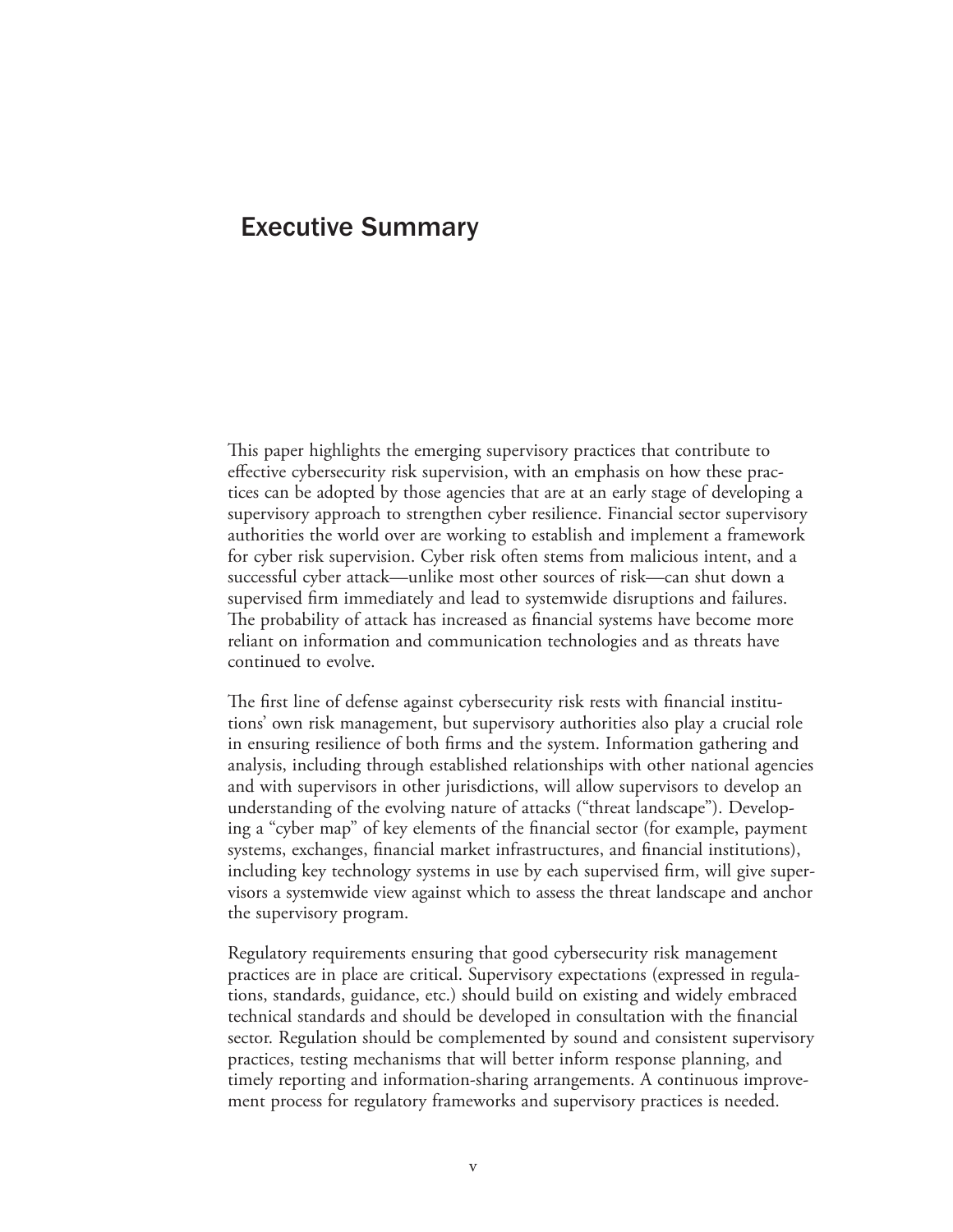# Executive Summary

This paper highlights the emerging supervisory practices that contribute to effective cybersecurity risk supervision, with an emphasis on how these practices can be adopted by those agencies that are at an early stage of developing a supervisory approach to strengthen cyber resilience. Financial sector supervisory authorities the world over are working to establish and implement a framework for cyber risk supervision. Cyber risk often stems from malicious intent, and a successful cyber attack—unlike most other sources of risk—can shut down a supervised firm immediately and lead to systemwide disruptions and failures. The probability of attack has increased as financial systems have become more reliant on information and communication technologies and as threats have continued to evolve.

The first line of defense against cybersecurity risk rests with financial institutions' own risk management, but supervisory authorities also play a crucial role in ensuring resilience of both firms and the system. Information gathering and analysis, including through established relationships with other national agencies and with supervisors in other jurisdictions, will allow supervisors to develop an understanding of the evolving nature of attacks ("threat landscape"). Developing a "cyber map" of key elements of the financial sector (for example, payment systems, exchanges, financial market infrastructures, and financial institutions), including key technology systems in use by each supervised firm, will give supervisors a systemwide view against which to assess the threat landscape and anchor the supervisory program.

Regulatory requirements ensuring that good cybersecurity risk management practices are in place are critical. Supervisory expectations (expressed in regulations, standards, guidance, etc.) should build on existing and widely embraced technical standards and should be developed in consultation with the financial sector. Regulation should be complemented by sound and consistent supervisory practices, testing mechanisms that will better inform response planning, and timely reporting and information-sharing arrangements. A continuous improvement process for regulatory frameworks and supervisory practices is needed.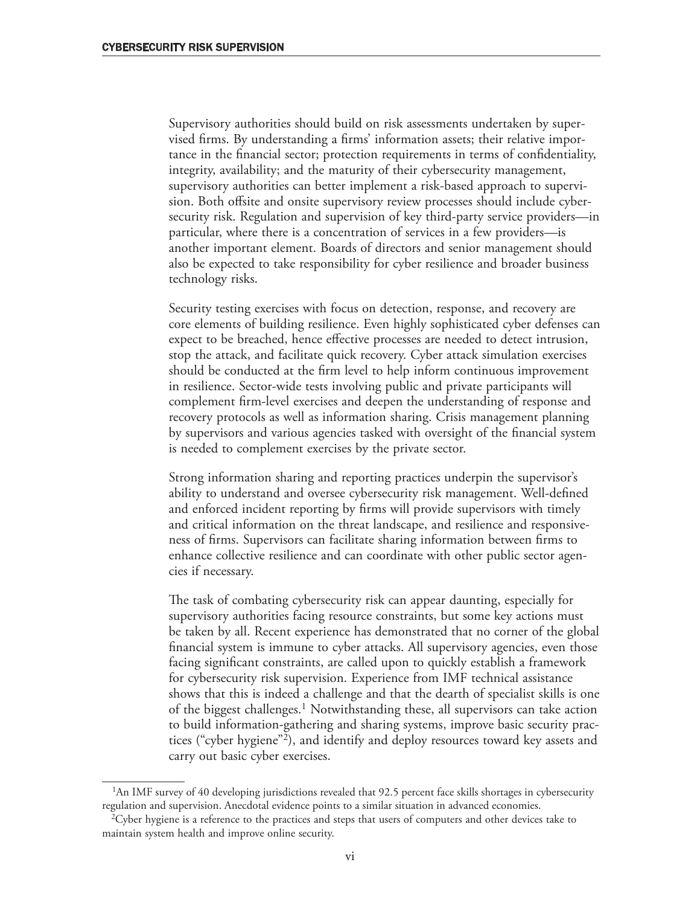Supervisory authorities should build on risk assessments undertaken by supervised firms. By understanding a firms' information assets; their relative importance in the financial sector; protection requirements in terms of confidentiality, integrity, availability; and the maturity of their cybersecurity management, supervisory authorities can better implement a risk-based approach to supervision. Both offsite and onsite supervisory review processes should include cybersecurity risk. Regulation and supervision of key third-party service providers—in particular, where there is a concentration of services in a few providers—is another important element. Boards of directors and senior management should also be expected to take responsibility for cyber resilience and broader business technology risks.

Security testing exercises with focus on detection, response, and recovery are core elements of building resilience. Even highly sophisticated cyber defenses can expect to be breached, hence effective processes are needed to detect intrusion, stop the attack, and facilitate quick recovery. Cyber attack simulation exercises should be conducted at the firm level to help inform continuous improvement in resilience. Sector-wide tests involving public and private participants will complement firm-level exercises and deepen the understanding of response and recovery protocols as well as information sharing. Crisis management planning by supervisors and various agencies tasked with oversight of the financial system is needed to complement exercises by the private sector.

Strong information sharing and reporting practices underpin the supervisor's ability to understand and oversee cybersecurity risk management. Well-defined and enforced incident reporting by firms will provide supervisors with timely and critical information on the threat landscape, and resilience and responsiveness of firms. Supervisors can facilitate sharing information between firms to enhance collective resilience and can coordinate with other public sector agencies if necessary.

The task of combating cybersecurity risk can appear daunting, especially for supervisory authorities facing resource constraints, but some key actions must be taken by all. Recent experience has demonstrated that no corner of the global financial system is immune to cyber attacks. All supervisory agencies, even those facing significant constraints, are called upon to quickly establish a framework for cybersecurity risk supervision. Experience from IMF technical assistance shows that this is indeed a challenge and that the dearth of specialist skills is one of the biggest challenges.[1] Notwithstanding these, all supervisors can take action to build information-gathering and sharing systems, improve basic security practices ("cyber hygiene"[2]), and identify and deploy resources toward key assets and carry out basic cyber exercises.

[1] An IMF survey of 40 developing jurisdictions revealed that 92.5 percent face skills shortages in cybersecurity regulation and supervision. Anecdotal evidence points to a similar situation in advanced economies.

[2] Cyber hygiene is a reference to the practices and steps that users of computers and other devices take to maintain system health and improve online security.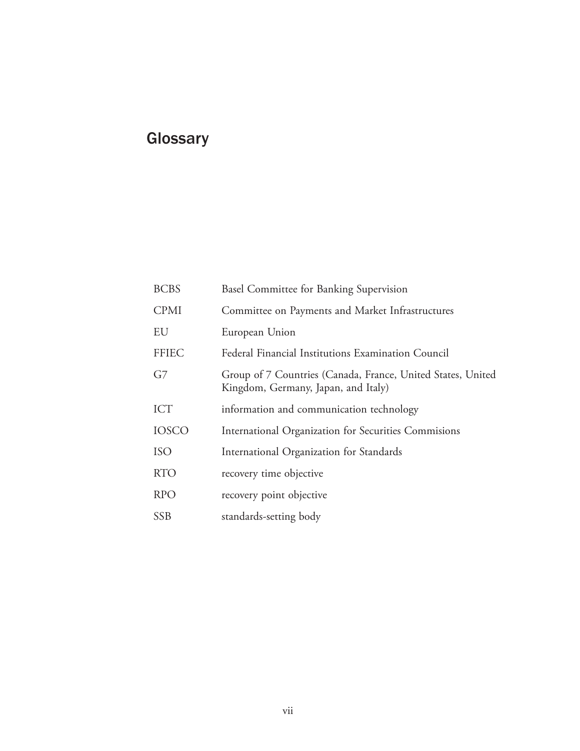# Glossary

| | |
|---|---|
| BCBS | Basel Committee for Banking Supervision |
| CPMI | Committee on Payments and Market Infrastructures |
| EU | European Union |
| FFIEC | Federal Financial Institutions Examination Council |
| G7 | Group of 7 Countries (Canada, France, United States, United Kingdom, Germany, Japan, and Italy) |
| ICT | information and communication technology |
| IOSCO | International Organization for Securities Commisions |
| ISO | International Organization for Standards |
| RTO | recovery time objective |
| RPO | recovery point objective |
| SSB | standards-setting body |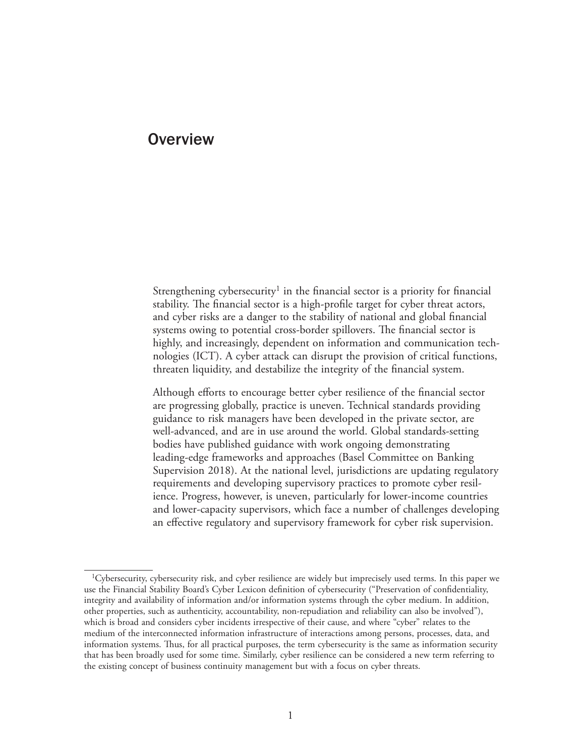# Overview

Strengthening cybersecurity[1] in the financial sector is a priority for financial stability. The financial sector is a high-profile target for cyber threat actors, and cyber risks are a danger to the stability of national and global financial systems owing to potential cross-border spillovers. The financial sector is highly, and increasingly, dependent on information and communication technologies (ICT). A cyber attack can disrupt the provision of critical functions, threaten liquidity, and destabilize the integrity of the financial system.

Although efforts to encourage better cyber resilience of the financial sector are progressing globally, practice is uneven. Technical standards providing guidance to risk managers have been developed in the private sector, are well-advanced, and are in use around the world. Global standards-setting bodies have published guidance with work ongoing demonstrating leading-edge frameworks and approaches (Basel Committee on Banking Supervision 2018). At the national level, jurisdictions are updating regulatory requirements and developing supervisory practices to promote cyber resilience. Progress, however, is uneven, particularly for lower-income countries and lower-capacity supervisors, which face a number of challenges developing an effective regulatory and supervisory framework for cyber risk supervision.

[1]Cybersecurity, cybersecurity risk, and cyber resilience are widely but imprecisely used terms. In this paper we use the Financial Stability Board's Cyber Lexicon definition of cybersecurity ("Preservation of confidentiality, integrity and availability of information and/or information systems through the cyber medium. In addition, other properties, such as authenticity, accountability, non-repudiation and reliability can also be involved"), which is broad and considers cyber incidents irrespective of their cause, and where "cyber" relates to the medium of the interconnected information infrastructure of interactions among persons, processes, data, and information systems. Thus, for all practical purposes, the term cybersecurity is the same as information security that has been broadly used for some time. Similarly, cyber resilience can be considered a new term referring to the existing concept of business continuity management but with a focus on cyber threats.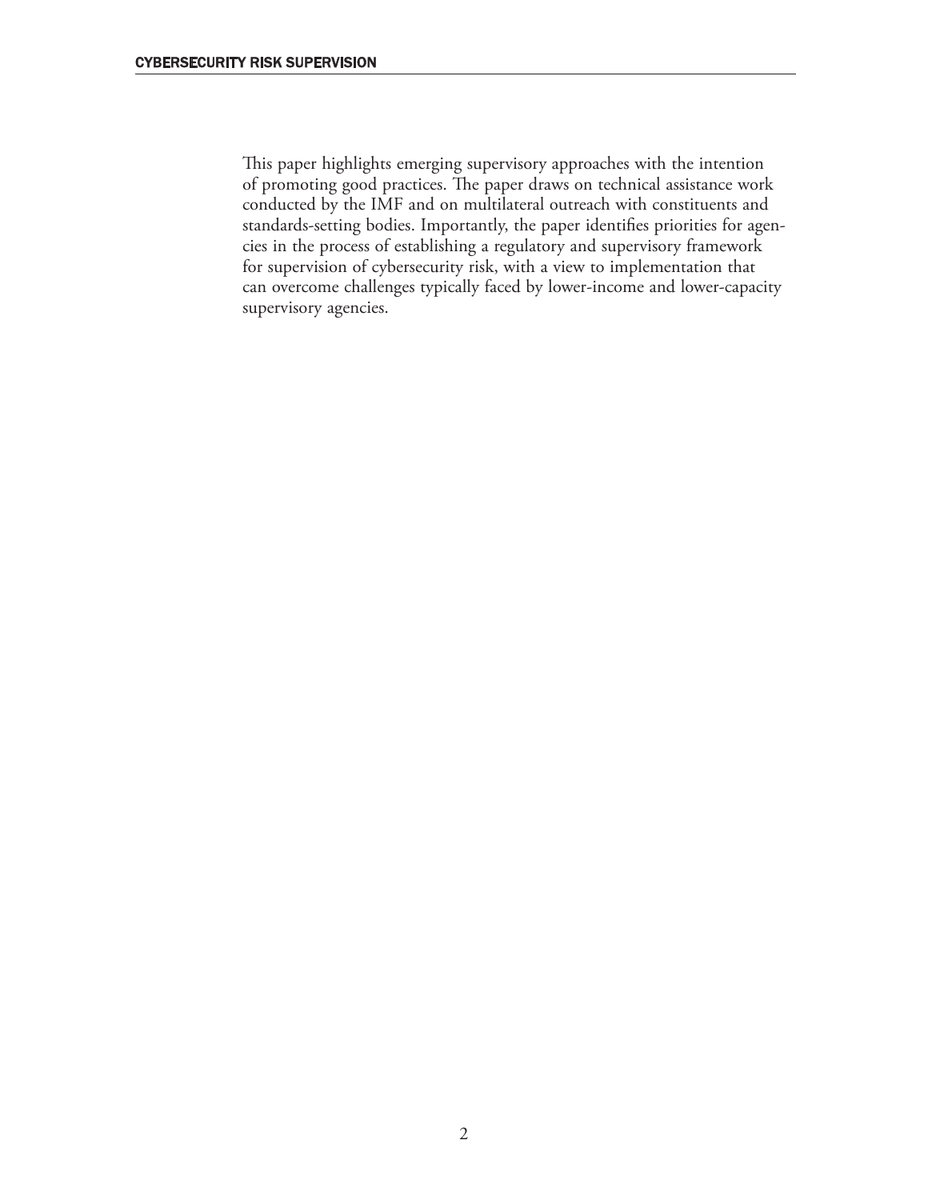This paper highlights emerging supervisory approaches with the intention of promoting good practices. The paper draws on technical assistance work conducted by the IMF and on multilateral outreach with constituents and standards-setting bodies. Importantly, the paper identifies priorities for agencies in the process of establishing a regulatory and supervisory framework for supervision of cybersecurity risk, with a view to implementation that can overcome challenges typically faced by lower-income and lower-capacity supervisory agencies.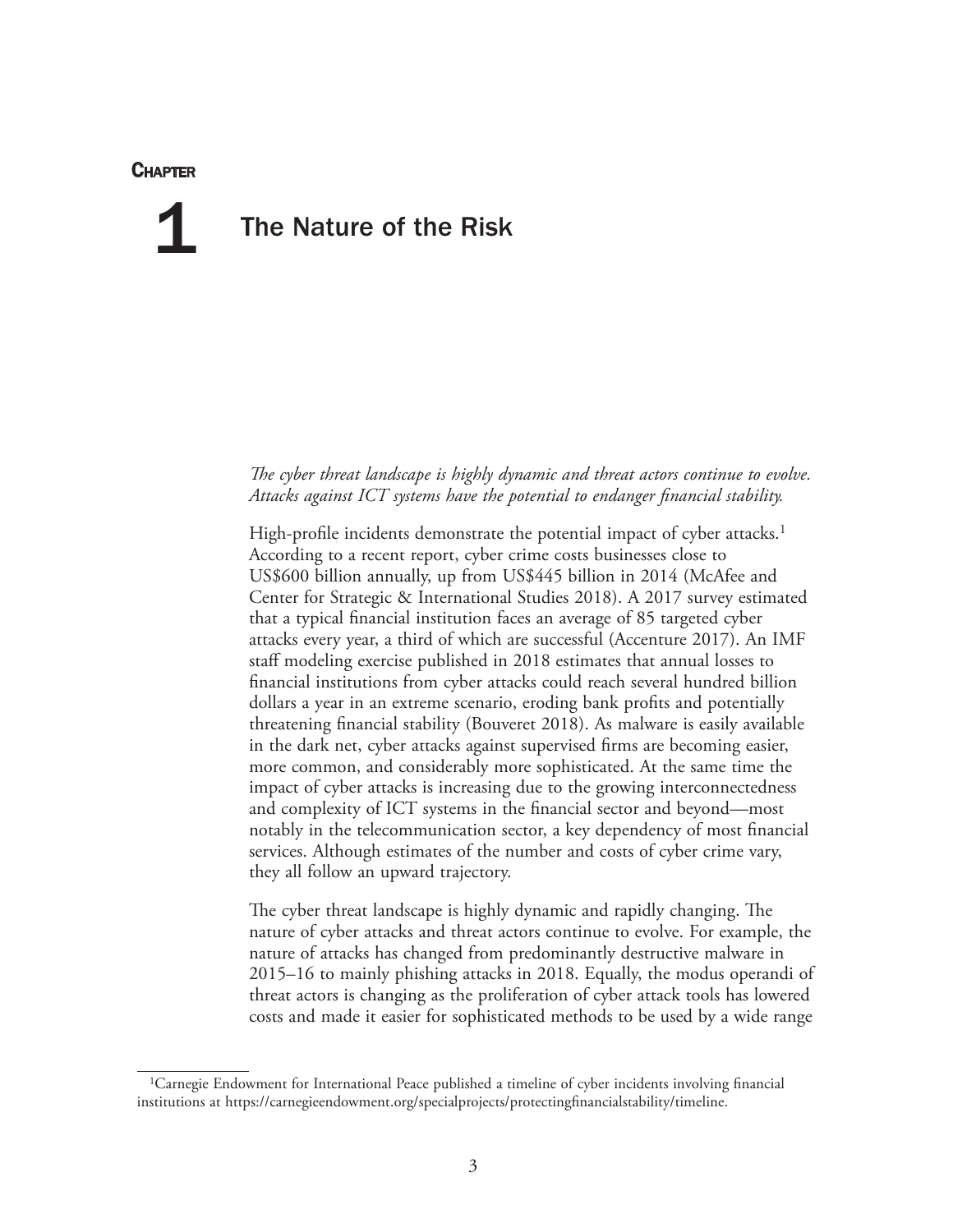# Chapter 1 The Nature of the Risk

*The cyber threat landscape is highly dynamic and threat actors continue to evolve. Attacks against ICT systems have the potential to endanger financial stability.*

High-profile incidents demonstrate the potential impact of cyber attacks.[1] According to a recent report, cyber crime costs businesses close to US$600 billion annually, up from US$445 billion in 2014 (McAfee and Center for Strategic & International Studies 2018). A 2017 survey estimated that a typical financial institution faces an average of 85 targeted cyber attacks every year, a third of which are successful (Accenture 2017). An IMF staff modeling exercise published in 2018 estimates that annual losses to financial institutions from cyber attacks could reach several hundred billion dollars a year in an extreme scenario, eroding bank profits and potentially threatening financial stability (Bouveret 2018). As malware is easily available in the dark net, cyber attacks against supervised firms are becoming easier, more common, and considerably more sophisticated. At the same time the impact of cyber attacks is increasing due to the growing interconnectedness and complexity of ICT systems in the financial sector and beyond—most notably in the telecommunication sector, a key dependency of most financial services. Although estimates of the number and costs of cyber crime vary, they all follow an upward trajectory.

The cyber threat landscape is highly dynamic and rapidly changing. The nature of cyber attacks and threat actors continue to evolve. For example, the nature of attacks has changed from predominantly destructive malware in 2015–16 to mainly phishing attacks in 2018. Equally, the modus operandi of threat actors is changing as the proliferation of cyber attack tools has lowered costs and made it easier for sophisticated methods to be used by a wide range

[1] Carnegie Endowment for International Peace published a timeline of cyber incidents involving financial institutions at https://carnegieendowment.org/specialprojects/protectingfinancialstability/timeline.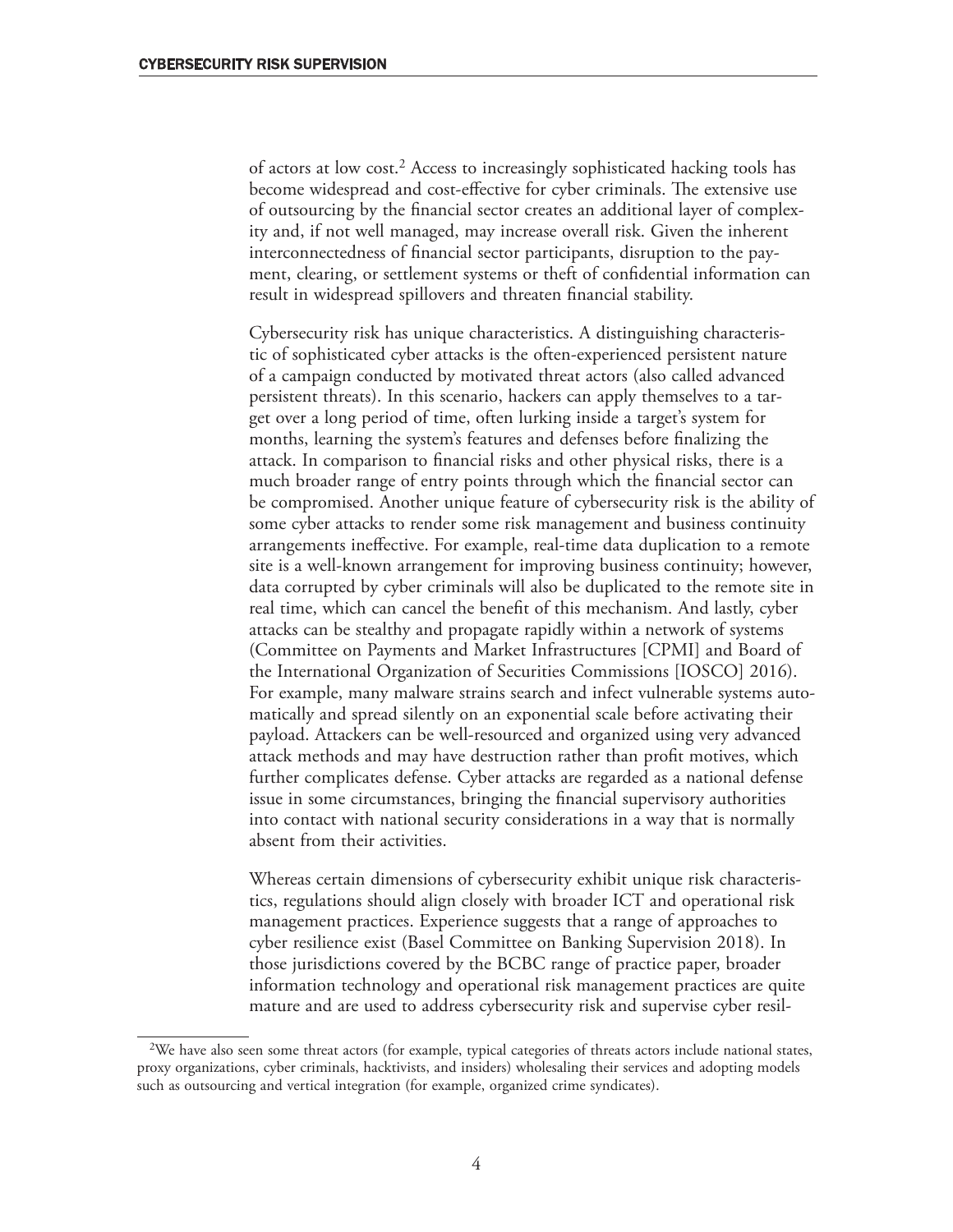of actors at low cost.[2] Access to increasingly sophisticated hacking tools has become widespread and cost-effective for cyber criminals. The extensive use of outsourcing by the financial sector creates an additional layer of complexity and, if not well managed, may increase overall risk. Given the inherent interconnectedness of financial sector participants, disruption to the payment, clearing, or settlement systems or theft of confidential information can result in widespread spillovers and threaten financial stability.

Cybersecurity risk has unique characteristics. A distinguishing characteristic of sophisticated cyber attacks is the often-experienced persistent nature of a campaign conducted by motivated threat actors (also called advanced persistent threats). In this scenario, hackers can apply themselves to a target over a long period of time, often lurking inside a target's system for months, learning the system's features and defenses before finalizing the attack. In comparison to financial risks and other physical risks, there is a much broader range of entry points through which the financial sector can be compromised. Another unique feature of cybersecurity risk is the ability of some cyber attacks to render some risk management and business continuity arrangements ineffective. For example, real-time data duplication to a remote site is a well-known arrangement for improving business continuity; however, data corrupted by cyber criminals will also be duplicated to the remote site in real time, which can cancel the benefit of this mechanism. And lastly, cyber attacks can be stealthy and propagate rapidly within a network of systems (Committee on Payments and Market Infrastructures [CPMI] and Board of the International Organization of Securities Commissions [IOSCO] 2016). For example, many malware strains search and infect vulnerable systems automatically and spread silently on an exponential scale before activating their payload. Attackers can be well-resourced and organized using very advanced attack methods and may have destruction rather than profit motives, which further complicates defense. Cyber attacks are regarded as a national defense issue in some circumstances, bringing the financial supervisory authorities into contact with national security considerations in a way that is normally absent from their activities.

Whereas certain dimensions of cybersecurity exhibit unique risk characteristics, regulations should align closely with broader ICT and operational risk management practices. Experience suggests that a range of approaches to cyber resilience exist (Basel Committee on Banking Supervision 2018). In those jurisdictions covered by the BCBC range of practice paper, broader information technology and operational risk management practices are quite mature and are used to address cybersecurity risk and supervise cyber resil-

[2] We have also seen some threat actors (for example, typical categories of threats actors include national states, proxy organizations, cyber criminals, hacktivists, and insiders) wholesaling their services and adopting models such as outsourcing and vertical integration (for example, organized crime syndicates).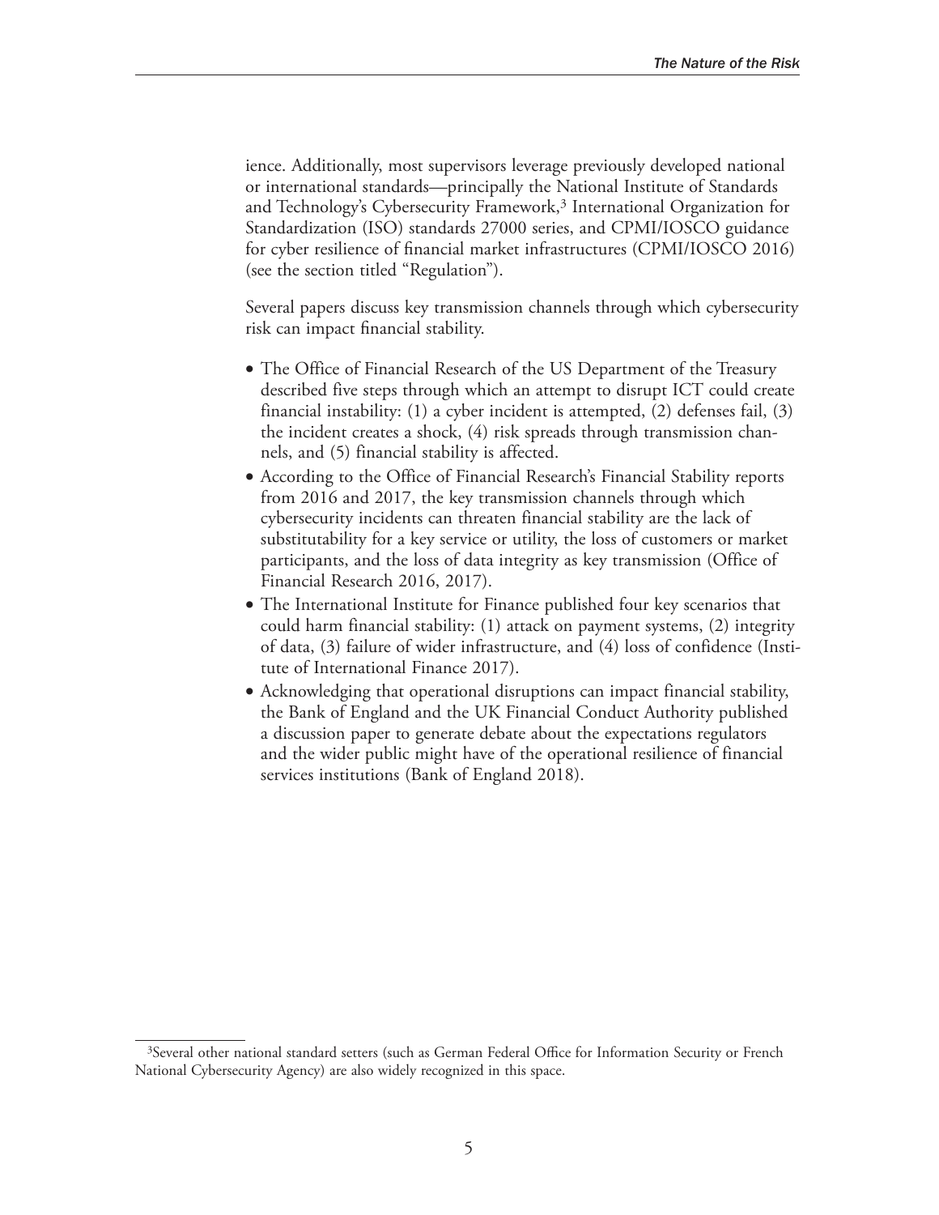ience. Additionally, most supervisors leverage previously developed national or international standards—principally the National Institute of Standards and Technology's Cybersecurity Framework,[3] International Organization for Standardization (ISO) standards 27000 series, and CPMI/IOSCO guidance for cyber resilience of financial market infrastructures (CPMI/IOSCO 2016) (see the section titled "Regulation").

Several papers discuss key transmission channels through which cybersecurity risk can impact financial stability.

- The Office of Financial Research of the US Department of the Treasury described five steps through which an attempt to disrupt ICT could create financial instability: (1) a cyber incident is attempted, (2) defenses fail, (3) the incident creates a shock, (4) risk spreads through transmission channels, and (5) financial stability is affected.
- According to the Office of Financial Research's Financial Stability reports from 2016 and 2017, the key transmission channels through which cybersecurity incidents can threaten financial stability are the lack of substitutability for a key service or utility, the loss of customers or market participants, and the loss of data integrity as key transmission (Office of Financial Research 2016, 2017).
- The International Institute for Finance published four key scenarios that could harm financial stability: (1) attack on payment systems, (2) integrity of data, (3) failure of wider infrastructure, and (4) loss of confidence (Institute of International Finance 2017).
- Acknowledging that operational disruptions can impact financial stability, the Bank of England and the UK Financial Conduct Authority published a discussion paper to generate debate about the expectations regulators and the wider public might have of the operational resilience of financial services institutions (Bank of England 2018).

[3]Several other national standard setters (such as German Federal Office for Information Security or French National Cybersecurity Agency) are also widely recognized in this space.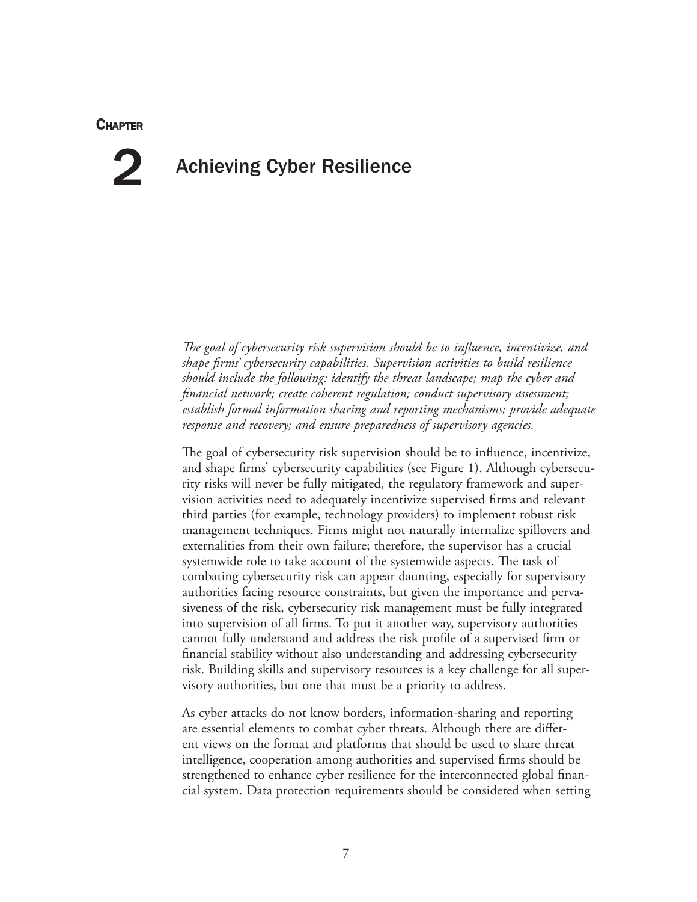Chapter

# 2 Achieving Cyber Resilience

*The goal of cybersecurity risk supervision should be to influence, incentivize, and shape firms' cybersecurity capabilities. Supervision activities to build resilience should include the following: identify the threat landscape; map the cyber and financial network; create coherent regulation; conduct supervisory assessment; establish formal information sharing and reporting mechanisms; provide adequate response and recovery; and ensure preparedness of supervisory agencies.*

The goal of cybersecurity risk supervision should be to influence, incentivize, and shape firms' cybersecurity capabilities (see Figure 1). Although cybersecurity risks will never be fully mitigated, the regulatory framework and supervision activities need to adequately incentivize supervised firms and relevant third parties (for example, technology providers) to implement robust risk management techniques. Firms might not naturally internalize spillovers and externalities from their own failure; therefore, the supervisor has a crucial systemwide role to take account of the systemwide aspects. The task of combating cybersecurity risk can appear daunting, especially for supervisory authorities facing resource constraints, but given the importance and pervasiveness of the risk, cybersecurity risk management must be fully integrated into supervision of all firms. To put it another way, supervisory authorities cannot fully understand and address the risk profile of a supervised firm or financial stability without also understanding and addressing cybersecurity risk. Building skills and supervisory resources is a key challenge for all supervisory authorities, but one that must be a priority to address.

As cyber attacks do not know borders, information-sharing and reporting are essential elements to combat cyber threats. Although there are different views on the format and platforms that should be used to share threat intelligence, cooperation among authorities and supervised firms should be strengthened to enhance cyber resilience for the interconnected global financial system. Data protection requirements should be considered when setting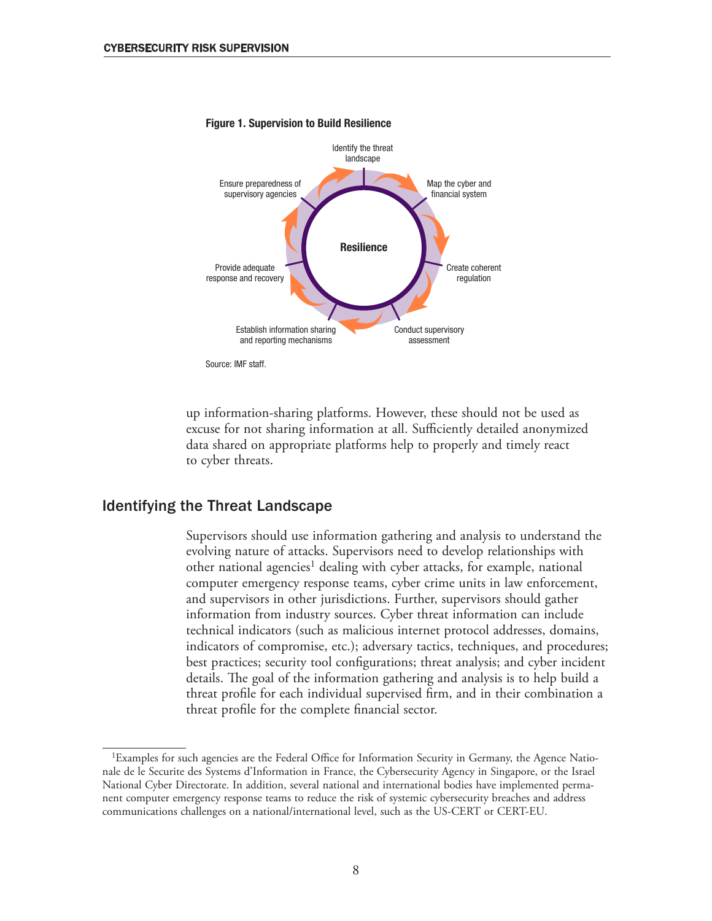**Figure 1. Supervision to Build Resilience**

Identify the threat landscape

Map the cyber and financial system

Create coherent regulation

Conduct supervisory assessment

Establish information sharing and reporting mechanisms

Provide adequate response and recovery

Ensure preparedness of supervisory agencies

Resilience

Source: IMF staff.

up information-sharing platforms. However, these should not be used as excuse for not sharing information at all. Sufficiently detailed anonymized data shared on appropriate platforms help to properly and timely react to cyber threats.

## Identifying the Threat Landscape

Supervisors should use information gathering and analysis to understand the evolving nature of attacks. Supervisors need to develop relationships with other national agencies[1] dealing with cyber attacks, for example, national computer emergency response teams, cyber crime units in law enforcement, and supervisors in other jurisdictions. Further, supervisors should gather information from industry sources. Cyber threat information can include technical indicators (such as malicious internet protocol addresses, domains, indicators of compromise, etc.); adversary tactics, techniques, and procedures; best practices; security tool configurations; threat analysis; and cyber incident details. The goal of the information gathering and analysis is to help build a threat profile for each individual supervised firm, and in their combination a threat profile for the complete financial sector.

[1]Examples for such agencies are the Federal Office for Information Security in Germany, the Agence Nationale de le Securite des Systems d'Information in France, the Cybersecurity Agency in Singapore, or the Israel National Cyber Directorate. In addition, several national and international bodies have implemented permanent computer emergency response teams to reduce the risk of systemic cybersecurity breaches and address communications challenges on a national/international level, such as the US-CERT or CERT-EU.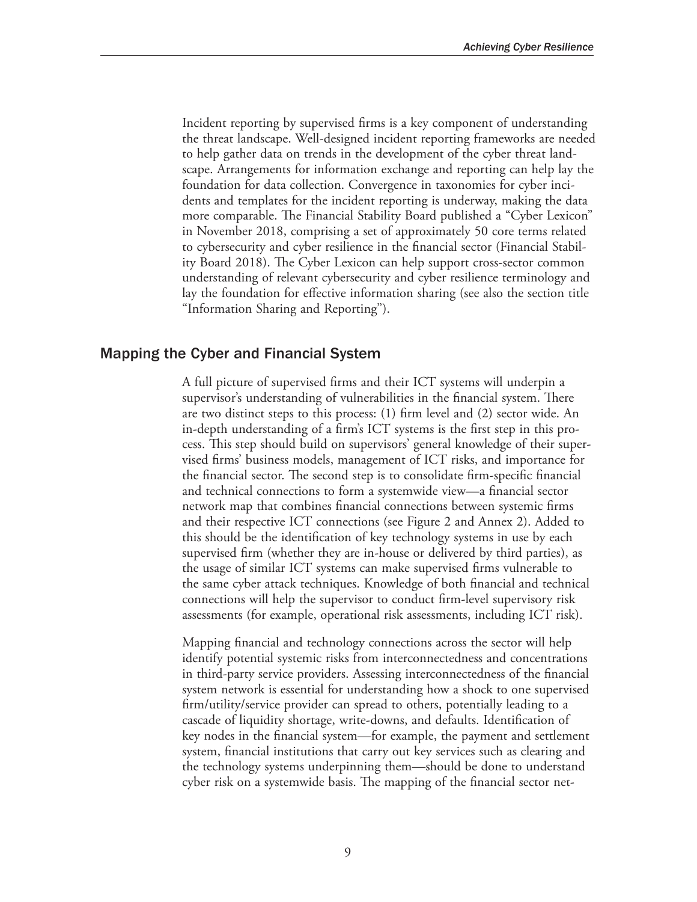Incident reporting by supervised firms is a key component of understanding the threat landscape. Well-designed incident reporting frameworks are needed to help gather data on trends in the development of the cyber threat landscape. Arrangements for information exchange and reporting can help lay the foundation for data collection. Convergence in taxonomies for cyber incidents and templates for the incident reporting is underway, making the data more comparable. The Financial Stability Board published a "Cyber Lexicon" in November 2018, comprising a set of approximately 50 core terms related to cybersecurity and cyber resilience in the financial sector (Financial Stability Board 2018). The Cyber Lexicon can help support cross-sector common understanding of relevant cybersecurity and cyber resilience terminology and lay the foundation for effective information sharing (see also the section title "Information Sharing and Reporting").

## Mapping the Cyber and Financial System

A full picture of supervised firms and their ICT systems will underpin a supervisor's understanding of vulnerabilities in the financial system. There are two distinct steps to this process: (1) firm level and (2) sector wide. An in-depth understanding of a firm's ICT systems is the first step in this process. This step should build on supervisors' general knowledge of their supervised firms' business models, management of ICT risks, and importance for the financial sector. The second step is to consolidate firm-specific financial and technical connections to form a systemwide view—a financial sector network map that combines financial connections between systemic firms and their respective ICT connections (see Figure 2 and Annex 2). Added to this should be the identification of key technology systems in use by each supervised firm (whether they are in-house or delivered by third parties), as the usage of similar ICT systems can make supervised firms vulnerable to the same cyber attack techniques. Knowledge of both financial and technical connections will help the supervisor to conduct firm-level supervisory risk assessments (for example, operational risk assessments, including ICT risk).

Mapping financial and technology connections across the sector will help identify potential systemic risks from interconnectedness and concentrations in third-party service providers. Assessing interconnectedness of the financial system network is essential for understanding how a shock to one supervised firm/utility/service provider can spread to others, potentially leading to a cascade of liquidity shortage, write-downs, and defaults. Identification of key nodes in the financial system—for example, the payment and settlement system, financial institutions that carry out key services such as clearing and the technology systems underpinning them—should be done to understand cyber risk on a systemwide basis. The mapping of the financial sector net-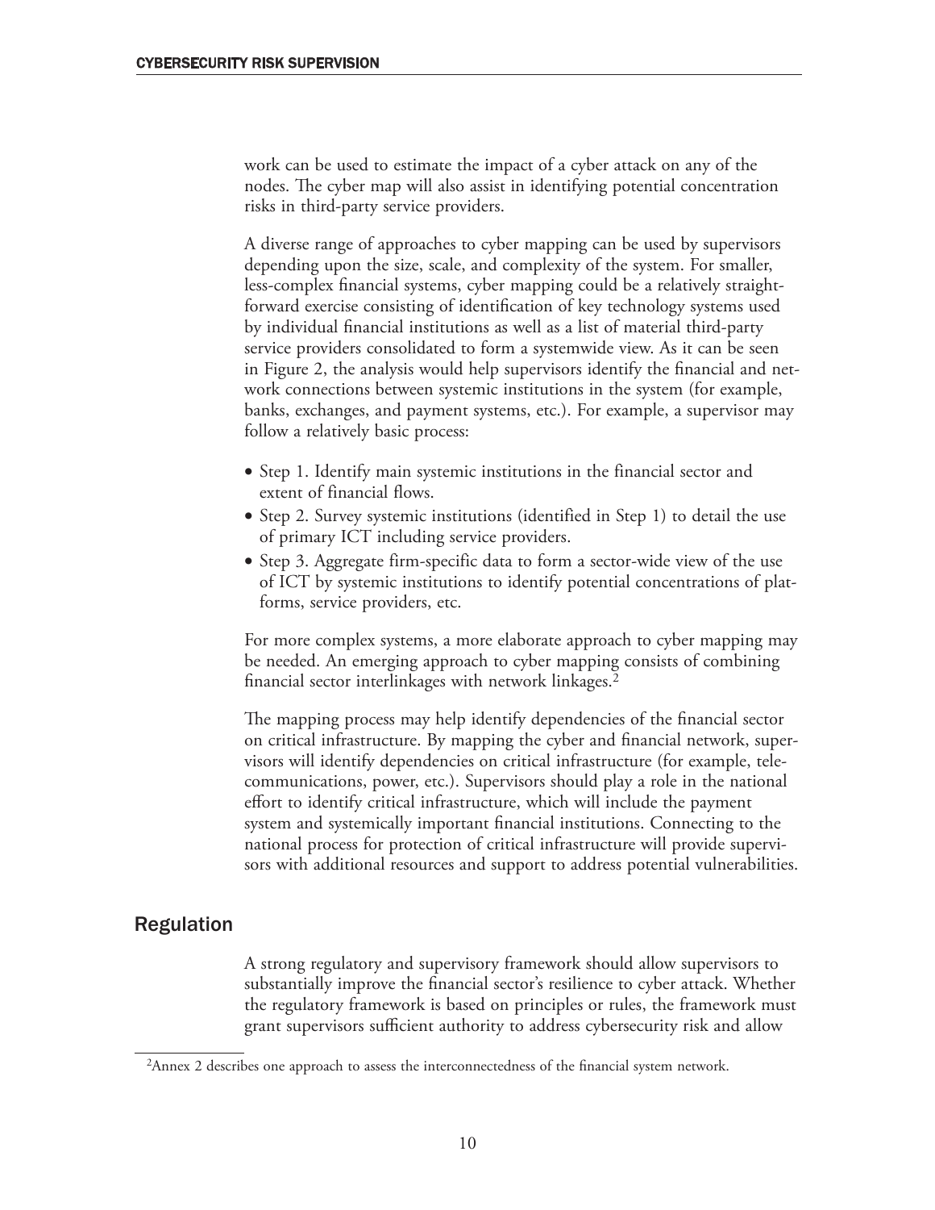work can be used to estimate the impact of a cyber attack on any of the nodes. The cyber map will also assist in identifying potential concentration risks in third-party service providers.

A diverse range of approaches to cyber mapping can be used by supervisors depending upon the size, scale, and complexity of the system. For smaller, less-complex financial systems, cyber mapping could be a relatively straightforward exercise consisting of identification of key technology systems used by individual financial institutions as well as a list of material third-party service providers consolidated to form a systemwide view. As it can be seen in Figure 2, the analysis would help supervisors identify the financial and network connections between systemic institutions in the system (for example, banks, exchanges, and payment systems, etc.). For example, a supervisor may follow a relatively basic process:

- Step 1. Identify main systemic institutions in the financial sector and extent of financial flows.
- Step 2. Survey systemic institutions (identified in Step 1) to detail the use of primary ICT including service providers.
- Step 3. Aggregate firm-specific data to form a sector-wide view of the use of ICT by systemic institutions to identify potential concentrations of platforms, service providers, etc.

For more complex systems, a more elaborate approach to cyber mapping may be needed. An emerging approach to cyber mapping consists of combining financial sector interlinkages with network linkages.[2]

The mapping process may help identify dependencies of the financial sector on critical infrastructure. By mapping the cyber and financial network, supervisors will identify dependencies on critical infrastructure (for example, telecommunications, power, etc.). Supervisors should play a role in the national effort to identify critical infrastructure, which will include the payment system and systemically important financial institutions. Connecting to the national process for protection of critical infrastructure will provide supervisors with additional resources and support to address potential vulnerabilities.

## Regulation

A strong regulatory and supervisory framework should allow supervisors to substantially improve the financial sector's resilience to cyber attack. Whether the regulatory framework is based on principles or rules, the framework must grant supervisors sufficient authority to address cybersecurity risk and allow

[2]Annex 2 describes one approach to assess the interconnectedness of the financial system network.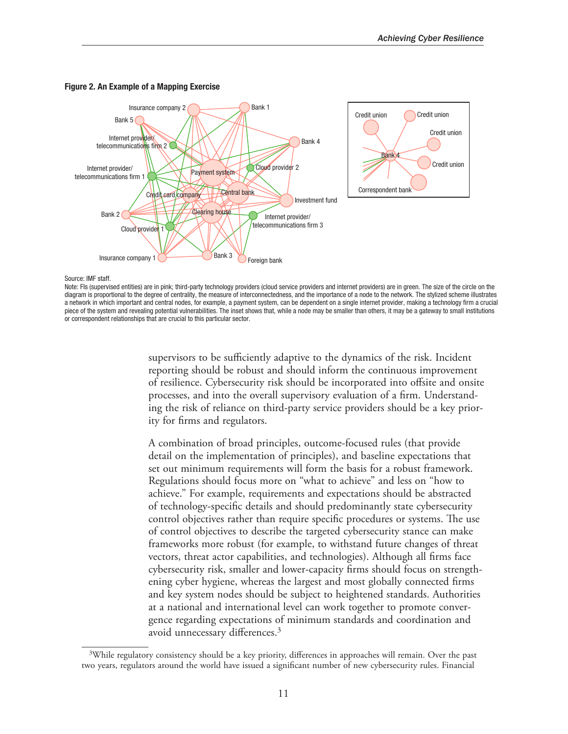**Figure 2. An Example of a Mapping Exercise**

Insurance company 2
Bank 1
Bank 5
Internet provider/ telecommunications firm 2
Bank 4
Internet provider/ telecommunications firm 1
Payment system
Cloud provider 2
Credit card company
Central bank
Investment fund
Clearing house
Bank 2
Internet provider/ telecommunications firm 3
Cloud provider 1
Insurance company 1
Bank 3
Foreign bank

Credit union
Credit union
Credit union
Bank 4
Credit union
Correspondent bank

Source: IMF staff.
Note: FIs (supervised entities) are in pink; third-party technology providers (cloud service providers and internet providers) are in green. The size of the circle on the diagram is proportional to the degree of centrality, the measure of interconnectedness, and the importance of a node to the network. The stylized scheme illustrates a network in which important and central nodes, for example, a payment system, can be dependent on a single internet provider, making a technology firm a crucial piece of the system and revealing potential vulnerabilities. The inset shows that, while a node may be smaller than others, it may be a gateway to small institutions or correspondent relationships that are crucial to this particular sector.

supervisors to be sufficiently adaptive to the dynamics of the risk. Incident reporting should be robust and should inform the continuous improvement of resilience. Cybersecurity risk should be incorporated into offsite and onsite processes, and into the overall supervisory evaluation of a firm. Understanding the risk of reliance on third-party service providers should be a key priority for firms and regulators.

A combination of broad principles, outcome-focused rules (that provide detail on the implementation of principles), and baseline expectations that set out minimum requirements will form the basis for a robust framework. Regulations should focus more on "what to achieve" and less on "how to achieve." For example, requirements and expectations should be abstracted of technology-specific details and should predominantly state cybersecurity control objectives rather than require specific procedures or systems. The use of control objectives to describe the targeted cybersecurity stance can make frameworks more robust (for example, to withstand future changes of threat vectors, threat actor capabilities, and technologies). Although all firms face cybersecurity risk, smaller and lower-capacity firms should focus on strengthening cyber hygiene, whereas the largest and most globally connected firms and key system nodes should be subject to heightened standards. Authorities at a national and international level can work together to promote convergence regarding expectations of minimum standards and coordination and avoid unnecessary differences.[3]

[3]While regulatory consistency should be a key priority, differences in approaches will remain. Over the past two years, regulators around the world have issued a significant number of new cybersecurity rules. Financial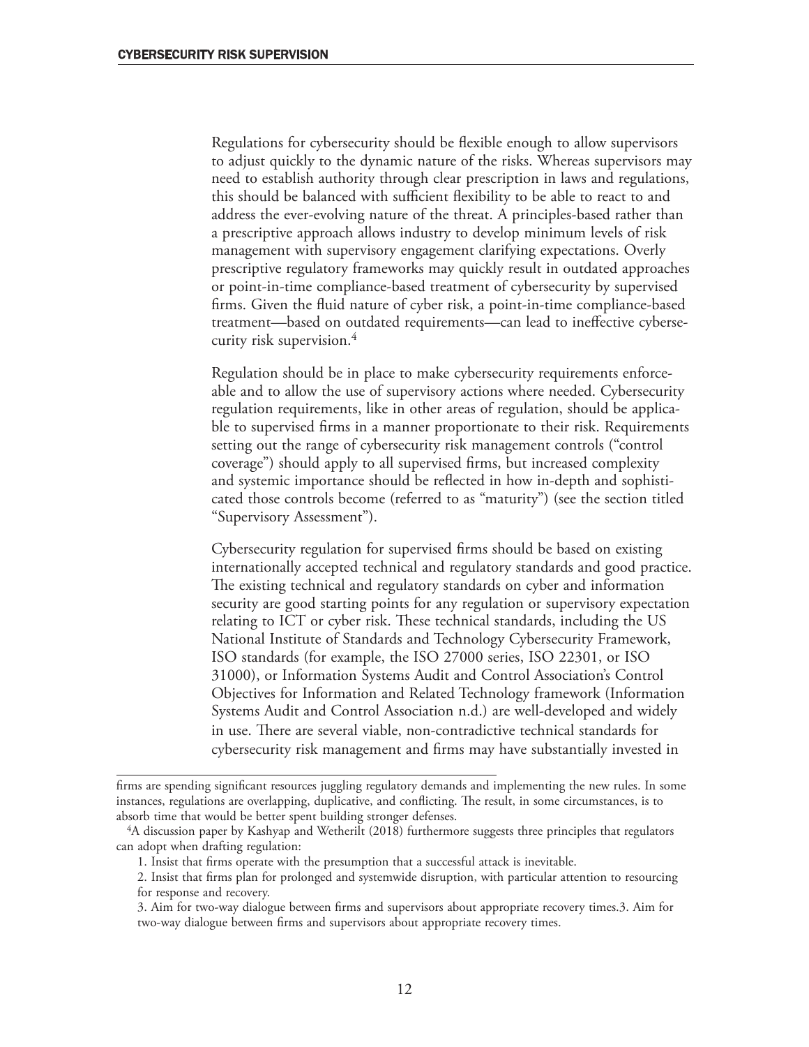Regulations for cybersecurity should be flexible enough to allow supervisors to adjust quickly to the dynamic nature of the risks. Whereas supervisors may need to establish authority through clear prescription in laws and regulations, this should be balanced with sufficient flexibility to be able to react to and address the ever-evolving nature of the threat. A principles-based rather than a prescriptive approach allows industry to develop minimum levels of risk management with supervisory engagement clarifying expectations. Overly prescriptive regulatory frameworks may quickly result in outdated approaches or point-in-time compliance-based treatment of cybersecurity by supervised firms. Given the fluid nature of cyber risk, a point-in-time compliance-based treatment—based on outdated requirements—can lead to ineffective cybersecurity risk supervision.[4]

Regulation should be in place to make cybersecurity requirements enforceable and to allow the use of supervisory actions where needed. Cybersecurity regulation requirements, like in other areas of regulation, should be applicable to supervised firms in a manner proportionate to their risk. Requirements setting out the range of cybersecurity risk management controls ("control coverage") should apply to all supervised firms, but increased complexity and systemic importance should be reflected in how in-depth and sophisticated those controls become (referred to as "maturity") (see the section titled "Supervisory Assessment").

Cybersecurity regulation for supervised firms should be based on existing internationally accepted technical and regulatory standards and good practice. The existing technical and regulatory standards on cyber and information security are good starting points for any regulation or supervisory expectation relating to ICT or cyber risk. These technical standards, including the US National Institute of Standards and Technology Cybersecurity Framework, ISO standards (for example, the ISO 27000 series, ISO 22301, or ISO 31000), or Information Systems Audit and Control Association's Control Objectives for Information and Related Technology framework (Information Systems Audit and Control Association n.d.) are well-developed and widely in use. There are several viable, non-contradictive technical standards for cybersecurity risk management and firms may have substantially invested in

---

firms are spending significant resources juggling regulatory demands and implementing the new rules. In some instances, regulations are overlapping, duplicative, and conflicting. The result, in some circumstances, is to absorb time that would be better spent building stronger defenses.

[4]A discussion paper by Kashyap and Wetherilt (2018) furthermore suggests three principles that regulators can adopt when drafting regulation:

1. Insist that firms operate with the presumption that a successful attack is inevitable.
2. Insist that firms plan for prolonged and systemwide disruption, with particular attention to resourcing for response and recovery.
3. Aim for two-way dialogue between firms and supervisors about appropriate recovery times.3. Aim for two-way dialogue between firms and supervisors about appropriate recovery times.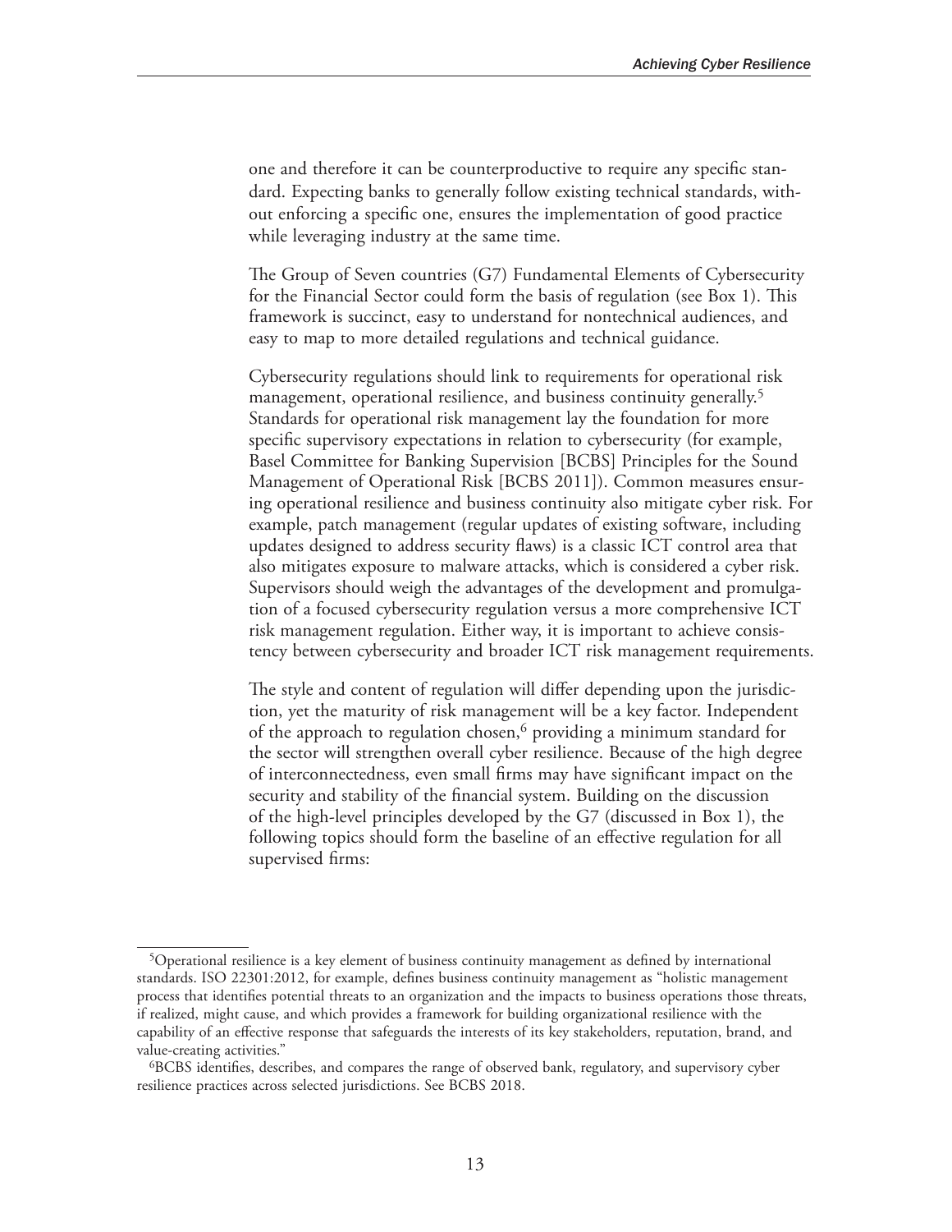one and therefore it can be counterproductive to require any specific standard. Expecting banks to generally follow existing technical standards, without enforcing a specific one, ensures the implementation of good practice while leveraging industry at the same time.

The Group of Seven countries (G7) Fundamental Elements of Cybersecurity for the Financial Sector could form the basis of regulation (see Box 1). This framework is succinct, easy to understand for nontechnical audiences, and easy to map to more detailed regulations and technical guidance.

Cybersecurity regulations should link to requirements for operational risk management, operational resilience, and business continuity generally.[5] Standards for operational risk management lay the foundation for more specific supervisory expectations in relation to cybersecurity (for example, Basel Committee for Banking Supervision [BCBS] Principles for the Sound Management of Operational Risk [BCBS 2011]). Common measures ensuring operational resilience and business continuity also mitigate cyber risk. For example, patch management (regular updates of existing software, including updates designed to address security flaws) is a classic ICT control area that also mitigates exposure to malware attacks, which is considered a cyber risk. Supervisors should weigh the advantages of the development and promulgation of a focused cybersecurity regulation versus a more comprehensive ICT risk management regulation. Either way, it is important to achieve consistency between cybersecurity and broader ICT risk management requirements.

The style and content of regulation will differ depending upon the jurisdiction, yet the maturity of risk management will be a key factor. Independent of the approach to regulation chosen,[6] providing a minimum standard for the sector will strengthen overall cyber resilience. Because of the high degree of interconnectedness, even small firms may have significant impact on the security and stability of the financial system. Building on the discussion of the high-level principles developed by the G7 (discussed in Box 1), the following topics should form the baseline of an effective regulation for all supervised firms:

---

[5]Operational resilience is a key element of business continuity management as defined by international standards. ISO 22301:2012, for example, defines business continuity management as "holistic management process that identifies potential threats to an organization and the impacts to business operations those threats, if realized, might cause, and which provides a framework for building organizational resilience with the capability of an effective response that safeguards the interests of its key stakeholders, reputation, brand, and value-creating activities."

[6]BCBS identifies, describes, and compares the range of observed bank, regulatory, and supervisory cyber resilience practices across selected jurisdictions. See BCBS 2018.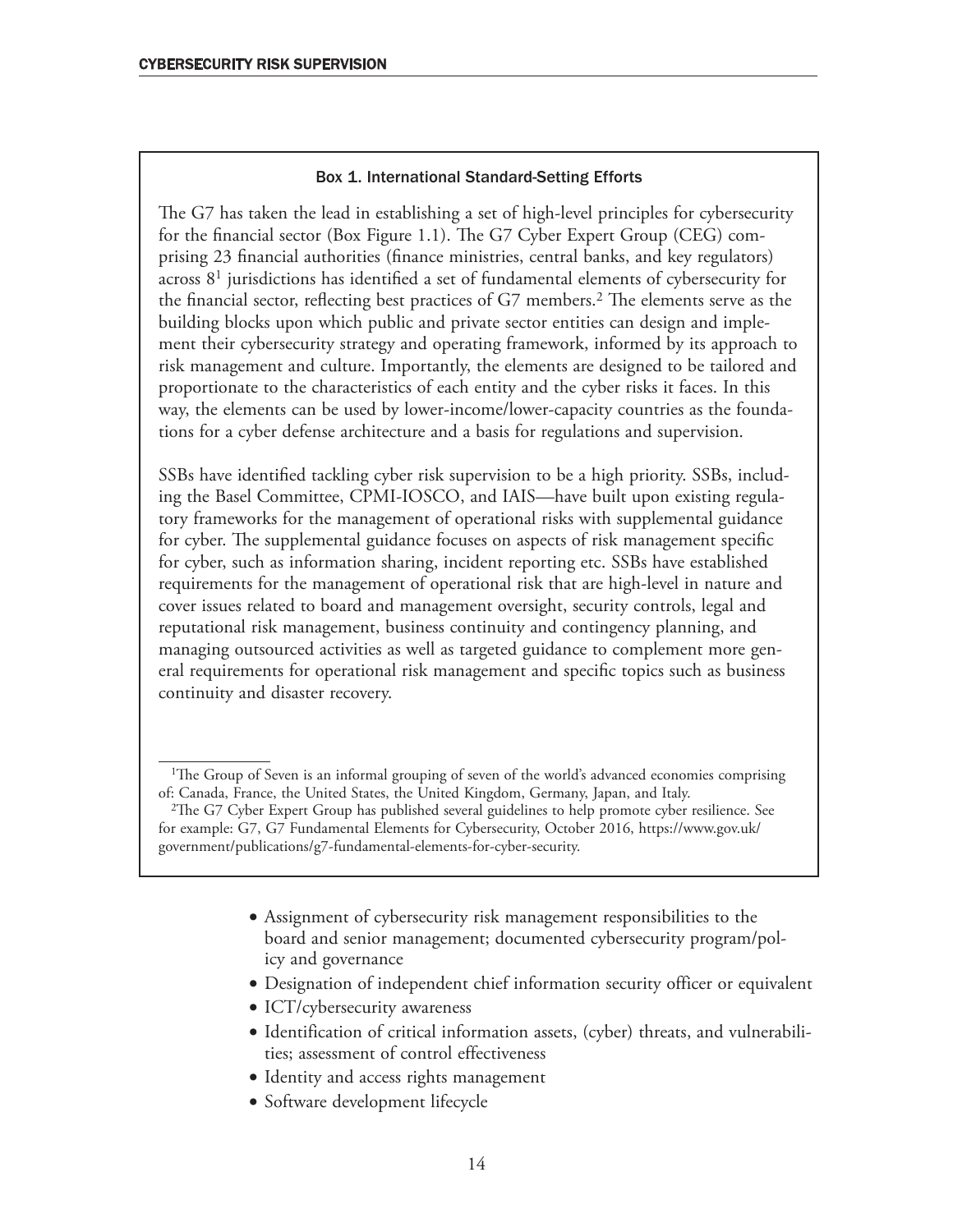### Box 1. International Standard-Setting Efforts

The G7 has taken the lead in establishing a set of high-level principles for cybersecurity for the financial sector (Box Figure 1.1). The G7 Cyber Expert Group (CEG) comprising 23 financial authorities (finance ministries, central banks, and key regulators) across 8[1] jurisdictions has identified a set of fundamental elements of cybersecurity for the financial sector, reflecting best practices of G7 members.[2] The elements serve as the building blocks upon which public and private sector entities can design and implement their cybersecurity strategy and operating framework, informed by its approach to risk management and culture. Importantly, the elements are designed to be tailored and proportionate to the characteristics of each entity and the cyber risks it faces. In this way, the elements can be used by lower-income/lower-capacity countries as the foundations for a cyber defense architecture and a basis for regulations and supervision.

SSBs have identified tackling cyber risk supervision to be a high priority. SSBs, including the Basel Committee, CPMI-IOSCO, and IAIS—have built upon existing regulatory frameworks for the management of operational risks with supplemental guidance for cyber. The supplemental guidance focuses on aspects of risk management specific for cyber, such as information sharing, incident reporting etc. SSBs have established requirements for the management of operational risk that are high-level in nature and cover issues related to board and management oversight, security controls, legal and reputational risk management, business continuity and contingency planning, and managing outsourced activities as well as targeted guidance to complement more general requirements for operational risk management and specific topics such as business continuity and disaster recovery.

[1]The Group of Seven is an informal grouping of seven of the world's advanced economies comprising of: Canada, France, the United States, the United Kingdom, Germany, Japan, and Italy.

[2]The G7 Cyber Expert Group has published several guidelines to help promote cyber resilience. See for example: G7, G7 Fundamental Elements for Cybersecurity, October 2016, https://www.gov.uk/government/publications/g7-fundamental-elements-for-cyber-security.

- Assignment of cybersecurity risk management responsibilities to the board and senior management; documented cybersecurity program/policy and governance
- Designation of independent chief information security officer or equivalent
- ICT/cybersecurity awareness
- Identification of critical information assets, (cyber) threats, and vulnerabilities; assessment of control effectiveness
- Identity and access rights management
- Software development lifecycle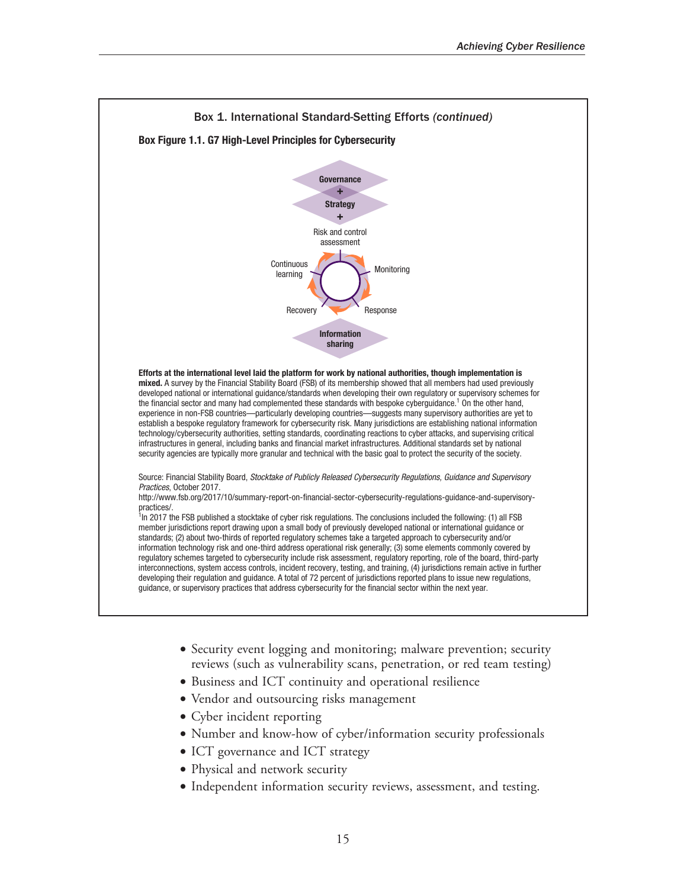## Box 1. International Standard-Setting Efforts *(continued)*

**Box Figure 1.1. G7 High-Level Principles for Cybersecurity**

Governance
+
Strategy
+
Risk and control assessment
Monitoring
Response
Recovery
Continuous learning
Information sharing

**Efforts at the international level laid the platform for work by national authorities, though implementation is mixed.** A survey by the Financial Stability Board (FSB) of its membership showed that all members had used previously developed national or international guidance/standards when developing their own regulatory or supervisory schemes for the financial sector and many had complemented these standards with bespoke cyberguidance.[1] On the other hand, experience in non-FSB countries—particularly developing countries—suggests many supervisory authorities are yet to establish a bespoke regulatory framework for cybersecurity risk. Many jurisdictions are establishing national information technology/cybersecurity authorities, setting standards, coordinating reactions to cyber attacks, and supervising critical infrastructures in general, including banks and financial market infrastructures. Additional standards set by national security agencies are typically more granular and technical with the basic goal to protect the security of the society.

Source: Financial Stability Board, *Stocktake of Publicly Released Cybersecurity Regulations, Guidance and Supervisory Practices*, October 2017. http://www.fsb.org/2017/10/summary-report-on-financial-sector-cybersecurity-regulations-guidance-and-supervisory-practices/.

[1]In 2017 the FSB published a stocktake of cyber risk regulations. The conclusions included the following: (1) all FSB member jurisdictions report drawing upon a small body of previously developed national or international guidance or standards; (2) about two-thirds of reported regulatory schemes take a targeted approach to cybersecurity and/or information technology risk and one-third address operational risk generally; (3) some elements commonly covered by regulatory schemes targeted to cybersecurity include risk assessment, regulatory reporting, role of the board, third-party interconnections, system access controls, incident recovery, testing, and training, (4) jurisdictions remain active in further developing their regulation and guidance. A total of 72 percent of jurisdictions reported plans to issue new regulations, guidance, or supervisory practices that address cybersecurity for the financial sector within the next year.

- Security event logging and monitoring; malware prevention; security reviews (such as vulnerability scans, penetration, or red team testing)
- Business and ICT continuity and operational resilience
- Vendor and outsourcing risks management
- Cyber incident reporting
- Number and know-how of cyber/information security professionals
- ICT governance and ICT strategy
- Physical and network security
- Independent information security reviews, assessment, and testing.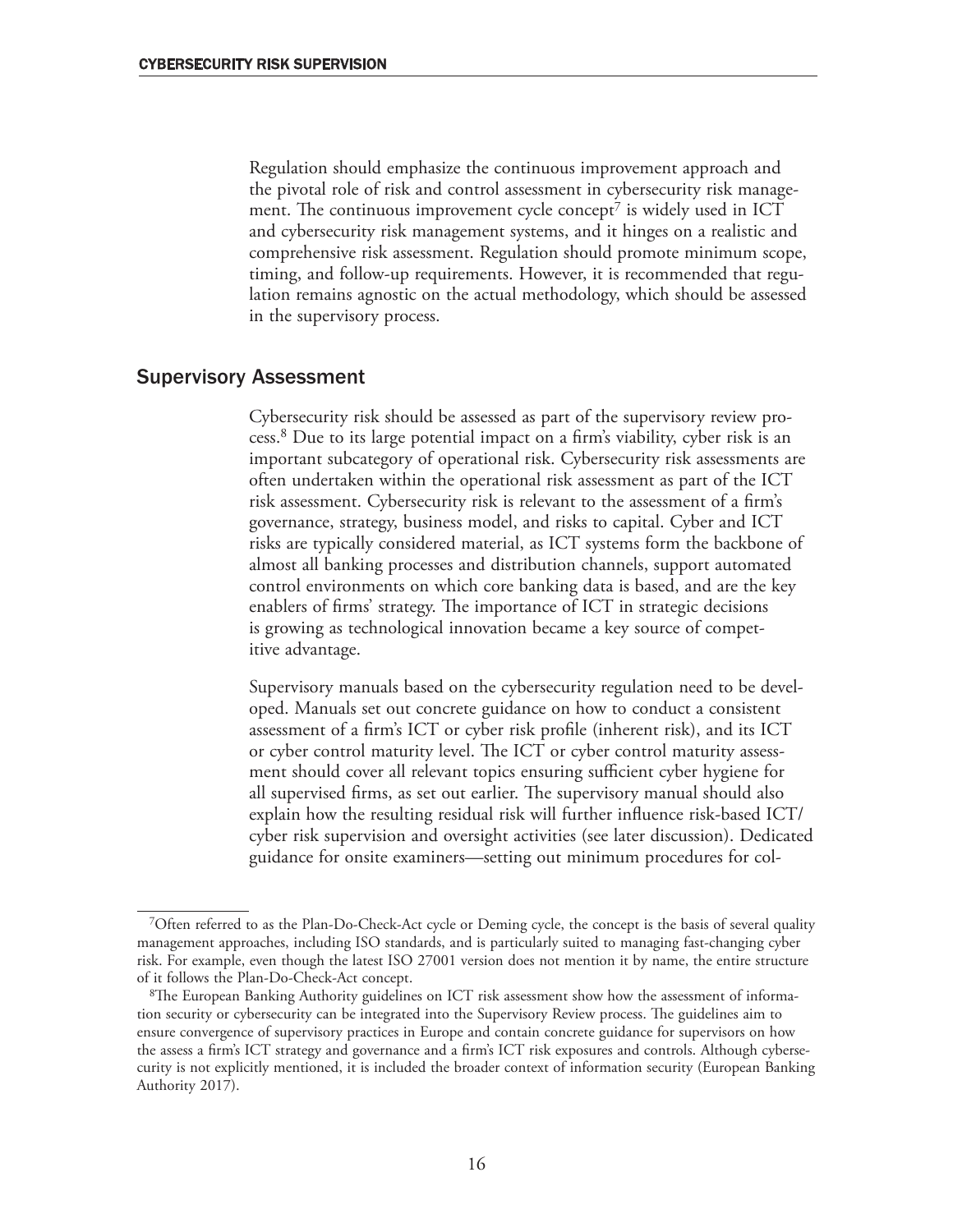Regulation should emphasize the continuous improvement approach and the pivotal role of risk and control assessment in cybersecurity risk management. The continuous improvement cycle concept[7] is widely used in ICT and cybersecurity risk management systems, and it hinges on a realistic and comprehensive risk assessment. Regulation should promote minimum scope, timing, and follow-up requirements. However, it is recommended that regulation remains agnostic on the actual methodology, which should be assessed in the supervisory process.

## Supervisory Assessment

Cybersecurity risk should be assessed as part of the supervisory review process.[8] Due to its large potential impact on a firm's viability, cyber risk is an important subcategory of operational risk. Cybersecurity risk assessments are often undertaken within the operational risk assessment as part of the ICT risk assessment. Cybersecurity risk is relevant to the assessment of a firm's governance, strategy, business model, and risks to capital. Cyber and ICT risks are typically considered material, as ICT systems form the backbone of almost all banking processes and distribution channels, support automated control environments on which core banking data is based, and are the key enablers of firms' strategy. The importance of ICT in strategic decisions is growing as technological innovation became a key source of competitive advantage.

Supervisory manuals based on the cybersecurity regulation need to be developed. Manuals set out concrete guidance on how to conduct a consistent assessment of a firm's ICT or cyber risk profile (inherent risk), and its ICT or cyber control maturity level. The ICT or cyber control maturity assessment should cover all relevant topics ensuring sufficient cyber hygiene for all supervised firms, as set out earlier. The supervisory manual should also explain how the resulting residual risk will further influence risk-based ICT/cyber risk supervision and oversight activities (see later discussion). Dedicated guidance for onsite examiners—setting out minimum procedures for col-

---

[7]Often referred to as the Plan-Do-Check-Act cycle or Deming cycle, the concept is the basis of several quality management approaches, including ISO standards, and is particularly suited to managing fast-changing cyber risk. For example, even though the latest ISO 27001 version does not mention it by name, the entire structure of it follows the Plan-Do-Check-Act concept.

[8]The European Banking Authority guidelines on ICT risk assessment show how the assessment of information security or cybersecurity can be integrated into the Supervisory Review process. The guidelines aim to ensure convergence of supervisory practices in Europe and contain concrete guidance for supervisors on how the assess a firm's ICT strategy and governance and a firm's ICT risk exposures and controls. Although cybersecurity is not explicitly mentioned, it is included the broader context of information security (European Banking Authority 2017).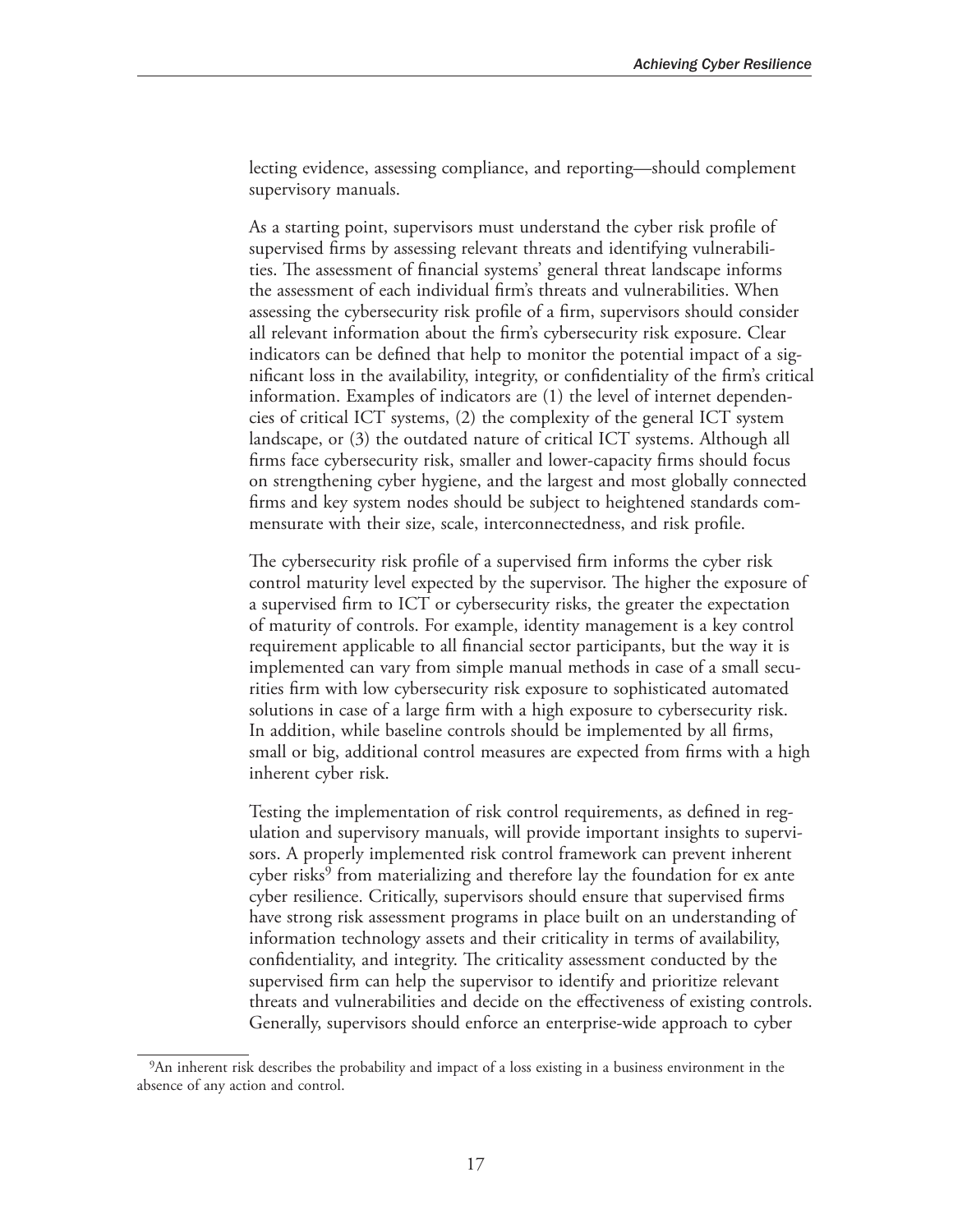lecting evidence, assessing compliance, and reporting—should complement supervisory manuals.

As a starting point, supervisors must understand the cyber risk profile of supervised firms by assessing relevant threats and identifying vulnerabilities. The assessment of financial systems' general threat landscape informs the assessment of each individual firm's threats and vulnerabilities. When assessing the cybersecurity risk profile of a firm, supervisors should consider all relevant information about the firm's cybersecurity risk exposure. Clear indicators can be defined that help to monitor the potential impact of a significant loss in the availability, integrity, or confidentiality of the firm's critical information. Examples of indicators are (1) the level of internet dependencies of critical ICT systems, (2) the complexity of the general ICT system landscape, or (3) the outdated nature of critical ICT systems. Although all firms face cybersecurity risk, smaller and lower-capacity firms should focus on strengthening cyber hygiene, and the largest and most globally connected firms and key system nodes should be subject to heightened standards commensurate with their size, scale, interconnectedness, and risk profile.

The cybersecurity risk profile of a supervised firm informs the cyber risk control maturity level expected by the supervisor. The higher the exposure of a supervised firm to ICT or cybersecurity risks, the greater the expectation of maturity of controls. For example, identity management is a key control requirement applicable to all financial sector participants, but the way it is implemented can vary from simple manual methods in case of a small securities firm with low cybersecurity risk exposure to sophisticated automated solutions in case of a large firm with a high exposure to cybersecurity risk. In addition, while baseline controls should be implemented by all firms, small or big, additional control measures are expected from firms with a high inherent cyber risk.

Testing the implementation of risk control requirements, as defined in regulation and supervisory manuals, will provide important insights to supervisors. A properly implemented risk control framework can prevent inherent cyber risks[9] from materializing and therefore lay the foundation for ex ante cyber resilience. Critically, supervisors should ensure that supervised firms have strong risk assessment programs in place built on an understanding of information technology assets and their criticality in terms of availability, confidentiality, and integrity. The criticality assessment conducted by the supervised firm can help the supervisor to identify and prioritize relevant threats and vulnerabilities and decide on the effectiveness of existing controls. Generally, supervisors should enforce an enterprise-wide approach to cyber

[9]An inherent risk describes the probability and impact of a loss existing in a business environment in the absence of any action and control.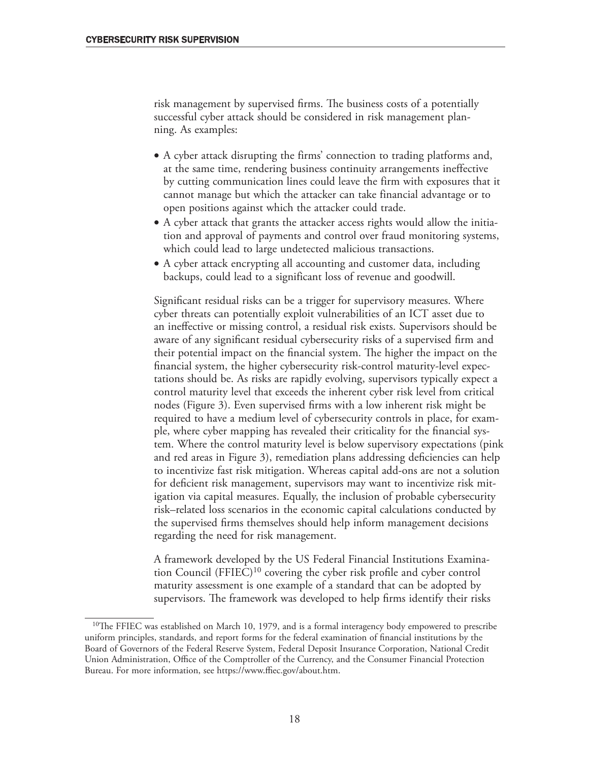risk management by supervised firms. The business costs of a potentially successful cyber attack should be considered in risk management planning. As examples:

- A cyber attack disrupting the firms' connection to trading platforms and, at the same time, rendering business continuity arrangements ineffective by cutting communication lines could leave the firm with exposures that it cannot manage but which the attacker can take financial advantage or to open positions against which the attacker could trade.
- A cyber attack that grants the attacker access rights would allow the initiation and approval of payments and control over fraud monitoring systems, which could lead to large undetected malicious transactions.
- A cyber attack encrypting all accounting and customer data, including backups, could lead to a significant loss of revenue and goodwill.

Significant residual risks can be a trigger for supervisory measures. Where cyber threats can potentially exploit vulnerabilities of an ICT asset due to an ineffective or missing control, a residual risk exists. Supervisors should be aware of any significant residual cybersecurity risks of a supervised firm and their potential impact on the financial system. The higher the impact on the financial system, the higher cybersecurity risk-control maturity-level expectations should be. As risks are rapidly evolving, supervisors typically expect a control maturity level that exceeds the inherent cyber risk level from critical nodes (Figure 3). Even supervised firms with a low inherent risk might be required to have a medium level of cybersecurity controls in place, for example, where cyber mapping has revealed their criticality for the financial system. Where the control maturity level is below supervisory expectations (pink and red areas in Figure 3), remediation plans addressing deficiencies can help to incentivize fast risk mitigation. Whereas capital add-ons are not a solution for deficient risk management, supervisors may want to incentivize risk mitigation via capital measures. Equally, the inclusion of probable cybersecurity risk–related loss scenarios in the economic capital calculations conducted by the supervised firms themselves should help inform management decisions regarding the need for risk management.

A framework developed by the US Federal Financial Institutions Examination Council (FFIEC)[10] covering the cyber risk profile and cyber control maturity assessment is one example of a standard that can be adopted by supervisors. The framework was developed to help firms identify their risks

[10]The FFIEC was established on March 10, 1979, and is a formal interagency body empowered to prescribe uniform principles, standards, and report forms for the federal examination of financial institutions by the Board of Governors of the Federal Reserve System, Federal Deposit Insurance Corporation, National Credit Union Administration, Office of the Comptroller of the Currency, and the Consumer Financial Protection Bureau. For more information, see https://www.ffiec.gov/about.htm.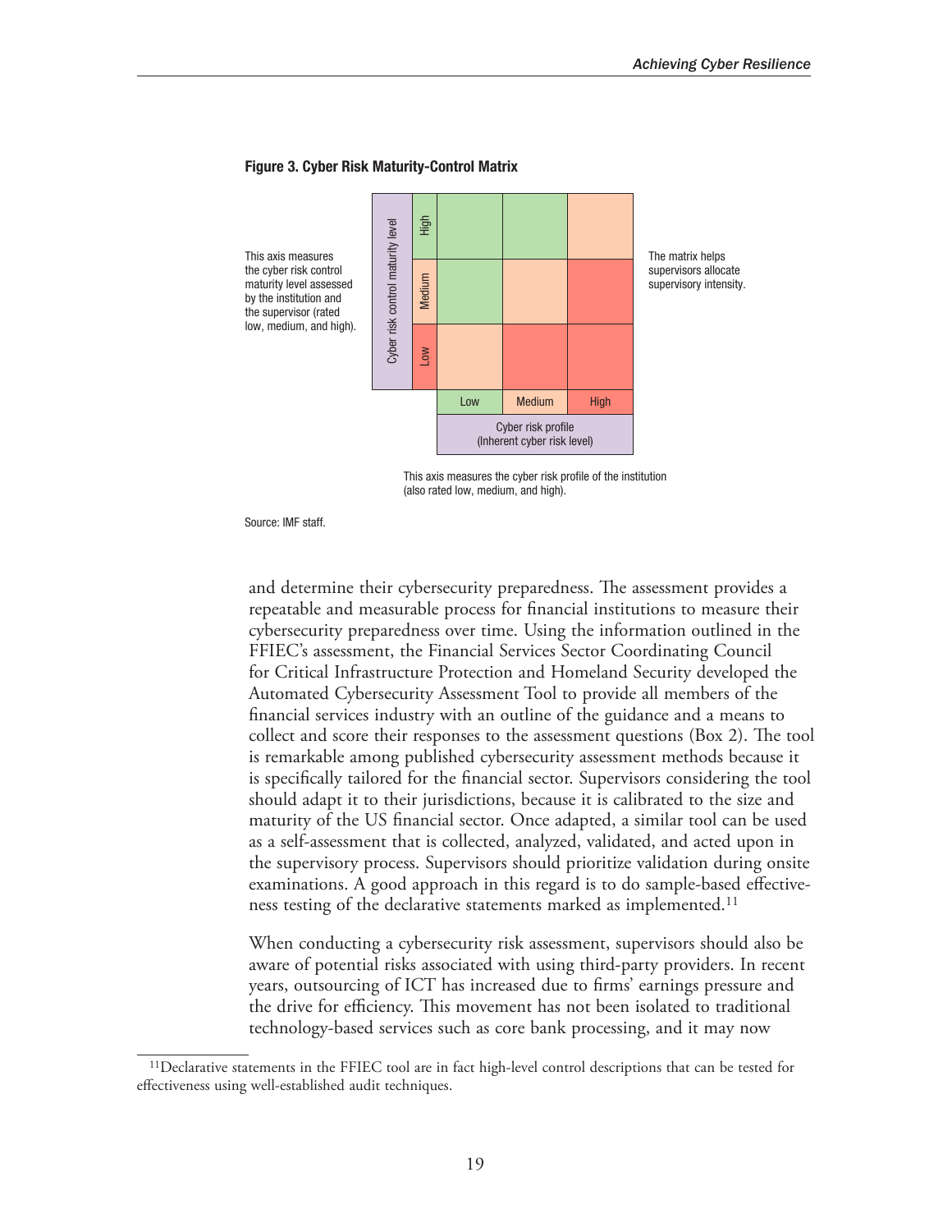**Figure 3. Cyber Risk Maturity-Control Matrix**

This axis measures the cyber risk control maturity level assessed by the institution and the supervisor (rated low, medium, and high).

Cyber risk control maturity level

High

Medium

Low

Low

Medium

High

Cyber risk profile
(Inherent cyber risk level)

The matrix helps supervisors allocate supervisory intensity.

This axis measures the cyber risk profile of the institution (also rated low, medium, and high).

Source: IMF staff.

and determine their cybersecurity preparedness. The assessment provides a repeatable and measurable process for financial institutions to measure their cybersecurity preparedness over time. Using the information outlined in the FFIEC's assessment, the Financial Services Sector Coordinating Council for Critical Infrastructure Protection and Homeland Security developed the Automated Cybersecurity Assessment Tool to provide all members of the financial services industry with an outline of the guidance and a means to collect and score their responses to the assessment questions (Box 2). The tool is remarkable among published cybersecurity assessment methods because it is specifically tailored for the financial sector. Supervisors considering the tool should adapt it to their jurisdictions, because it is calibrated to the size and maturity of the US financial sector. Once adapted, a similar tool can be used as a self-assessment that is collected, analyzed, validated, and acted upon in the supervisory process. Supervisors should prioritize validation during onsite examinations. A good approach in this regard is to do sample-based effectiveness testing of the declarative statements marked as implemented.[11]

When conducting a cybersecurity risk assessment, supervisors should also be aware of potential risks associated with using third-party providers. In recent years, outsourcing of ICT has increased due to firms' earnings pressure and the drive for efficiency. This movement has not been isolated to traditional technology-based services such as core bank processing, and it may now

[11] Declarative statements in the FFIEC tool are in fact high-level control descriptions that can be tested for effectiveness using well-established audit techniques.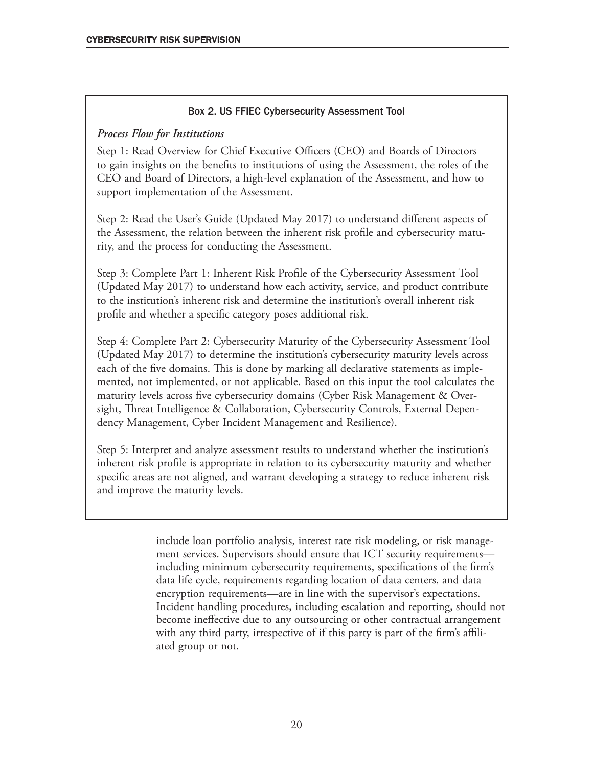### Box 2. US FFIEC Cybersecurity Assessment Tool

*Process Flow for Institutions*

Step 1: Read Overview for Chief Executive Officers (CEO) and Boards of Directors to gain insights on the benefits to institutions of using the Assessment, the roles of the CEO and Board of Directors, a high-level explanation of the Assessment, and how to support implementation of the Assessment.

Step 2: Read the User's Guide (Updated May 2017) to understand different aspects of the Assessment, the relation between the inherent risk profile and cybersecurity maturity, and the process for conducting the Assessment.

Step 3: Complete Part 1: Inherent Risk Profile of the Cybersecurity Assessment Tool (Updated May 2017) to understand how each activity, service, and product contribute to the institution's inherent risk and determine the institution's overall inherent risk profile and whether a specific category poses additional risk.

Step 4: Complete Part 2: Cybersecurity Maturity of the Cybersecurity Assessment Tool (Updated May 2017) to determine the institution's cybersecurity maturity levels across each of the five domains. This is done by marking all declarative statements as implemented, not implemented, or not applicable. Based on this input the tool calculates the maturity levels across five cybersecurity domains (Cyber Risk Management & Oversight, Threat Intelligence & Collaboration, Cybersecurity Controls, External Dependency Management, Cyber Incident Management and Resilience).

Step 5: Interpret and analyze assessment results to understand whether the institution's inherent risk profile is appropriate in relation to its cybersecurity maturity and whether specific areas are not aligned, and warrant developing a strategy to reduce inherent risk and improve the maturity levels.

include loan portfolio analysis, interest rate risk modeling, or risk management services. Supervisors should ensure that ICT security requirements—including minimum cybersecurity requirements, specifications of the firm's data life cycle, requirements regarding location of data centers, and data encryption requirements—are in line with the supervisor's expectations. Incident handling procedures, including escalation and reporting, should not become ineffective due to any outsourcing or other contractual arrangement with any third party, irrespective of if this party is part of the firm's affiliated group or not.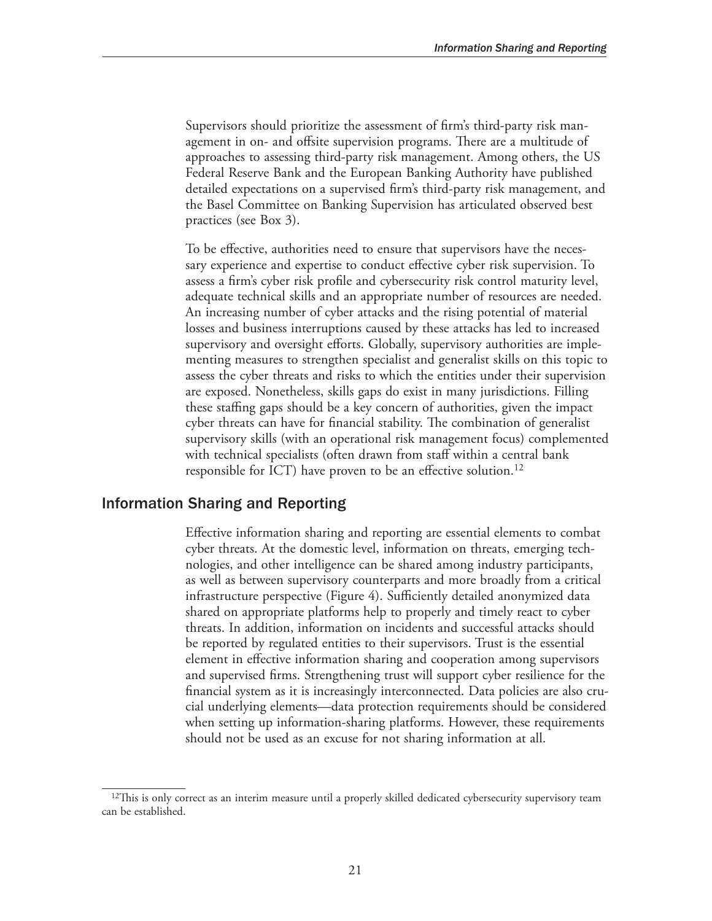Supervisors should prioritize the assessment of firm's third-party risk management in on- and offsite supervision programs. There are a multitude of approaches to assessing third-party risk management. Among others, the US Federal Reserve Bank and the European Banking Authority have published detailed expectations on a supervised firm's third-party risk management, and the Basel Committee on Banking Supervision has articulated observed best practices (see Box 3).

To be effective, authorities need to ensure that supervisors have the necessary experience and expertise to conduct effective cyber risk supervision. To assess a firm's cyber risk profile and cybersecurity risk control maturity level, adequate technical skills and an appropriate number of resources are needed. An increasing number of cyber attacks and the rising potential of material losses and business interruptions caused by these attacks has led to increased supervisory and oversight efforts. Globally, supervisory authorities are implementing measures to strengthen specialist and generalist skills on this topic to assess the cyber threats and risks to which the entities under their supervision are exposed. Nonetheless, skills gaps do exist in many jurisdictions. Filling these staffing gaps should be a key concern of authorities, given the impact cyber threats can have for financial stability. The combination of generalist supervisory skills (with an operational risk management focus) complemented with technical specialists (often drawn from staff within a central bank responsible for ICT) have proven to be an effective solution.[12]

## Information Sharing and Reporting

Effective information sharing and reporting are essential elements to combat cyber threats. At the domestic level, information on threats, emerging technologies, and other intelligence can be shared among industry participants, as well as between supervisory counterparts and more broadly from a critical infrastructure perspective (Figure 4). Sufficiently detailed anonymized data shared on appropriate platforms help to properly and timely react to cyber threats. In addition, information on incidents and successful attacks should be reported by regulated entities to their supervisors. Trust is the essential element in effective information sharing and cooperation among supervisors and supervised firms. Strengthening trust will support cyber resilience for the financial system as it is increasingly interconnected. Data policies are also crucial underlying elements—data protection requirements should be considered when setting up information-sharing platforms. However, these requirements should not be used as an excuse for not sharing information at all.

[12] This is only correct as an interim measure until a properly skilled dedicated cybersecurity supervisory team can be established.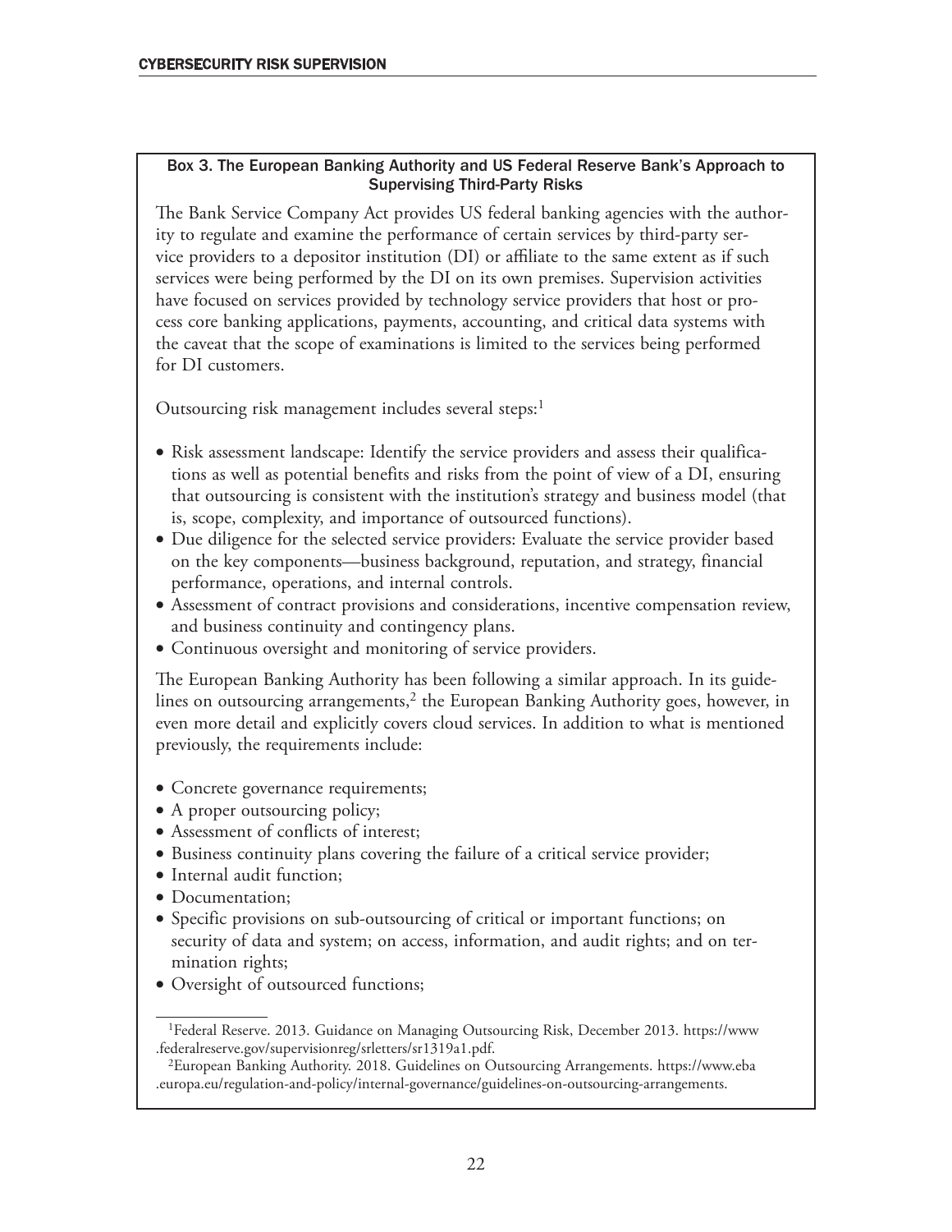### Box 3. The European Banking Authority and US Federal Reserve Bank's Approach to Supervising Third-Party Risks

The Bank Service Company Act provides US federal banking agencies with the authority to regulate and examine the performance of certain services by third-party service providers to a depositor institution (DI) or affiliate to the same extent as if such services were being performed by the DI on its own premises. Supervision activities have focused on services provided by technology service providers that host or process core banking applications, payments, accounting, and critical data systems with the caveat that the scope of examinations is limited to the services being performed for DI customers.

Outsourcing risk management includes several steps:[1]

- Risk assessment landscape: Identify the service providers and assess their qualifications as well as potential benefits and risks from the point of view of a DI, ensuring that outsourcing is consistent with the institution's strategy and business model (that is, scope, complexity, and importance of outsourced functions).
- Due diligence for the selected service providers: Evaluate the service provider based on the key components—business background, reputation, and strategy, financial performance, operations, and internal controls.
- Assessment of contract provisions and considerations, incentive compensation review, and business continuity and contingency plans.
- Continuous oversight and monitoring of service providers.

The European Banking Authority has been following a similar approach. In its guidelines on outsourcing arrangements,[2] the European Banking Authority goes, however, in even more detail and explicitly covers cloud services. In addition to what is mentioned previously, the requirements include:

- Concrete governance requirements;
- A proper outsourcing policy;
- Assessment of conflicts of interest;
- Business continuity plans covering the failure of a critical service provider;
- Internal audit function;
- Documentation;
- Specific provisions on sub-outsourcing of critical or important functions; on security of data and system; on access, information, and audit rights; and on termination rights;
- Oversight of outsourced functions;

[1] Federal Reserve. 2013. Guidance on Managing Outsourcing Risk, December 2013. https://www.federalreserve.gov/supervisionreg/srletters/sr1319a1.pdf.

[2] European Banking Authority. 2018. Guidelines on Outsourcing Arrangements. https://www.eba.europa.eu/regulation-and-policy/internal-governance/guidelines-on-outsourcing-arrangements.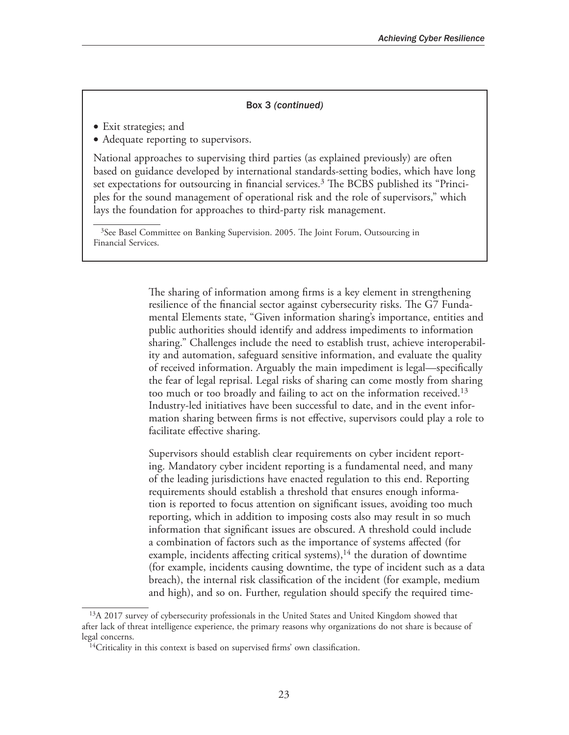**Box 3** *(continued)*

- Exit strategies; and
- Adequate reporting to supervisors.

National approaches to supervising third parties (as explained previously) are often based on guidance developed by international standards-setting bodies, which have long set expectations for outsourcing in financial services.[3] The BCBS published its "Principles for the sound management of operational risk and the role of supervisors," which lays the foundation for approaches to third-party risk management.

[3]See Basel Committee on Banking Supervision. 2005. The Joint Forum, Outsourcing in Financial Services.

The sharing of information among firms is a key element in strengthening resilience of the financial sector against cybersecurity risks. The G7 Fundamental Elements state, "Given information sharing's importance, entities and public authorities should identify and address impediments to information sharing." Challenges include the need to establish trust, achieve interoperability and automation, safeguard sensitive information, and evaluate the quality of received information. Arguably the main impediment is legal—specifically the fear of legal reprisal. Legal risks of sharing can come mostly from sharing too much or too broadly and failing to act on the information received.[13] Industry-led initiatives have been successful to date, and in the event information sharing between firms is not effective, supervisors could play a role to facilitate effective sharing.

Supervisors should establish clear requirements on cyber incident reporting. Mandatory cyber incident reporting is a fundamental need, and many of the leading jurisdictions have enacted regulation to this end. Reporting requirements should establish a threshold that ensures enough information is reported to focus attention on significant issues, avoiding too much reporting, which in addition to imposing costs also may result in so much information that significant issues are obscured. A threshold could include a combination of factors such as the importance of systems affected (for example, incidents affecting critical systems),[14] the duration of downtime (for example, incidents causing downtime, the type of incident such as a data breach), the internal risk classification of the incident (for example, medium and high), and so on. Further, regulation should specify the required time-

[13]A 2017 survey of cybersecurity professionals in the United States and United Kingdom showed that after lack of threat intelligence experience, the primary reasons why organizations do not share is because of legal concerns.

[14]Criticality in this context is based on supervised firms' own classification.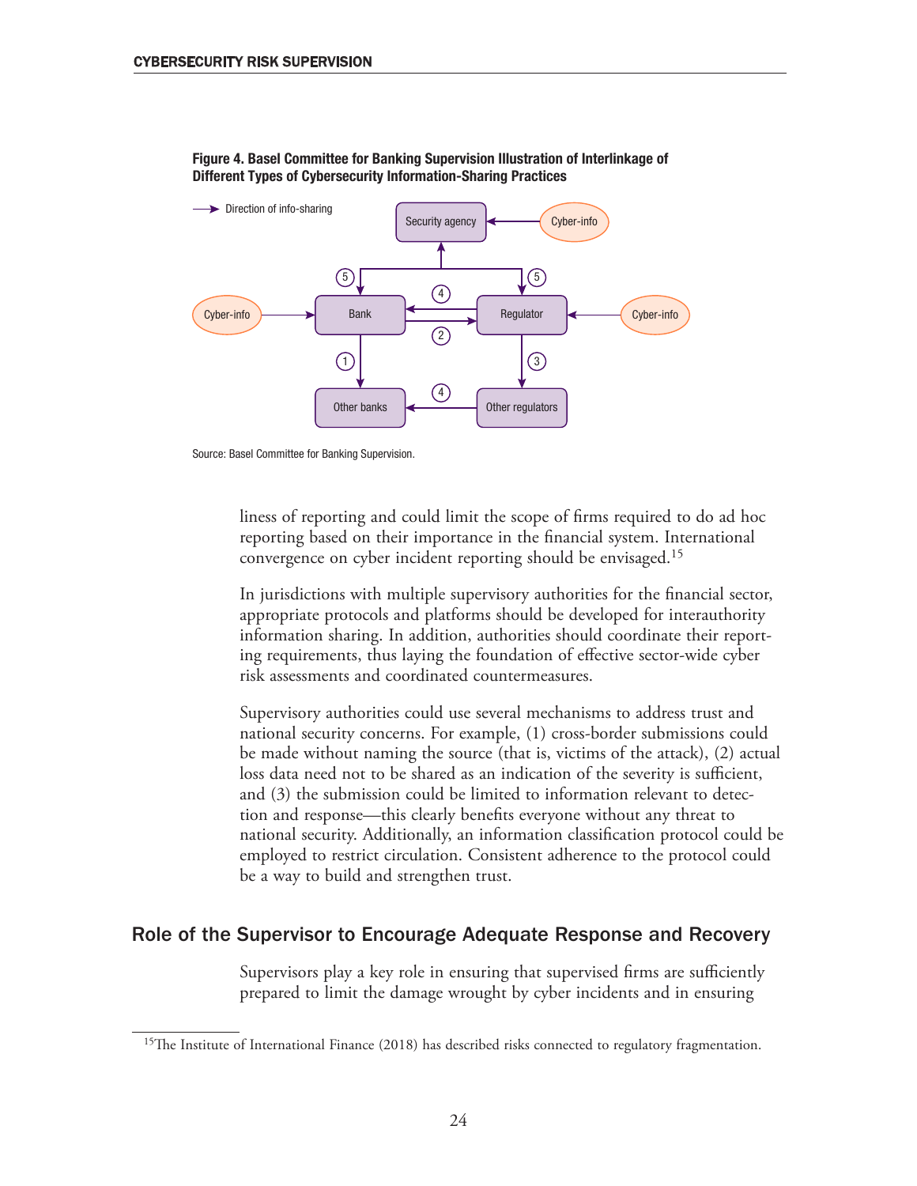**Figure 4. Basel Committee for Banking Supervision Illustration of Interlinkage of Different Types of Cybersecurity Information-Sharing Practices**

Direction of info-sharing

Security agency

Cyber-info

Bank

Regulator

Cyber-info

Cyber-info

Other banks

Other regulators

1

2

3

4

4

5

5

Source: Basel Committee for Banking Supervision.

liness of reporting and could limit the scope of firms required to do ad hoc reporting based on their importance in the financial system. International convergence on cyber incident reporting should be envisaged.[15]

In jurisdictions with multiple supervisory authorities for the financial sector, appropriate protocols and platforms should be developed for interauthority information sharing. In addition, authorities should coordinate their reporting requirements, thus laying the foundation of effective sector-wide cyber risk assessments and coordinated countermeasures.

Supervisory authorities could use several mechanisms to address trust and national security concerns. For example, (1) cross-border submissions could be made without naming the source (that is, victims of the attack), (2) actual loss data need not to be shared as an indication of the severity is sufficient, and (3) the submission could be limited to information relevant to detection and response—this clearly benefits everyone without any threat to national security. Additionally, an information classification protocol could be employed to restrict circulation. Consistent adherence to the protocol could be a way to build and strengthen trust.

## Role of the Supervisor to Encourage Adequate Response and Recovery

Supervisors play a key role in ensuring that supervised firms are sufficiently prepared to limit the damage wrought by cyber incidents and in ensuring

[15] The Institute of International Finance (2018) has described risks connected to regulatory fragmentation.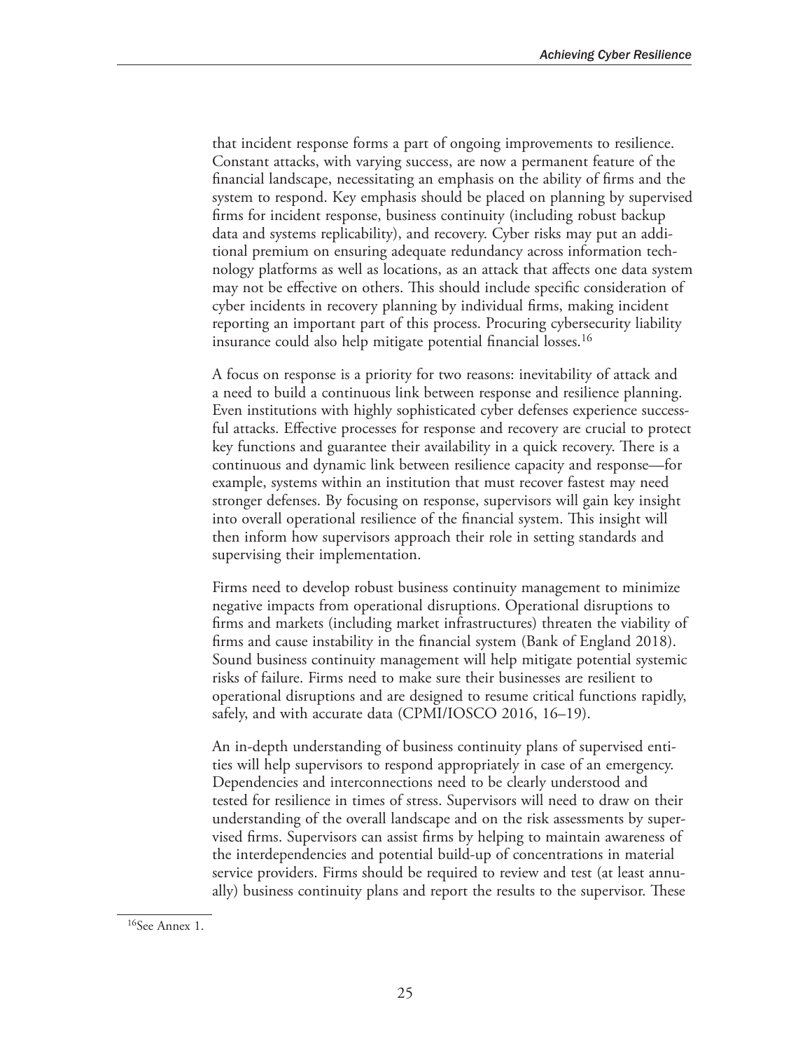that incident response forms a part of ongoing improvements to resilience. Constant attacks, with varying success, are now a permanent feature of the financial landscape, necessitating an emphasis on the ability of firms and the system to respond. Key emphasis should be placed on planning by supervised firms for incident response, business continuity (including robust backup data and systems replicability), and recovery. Cyber risks may put an additional premium on ensuring adequate redundancy across information technology platforms as well as locations, as an attack that affects one data system may not be effective on others. This should include specific consideration of cyber incidents in recovery planning by individual firms, making incident reporting an important part of this process. Procuring cybersecurity liability insurance could also help mitigate potential financial losses.[16]

A focus on response is a priority for two reasons: inevitability of attack and a need to build a continuous link between response and resilience planning. Even institutions with highly sophisticated cyber defenses experience successful attacks. Effective processes for response and recovery are crucial to protect key functions and guarantee their availability in a quick recovery. There is a continuous and dynamic link between resilience capacity and response—for example, systems within an institution that must recover fastest may need stronger defenses. By focusing on response, supervisors will gain key insight into overall operational resilience of the financial system. This insight will then inform how supervisors approach their role in setting standards and supervising their implementation.

Firms need to develop robust business continuity management to minimize negative impacts from operational disruptions. Operational disruptions to firms and markets (including market infrastructures) threaten the viability of firms and cause instability in the financial system (Bank of England 2018). Sound business continuity management will help mitigate potential systemic risks of failure. Firms need to make sure their businesses are resilient to operational disruptions and are designed to resume critical functions rapidly, safely, and with accurate data (CPMI/IOSCO 2016, 16–19).

An in-depth understanding of business continuity plans of supervised entities will help supervisors to respond appropriately in case of an emergency. Dependencies and interconnections need to be clearly understood and tested for resilience in times of stress. Supervisors will need to draw on their understanding of the overall landscape and on the risk assessments by supervised firms. Supervisors can assist firms by helping to maintain awareness of the interdependencies and potential build-up of concentrations in material service providers. Firms should be required to review and test (at least annually) business continuity plans and report the results to the supervisor. These

[16] See Annex 1.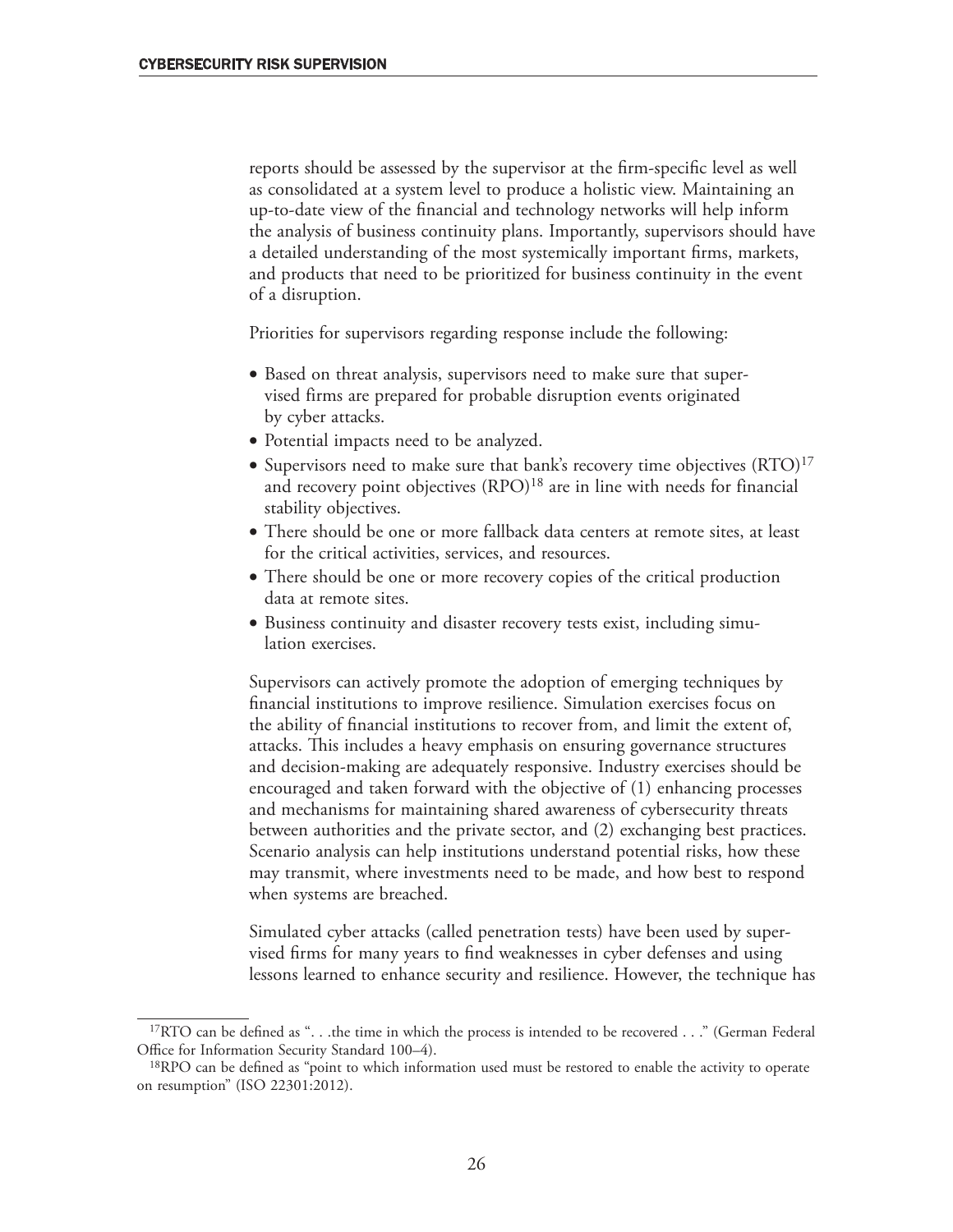reports should be assessed by the supervisor at the firm-specific level as well as consolidated at a system level to produce a holistic view. Maintaining an up-to-date view of the financial and technology networks will help inform the analysis of business continuity plans. Importantly, supervisors should have a detailed understanding of the most systemically important firms, markets, and products that need to be prioritized for business continuity in the event of a disruption.

Priorities for supervisors regarding response include the following:

- Based on threat analysis, supervisors need to make sure that supervised firms are prepared for probable disruption events originated by cyber attacks.
- Potential impacts need to be analyzed.
- Supervisors need to make sure that bank's recovery time objectives (RTO)[17] and recovery point objectives (RPO)[18] are in line with needs for financial stability objectives.
- There should be one or more fallback data centers at remote sites, at least for the critical activities, services, and resources.
- There should be one or more recovery copies of the critical production data at remote sites.
- Business continuity and disaster recovery tests exist, including simulation exercises.

Supervisors can actively promote the adoption of emerging techniques by financial institutions to improve resilience. Simulation exercises focus on the ability of financial institutions to recover from, and limit the extent of, attacks. This includes a heavy emphasis on ensuring governance structures and decision-making are adequately responsive. Industry exercises should be encouraged and taken forward with the objective of (1) enhancing processes and mechanisms for maintaining shared awareness of cybersecurity threats between authorities and the private sector, and (2) exchanging best practices. Scenario analysis can help institutions understand potential risks, how these may transmit, where investments need to be made, and how best to respond when systems are breached.

Simulated cyber attacks (called penetration tests) have been used by supervised firms for many years to find weaknesses in cyber defenses and using lessons learned to enhance security and resilience. However, the technique has

[17]RTO can be defined as ". . .the time in which the process is intended to be recovered . . ." (German Federal Office for Information Security Standard 100–4).

[18]RPO can be defined as "point to which information used must be restored to enable the activity to operate on resumption" (ISO 22301:2012).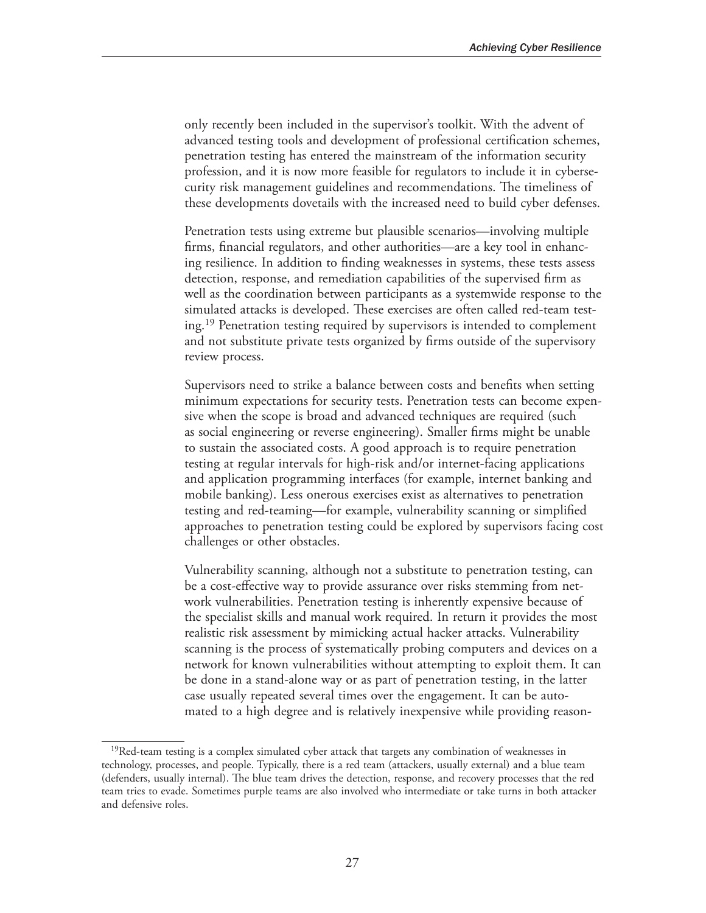only recently been included in the supervisor's toolkit. With the advent of advanced testing tools and development of professional certification schemes, penetration testing has entered the mainstream of the information security profession, and it is now more feasible for regulators to include it in cybersecurity risk management guidelines and recommendations. The timeliness of these developments dovetails with the increased need to build cyber defenses.

Penetration tests using extreme but plausible scenarios—involving multiple firms, financial regulators, and other authorities—are a key tool in enhancing resilience. In addition to finding weaknesses in systems, these tests assess detection, response, and remediation capabilities of the supervised firm as well as the coordination between participants as a systemwide response to the simulated attacks is developed. These exercises are often called red-team testing.[19] Penetration testing required by supervisors is intended to complement and not substitute private tests organized by firms outside of the supervisory review process.

Supervisors need to strike a balance between costs and benefits when setting minimum expectations for security tests. Penetration tests can become expensive when the scope is broad and advanced techniques are required (such as social engineering or reverse engineering). Smaller firms might be unable to sustain the associated costs. A good approach is to require penetration testing at regular intervals for high-risk and/or internet-facing applications and application programming interfaces (for example, internet banking and mobile banking). Less onerous exercises exist as alternatives to penetration testing and red-teaming—for example, vulnerability scanning or simplified approaches to penetration testing could be explored by supervisors facing cost challenges or other obstacles.

Vulnerability scanning, although not a substitute to penetration testing, can be a cost-effective way to provide assurance over risks stemming from network vulnerabilities. Penetration testing is inherently expensive because of the specialist skills and manual work required. In return it provides the most realistic risk assessment by mimicking actual hacker attacks. Vulnerability scanning is the process of systematically probing computers and devices on a network for known vulnerabilities without attempting to exploit them. It can be done in a stand-alone way or as part of penetration testing, in the latter case usually repeated several times over the engagement. It can be automated to a high degree and is relatively inexpensive while providing reason-

[19]Red-team testing is a complex simulated cyber attack that targets any combination of weaknesses in technology, processes, and people. Typically, there is a red team (attackers, usually external) and a blue team (defenders, usually internal). The blue team drives the detection, response, and recovery processes that the red team tries to evade. Sometimes purple teams are also involved who intermediate or take turns in both attacker and defensive roles.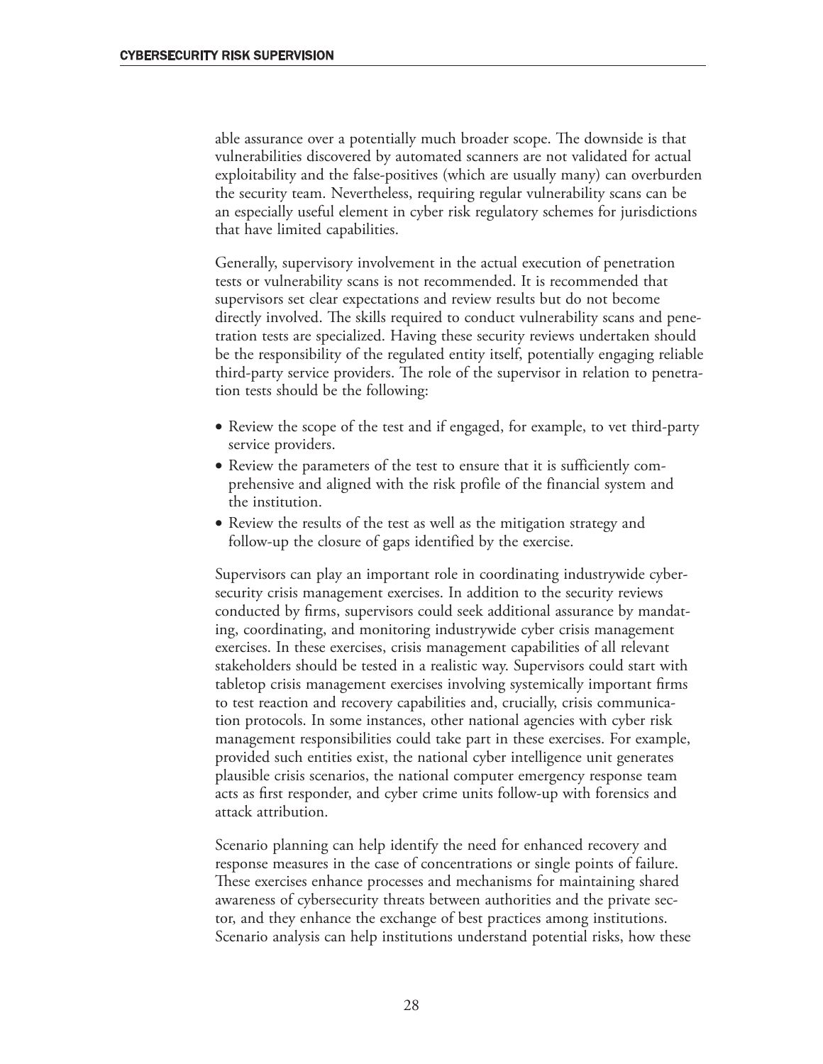able assurance over a potentially much broader scope. The downside is that vulnerabilities discovered by automated scanners are not validated for actual exploitability and the false-positives (which are usually many) can overburden the security team. Nevertheless, requiring regular vulnerability scans can be an especially useful element in cyber risk regulatory schemes for jurisdictions that have limited capabilities.

Generally, supervisory involvement in the actual execution of penetration tests or vulnerability scans is not recommended. It is recommended that supervisors set clear expectations and review results but do not become directly involved. The skills required to conduct vulnerability scans and penetration tests are specialized. Having these security reviews undertaken should be the responsibility of the regulated entity itself, potentially engaging reliable third-party service providers. The role of the supervisor in relation to penetration tests should be the following:

- Review the scope of the test and if engaged, for example, to vet third-party service providers.
- Review the parameters of the test to ensure that it is sufficiently comprehensive and aligned with the risk profile of the financial system and the institution.
- Review the results of the test as well as the mitigation strategy and follow-up the closure of gaps identified by the exercise.

Supervisors can play an important role in coordinating industrywide cybersecurity crisis management exercises. In addition to the security reviews conducted by firms, supervisors could seek additional assurance by mandating, coordinating, and monitoring industrywide cyber crisis management exercises. In these exercises, crisis management capabilities of all relevant stakeholders should be tested in a realistic way. Supervisors could start with tabletop crisis management exercises involving systemically important firms to test reaction and recovery capabilities and, crucially, crisis communication protocols. In some instances, other national agencies with cyber risk management responsibilities could take part in these exercises. For example, provided such entities exist, the national cyber intelligence unit generates plausible crisis scenarios, the national computer emergency response team acts as first responder, and cyber crime units follow-up with forensics and attack attribution.

Scenario planning can help identify the need for enhanced recovery and response measures in the case of concentrations or single points of failure. These exercises enhance processes and mechanisms for maintaining shared awareness of cybersecurity threats between authorities and the private sector, and they enhance the exchange of best practices among institutions. Scenario analysis can help institutions understand potential risks, how these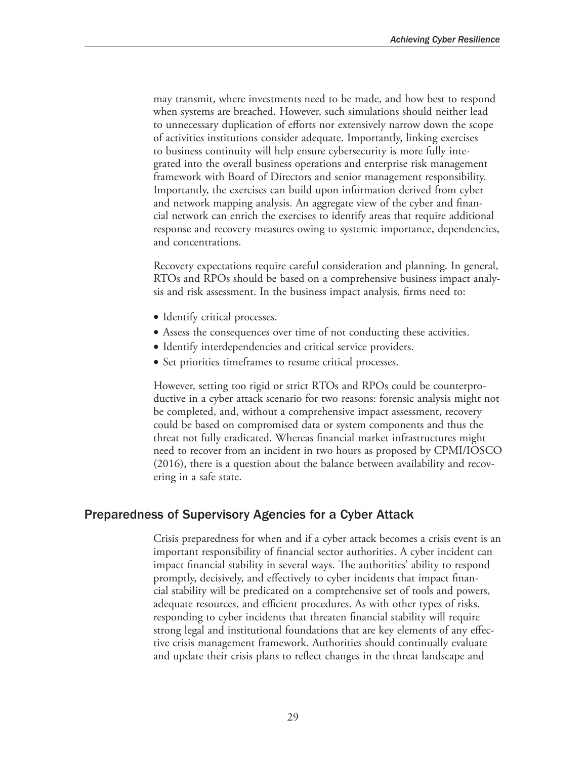may transmit, where investments need to be made, and how best to respond when systems are breached. However, such simulations should neither lead to unnecessary duplication of efforts nor extensively narrow down the scope of activities institutions consider adequate. Importantly, linking exercises to business continuity will help ensure cybersecurity is more fully integrated into the overall business operations and enterprise risk management framework with Board of Directors and senior management responsibility. Importantly, the exercises can build upon information derived from cyber and network mapping analysis. An aggregate view of the cyber and financial network can enrich the exercises to identify areas that require additional response and recovery measures owing to systemic importance, dependencies, and concentrations.

Recovery expectations require careful consideration and planning. In general, RTOs and RPOs should be based on a comprehensive business impact analysis and risk assessment. In the business impact analysis, firms need to:

- Identify critical processes.
- Assess the consequences over time of not conducting these activities.
- Identify interdependencies and critical service providers.
- Set priorities timeframes to resume critical processes.

However, setting too rigid or strict RTOs and RPOs could be counterproductive in a cyber attack scenario for two reasons: forensic analysis might not be completed, and, without a comprehensive impact assessment, recovery could be based on compromised data or system components and thus the threat not fully eradicated. Whereas financial market infrastructures might need to recover from an incident in two hours as proposed by CPMI/IOSCO (2016), there is a question about the balance between availability and recovering in a safe state.

## Preparedness of Supervisory Agencies for a Cyber Attack

Crisis preparedness for when and if a cyber attack becomes a crisis event is an important responsibility of financial sector authorities. A cyber incident can impact financial stability in several ways. The authorities' ability to respond promptly, decisively, and effectively to cyber incidents that impact financial stability will be predicated on a comprehensive set of tools and powers, adequate resources, and efficient procedures. As with other types of risks, responding to cyber incidents that threaten financial stability will require strong legal and institutional foundations that are key elements of any effective crisis management framework. Authorities should continually evaluate and update their crisis plans to reflect changes in the threat landscape and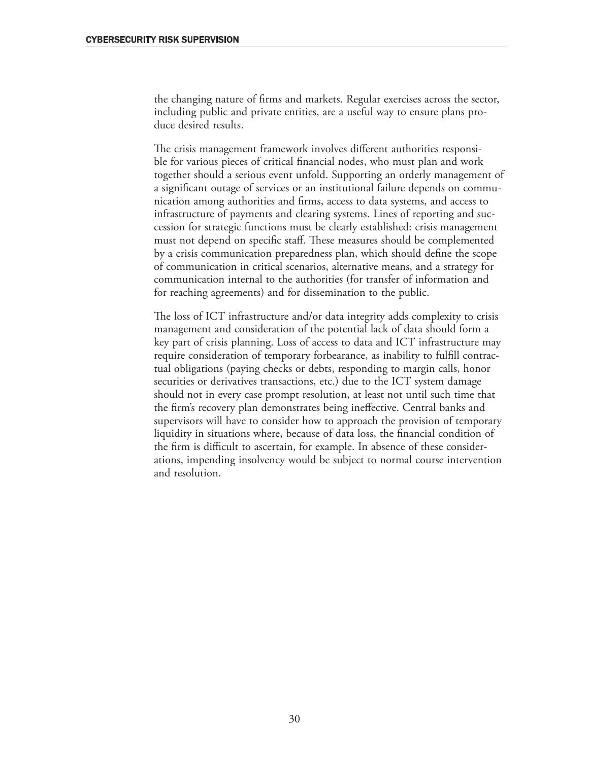the changing nature of firms and markets. Regular exercises across the sector, including public and private entities, are a useful way to ensure plans produce desired results.

The crisis management framework involves different authorities responsible for various pieces of critical financial nodes, who must plan and work together should a serious event unfold. Supporting an orderly management of a significant outage of services or an institutional failure depends on communication among authorities and firms, access to data systems, and access to infrastructure of payments and clearing systems. Lines of reporting and succession for strategic functions must be clearly established: crisis management must not depend on specific staff. These measures should be complemented by a crisis communication preparedness plan, which should define the scope of communication in critical scenarios, alternative means, and a strategy for communication internal to the authorities (for transfer of information and for reaching agreements) and for dissemination to the public.

The loss of ICT infrastructure and/or data integrity adds complexity to crisis management and consideration of the potential lack of data should form a key part of crisis planning. Loss of access to data and ICT infrastructure may require consideration of temporary forbearance, as inability to fulfill contractual obligations (paying checks or debts, responding to margin calls, honor securities or derivatives transactions, etc.) due to the ICT system damage should not in every case prompt resolution, at least not until such time that the firm's recovery plan demonstrates being ineffective. Central banks and supervisors will have to consider how to approach the provision of temporary liquidity in situations where, because of data loss, the financial condition of the firm is difficult to ascertain, for example. In absence of these considerations, impending insolvency would be subject to normal course intervention and resolution.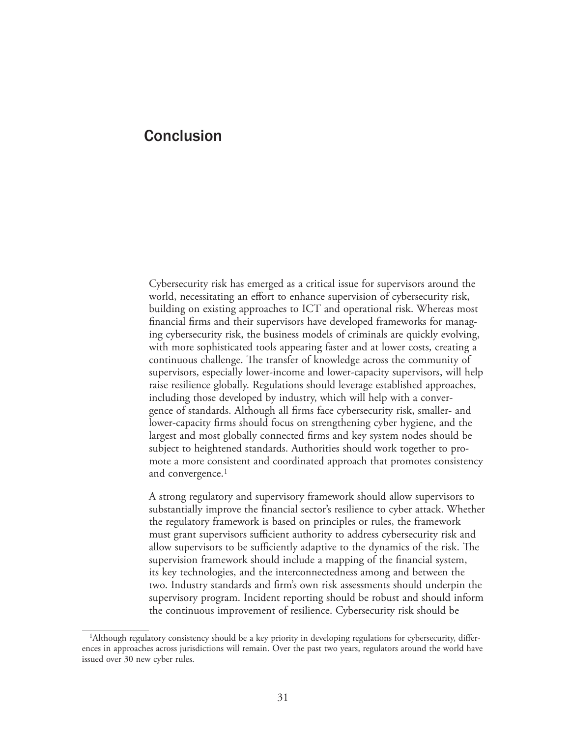# Conclusion

Cybersecurity risk has emerged as a critical issue for supervisors around the world, necessitating an effort to enhance supervision of cybersecurity risk, building on existing approaches to ICT and operational risk. Whereas most financial firms and their supervisors have developed frameworks for managing cybersecurity risk, the business models of criminals are quickly evolving, with more sophisticated tools appearing faster and at lower costs, creating a continuous challenge. The transfer of knowledge across the community of supervisors, especially lower-income and lower-capacity supervisors, will help raise resilience globally. Regulations should leverage established approaches, including those developed by industry, which will help with a convergence of standards. Although all firms face cybersecurity risk, smaller- and lower-capacity firms should focus on strengthening cyber hygiene, and the largest and most globally connected firms and key system nodes should be subject to heightened standards. Authorities should work together to promote a more consistent and coordinated approach that promotes consistency and convergence.[1]

A strong regulatory and supervisory framework should allow supervisors to substantially improve the financial sector's resilience to cyber attack. Whether the regulatory framework is based on principles or rules, the framework must grant supervisors sufficient authority to address cybersecurity risk and allow supervisors to be sufficiently adaptive to the dynamics of the risk. The supervision framework should include a mapping of the financial system, its key technologies, and the interconnectedness among and between the two. Industry standards and firm's own risk assessments should underpin the supervisory program. Incident reporting should be robust and should inform the continuous improvement of resilience. Cybersecurity risk should be

[1]Although regulatory consistency should be a key priority in developing regulations for cybersecurity, differences in approaches across jurisdictions will remain. Over the past two years, regulators around the world have issued over 30 new cyber rules.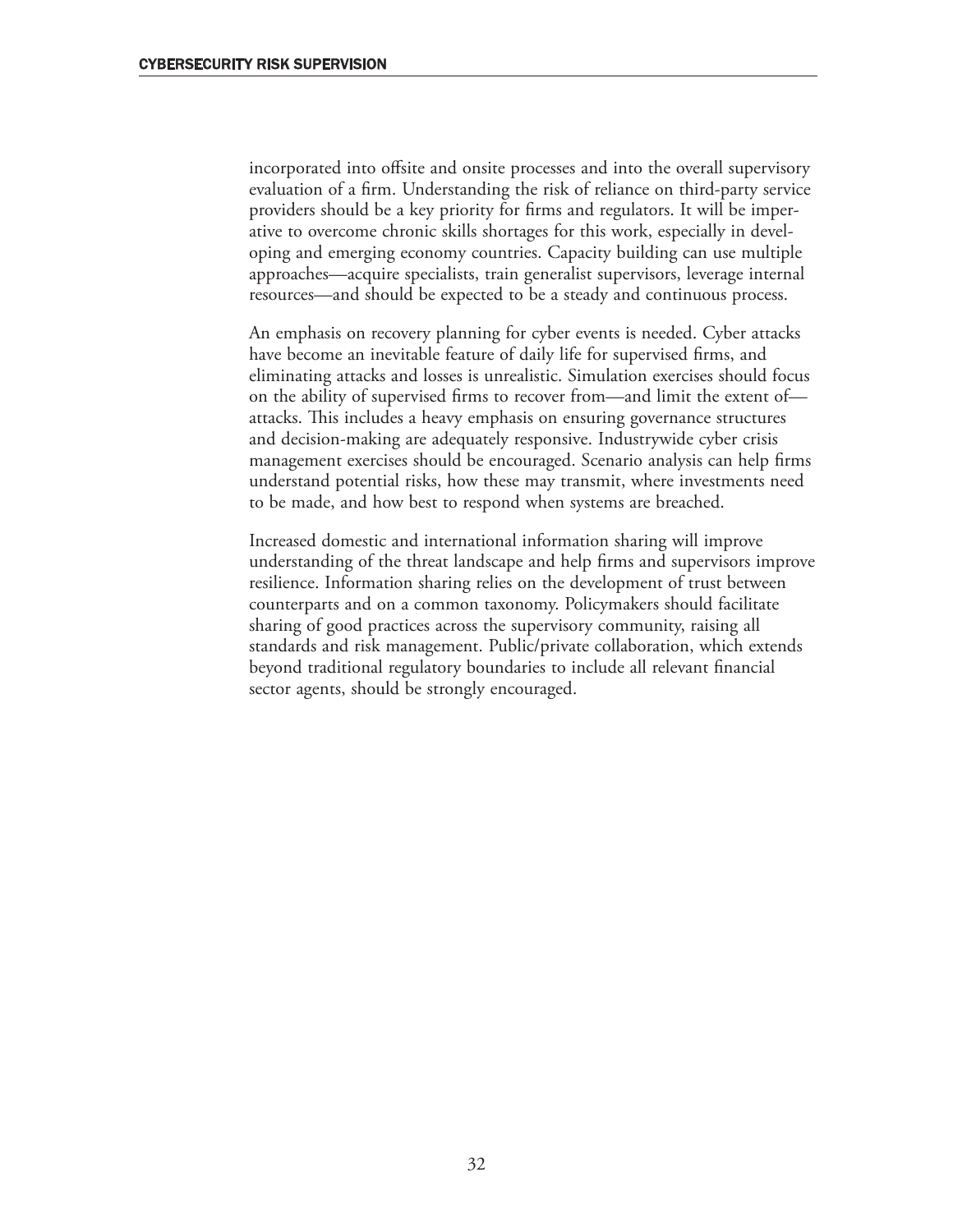incorporated into offsite and onsite processes and into the overall supervisory evaluation of a firm. Understanding the risk of reliance on third-party service providers should be a key priority for firms and regulators. It will be imperative to overcome chronic skills shortages for this work, especially in developing and emerging economy countries. Capacity building can use multiple approaches—acquire specialists, train generalist supervisors, leverage internal resources—and should be expected to be a steady and continuous process.

An emphasis on recovery planning for cyber events is needed. Cyber attacks have become an inevitable feature of daily life for supervised firms, and eliminating attacks and losses is unrealistic. Simulation exercises should focus on the ability of supervised firms to recover from—and limit the extent of—attacks. This includes a heavy emphasis on ensuring governance structures and decision-making are adequately responsive. Industrywide cyber crisis management exercises should be encouraged. Scenario analysis can help firms understand potential risks, how these may transmit, where investments need to be made, and how best to respond when systems are breached.

Increased domestic and international information sharing will improve understanding of the threat landscape and help firms and supervisors improve resilience. Information sharing relies on the development of trust between counterparts and on a common taxonomy. Policymakers should facilitate sharing of good practices across the supervisory community, raising all standards and risk management. Public/private collaboration, which extends beyond traditional regulatory boundaries to include all relevant financial sector agents, should be strongly encouraged.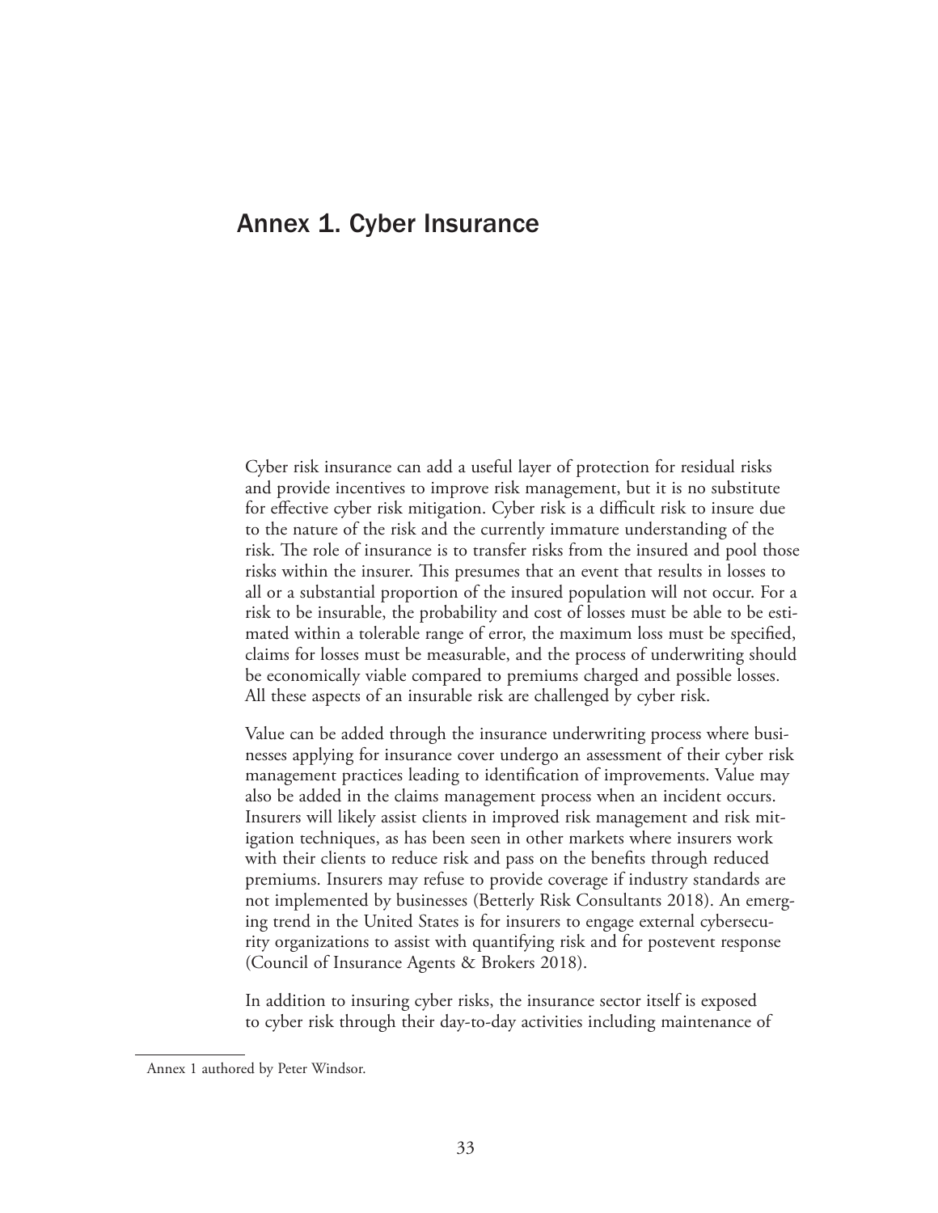# Annex 1. Cyber Insurance

Cyber risk insurance can add a useful layer of protection for residual risks and provide incentives to improve risk management, but it is no substitute for effective cyber risk mitigation. Cyber risk is a difficult risk to insure due to the nature of the risk and the currently immature understanding of the risk. The role of insurance is to transfer risks from the insured and pool those risks within the insurer. This presumes that an event that results in losses to all or a substantial proportion of the insured population will not occur. For a risk to be insurable, the probability and cost of losses must be able to be estimated within a tolerable range of error, the maximum loss must be specified, claims for losses must be measurable, and the process of underwriting should be economically viable compared to premiums charged and possible losses. All these aspects of an insurable risk are challenged by cyber risk.

Value can be added through the insurance underwriting process where businesses applying for insurance cover undergo an assessment of their cyber risk management practices leading to identification of improvements. Value may also be added in the claims management process when an incident occurs. Insurers will likely assist clients in improved risk management and risk mitigation techniques, as has been seen in other markets where insurers work with their clients to reduce risk and pass on the benefits through reduced premiums. Insurers may refuse to provide coverage if industry standards are not implemented by businesses (Betterly Risk Consultants 2018). An emerging trend in the United States is for insurers to engage external cybersecurity organizations to assist with quantifying risk and for postevent response (Council of Insurance Agents & Brokers 2018).

In addition to insuring cyber risks, the insurance sector itself is exposed to cyber risk through their day-to-day activities including maintenance of

Annex 1 authored by Peter Windsor.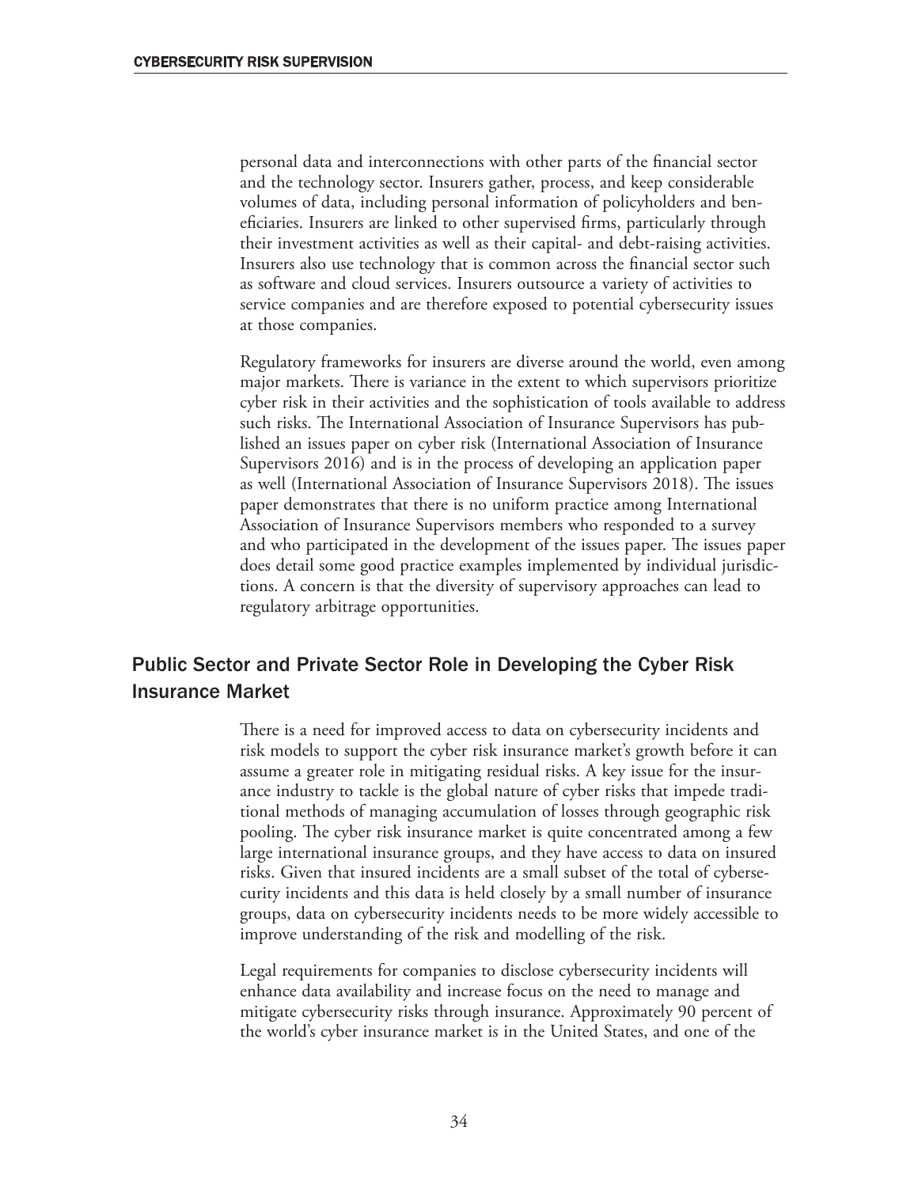personal data and interconnections with other parts of the financial sector and the technology sector. Insurers gather, process, and keep considerable volumes of data, including personal information of policyholders and beneficiaries. Insurers are linked to other supervised firms, particularly through their investment activities as well as their capital- and debt-raising activities. Insurers also use technology that is common across the financial sector such as software and cloud services. Insurers outsource a variety of activities to service companies and are therefore exposed to potential cybersecurity issues at those companies.

Regulatory frameworks for insurers are diverse around the world, even among major markets. There is variance in the extent to which supervisors prioritize cyber risk in their activities and the sophistication of tools available to address such risks. The International Association of Insurance Supervisors has published an issues paper on cyber risk (International Association of Insurance Supervisors 2016) and is in the process of developing an application paper as well (International Association of Insurance Supervisors 2018). The issues paper demonstrates that there is no uniform practice among International Association of Insurance Supervisors members who responded to a survey and who participated in the development of the issues paper. The issues paper does detail some good practice examples implemented by individual jurisdictions. A concern is that the diversity of supervisory approaches can lead to regulatory arbitrage opportunities.

## Public Sector and Private Sector Role in Developing the Cyber Risk Insurance Market

There is a need for improved access to data on cybersecurity incidents and risk models to support the cyber risk insurance market's growth before it can assume a greater role in mitigating residual risks. A key issue for the insurance industry to tackle is the global nature of cyber risks that impede traditional methods of managing accumulation of losses through geographic risk pooling. The cyber risk insurance market is quite concentrated among a few large international insurance groups, and they have access to data on insured risks. Given that insured incidents are a small subset of the total of cybersecurity incidents and this data is held closely by a small number of insurance groups, data on cybersecurity incidents needs to be more widely accessible to improve understanding of the risk and modelling of the risk.

Legal requirements for companies to disclose cybersecurity incidents will enhance data availability and increase focus on the need to manage and mitigate cybersecurity risks through insurance. Approximately 90 percent of the world's cyber insurance market is in the United States, and one of the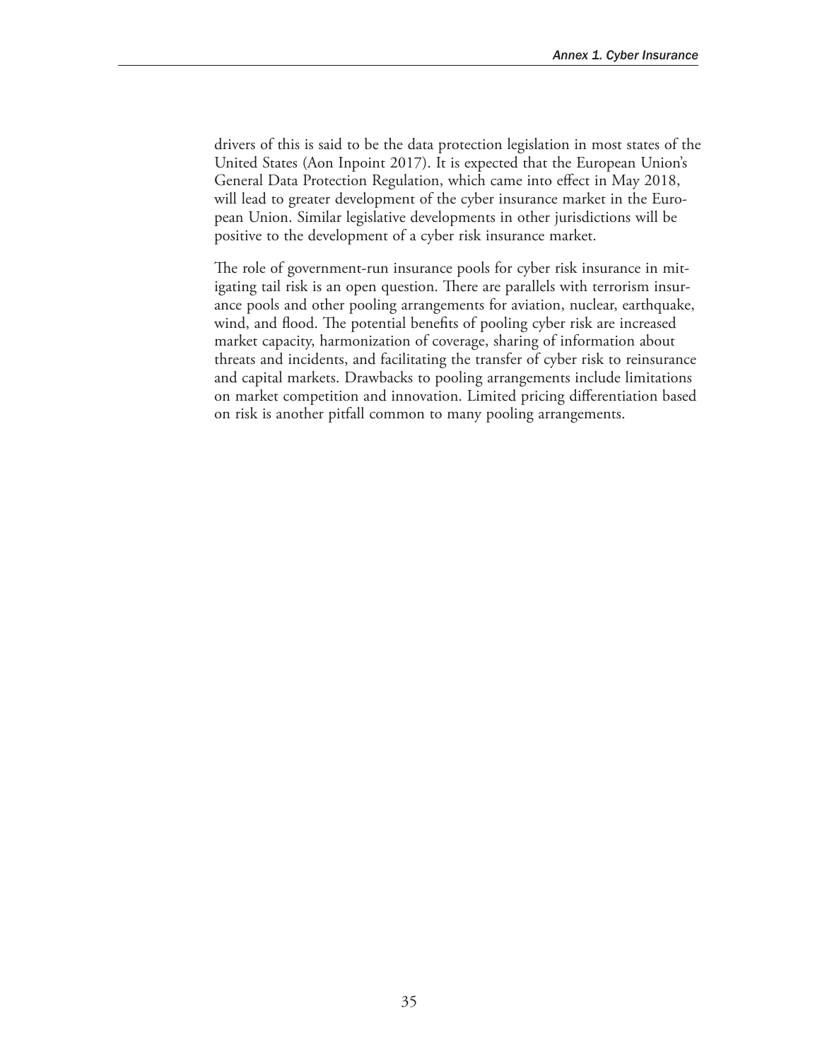drivers of this is said to be the data protection legislation in most states of the United States (Aon Inpoint 2017). It is expected that the European Union's General Data Protection Regulation, which came into effect in May 2018, will lead to greater development of the cyber insurance market in the European Union. Similar legislative developments in other jurisdictions will be positive to the development of a cyber risk insurance market.

The role of government-run insurance pools for cyber risk insurance in mitigating tail risk is an open question. There are parallels with terrorism insurance pools and other pooling arrangements for aviation, nuclear, earthquake, wind, and flood. The potential benefits of pooling cyber risk are increased market capacity, harmonization of coverage, sharing of information about threats and incidents, and facilitating the transfer of cyber risk to reinsurance and capital markets. Drawbacks to pooling arrangements include limitations on market competition and innovation. Limited pricing differentiation based on risk is another pitfall common to many pooling arrangements.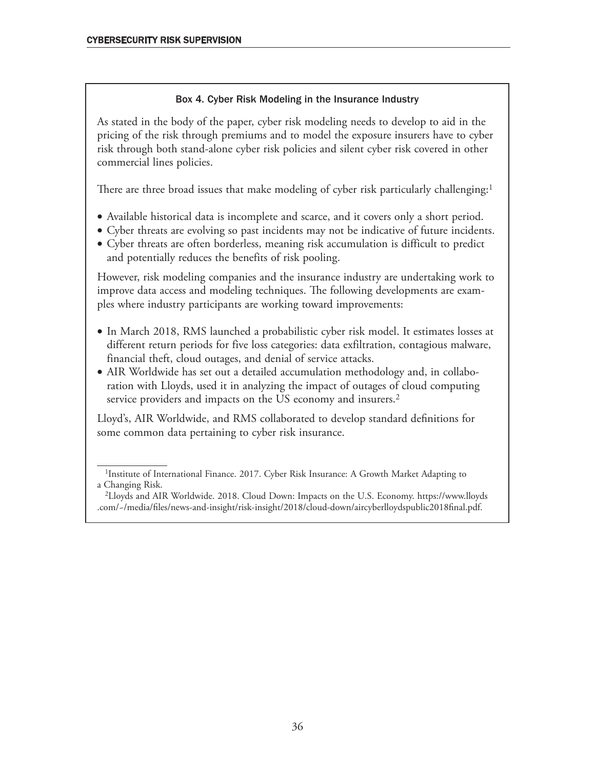### Box 4. Cyber Risk Modeling in the Insurance Industry

As stated in the body of the paper, cyber risk modeling needs to develop to aid in the pricing of the risk through premiums and to model the exposure insurers have to cyber risk through both stand-alone cyber risk policies and silent cyber risk covered in other commercial lines policies.

There are three broad issues that make modeling of cyber risk particularly challenging:[1]

- Available historical data is incomplete and scarce, and it covers only a short period.
- Cyber threats are evolving so past incidents may not be indicative of future incidents.
- Cyber threats are often borderless, meaning risk accumulation is difficult to predict and potentially reduces the benefits of risk pooling.

However, risk modeling companies and the insurance industry are undertaking work to improve data access and modeling techniques. The following developments are examples where industry participants are working toward improvements:

- In March 2018, RMS launched a probabilistic cyber risk model. It estimates losses at different return periods for five loss categories: data exfiltration, contagious malware, financial theft, cloud outages, and denial of service attacks.
- AIR Worldwide has set out a detailed accumulation methodology and, in collaboration with Lloyds, used it in analyzing the impact of outages of cloud computing service providers and impacts on the US economy and insurers.[2]

Lloyd's, AIR Worldwide, and RMS collaborated to develop standard definitions for some common data pertaining to cyber risk insurance.

---

[1] Institute of International Finance. 2017. Cyber Risk Insurance: A Growth Market Adapting to a Changing Risk.

[2] Lloyds and AIR Worldwide. 2018. Cloud Down: Impacts on the U.S. Economy. https://www.lloyds.com/~/media/files/news-and-insight/risk-insight/2018/cloud-down/aircyberlloydspublic2018final.pdf.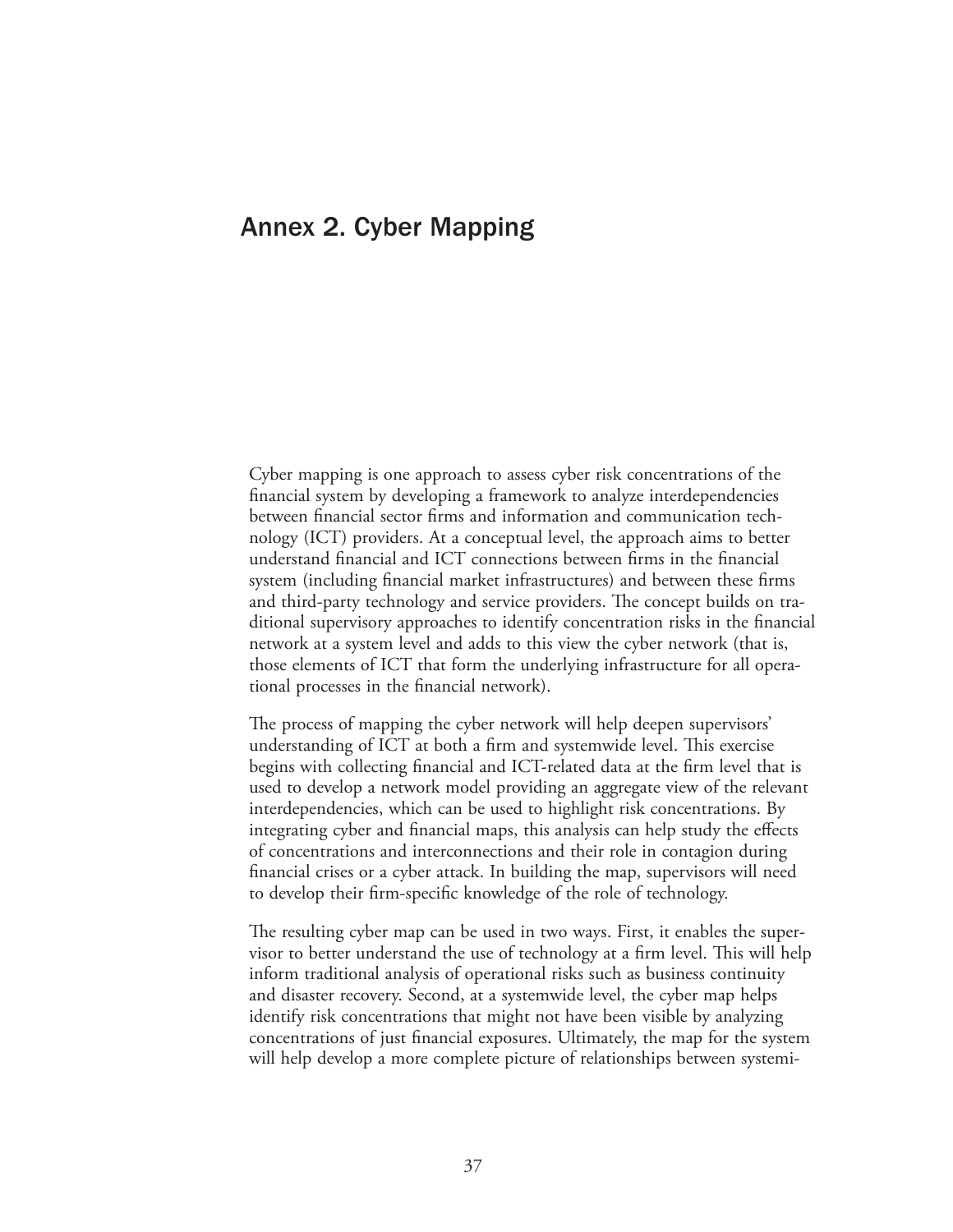# Annex 2. Cyber Mapping

Cyber mapping is one approach to assess cyber risk concentrations of the financial system by developing a framework to analyze interdependencies between financial sector firms and information and communication technology (ICT) providers. At a conceptual level, the approach aims to better understand financial and ICT connections between firms in the financial system (including financial market infrastructures) and between these firms and third-party technology and service providers. The concept builds on traditional supervisory approaches to identify concentration risks in the financial network at a system level and adds to this view the cyber network (that is, those elements of ICT that form the underlying infrastructure for all operational processes in the financial network).

The process of mapping the cyber network will help deepen supervisors' understanding of ICT at both a firm and systemwide level. This exercise begins with collecting financial and ICT-related data at the firm level that is used to develop a network model providing an aggregate view of the relevant interdependencies, which can be used to highlight risk concentrations. By integrating cyber and financial maps, this analysis can help study the effects of concentrations and interconnections and their role in contagion during financial crises or a cyber attack. In building the map, supervisors will need to develop their firm-specific knowledge of the role of technology.

The resulting cyber map can be used in two ways. First, it enables the supervisor to better understand the use of technology at a firm level. This will help inform traditional analysis of operational risks such as business continuity and disaster recovery. Second, at a systemwide level, the cyber map helps identify risk concentrations that might not have been visible by analyzing concentrations of just financial exposures. Ultimately, the map for the system will help develop a more complete picture of relationships between systemi-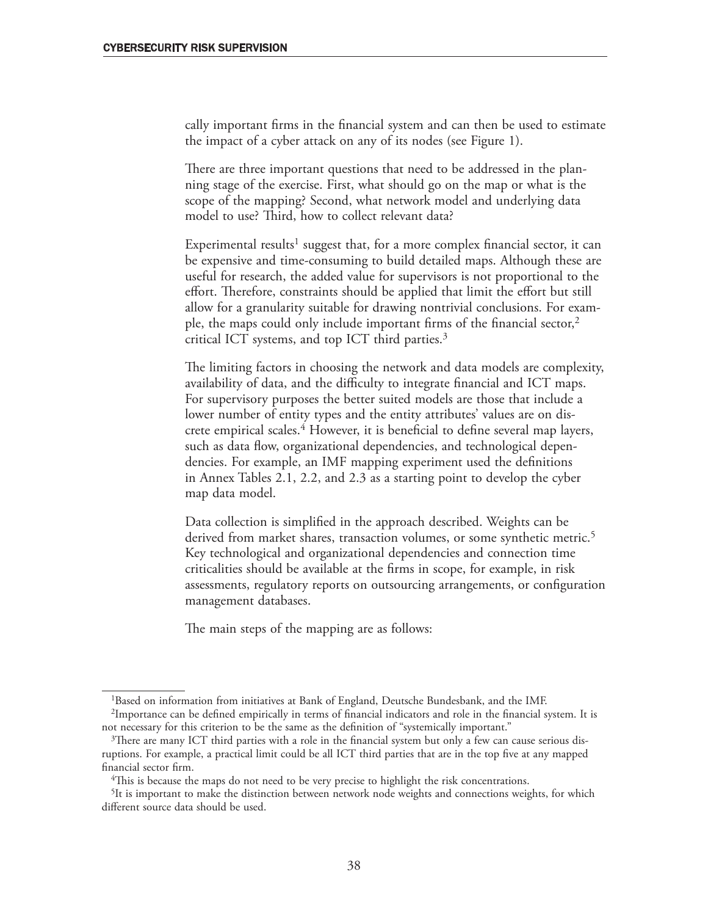cally important firms in the financial system and can then be used to estimate the impact of a cyber attack on any of its nodes (see Figure 1).

There are three important questions that need to be addressed in the planning stage of the exercise. First, what should go on the map or what is the scope of the mapping? Second, what network model and underlying data model to use? Third, how to collect relevant data?

Experimental results[1] suggest that, for a more complex financial sector, it can be expensive and time-consuming to build detailed maps. Although these are useful for research, the added value for supervisors is not proportional to the effort. Therefore, constraints should be applied that limit the effort but still allow for a granularity suitable for drawing nontrivial conclusions. For example, the maps could only include important firms of the financial sector,[2] critical ICT systems, and top ICT third parties.[3]

The limiting factors in choosing the network and data models are complexity, availability of data, and the difficulty to integrate financial and ICT maps. For supervisory purposes the better suited models are those that include a lower number of entity types and the entity attributes' values are on discrete empirical scales.[4] However, it is beneficial to define several map layers, such as data flow, organizational dependencies, and technological dependencies. For example, an IMF mapping experiment used the definitions in Annex Tables 2.1, 2.2, and 2.3 as a starting point to develop the cyber map data model.

Data collection is simplified in the approach described. Weights can be derived from market shares, transaction volumes, or some synthetic metric.[5] Key technological and organizational dependencies and connection time criticalities should be available at the firms in scope, for example, in risk assessments, regulatory reports on outsourcing arrangements, or configuration management databases.

The main steps of the mapping are as follows:

---

[1]Based on information from initiatives at Bank of England, Deutsche Bundesbank, and the IMF.

[2]Importance can be defined empirically in terms of financial indicators and role in the financial system. It is not necessary for this criterion to be the same as the definition of "systemically important."

[3]There are many ICT third parties with a role in the financial system but only a few can cause serious disruptions. For example, a practical limit could be all ICT third parties that are in the top five at any mapped financial sector firm.

[4]This is because the maps do not need to be very precise to highlight the risk concentrations.

[5]It is important to make the distinction between network node weights and connections weights, for which different source data should be used.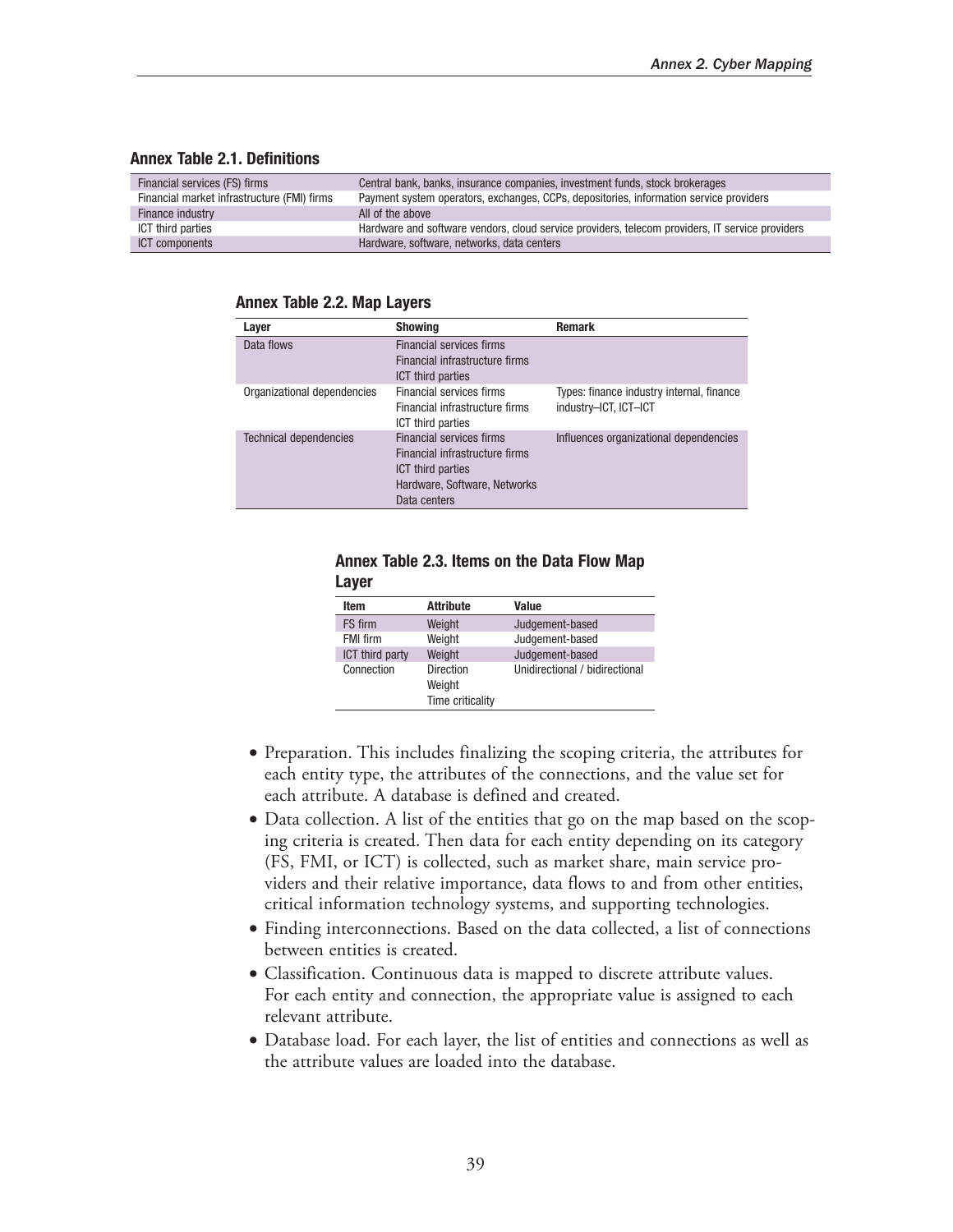**Annex Table 2.1. Definitions**

| | |
|---|---|
| Financial services (FS) firms | Central bank, banks, insurance companies, investment funds, stock brokerages |
| Financial market infrastructure (FMI) firms | Payment system operators, exchanges, CCPs, depositories, information service providers |
| Finance industry | All of the above |
| ICT third parties | Hardware and software vendors, cloud service providers, telecom providers, IT service providers |
| ICT components | Hardware, software, networks, data centers |

**Annex Table 2.2. Map Layers**

| Layer | Showing | Remark |
|---|---|---|
| Data flows | Financial services firms<br>Financial infrastructure firms<br>ICT third parties | |
| Organizational dependencies | Financial services firms<br>Financial infrastructure firms<br>ICT third parties | Types: finance industry internal, finance industry–ICT, ICT–ICT |
| Technical dependencies | Financial services firms<br>Financial infrastructure firms<br>ICT third parties<br>Hardware, Software, Networks<br>Data centers | Influences organizational dependencies |

**Annex Table 2.3. Items on the Data Flow Map Layer**

| Item | Attribute | Value |
|---|---|---|
| FS firm | Weight | Judgement-based |
| FMI firm | Weight | Judgement-based |
| ICT third party | Weight | Judgement-based |
| Connection | Direction<br>Weight<br>Time criticality | Unidirectional / bidirectional |

- Preparation. This includes finalizing the scoping criteria, the attributes for each entity type, the attributes of the connections, and the value set for each attribute. A database is defined and created.
- Data collection. A list of the entities that go on the map based on the scoping criteria is created. Then data for each entity depending on its category (FS, FMI, or ICT) is collected, such as market share, main service providers and their relative importance, data flows to and from other entities, critical information technology systems, and supporting technologies.
- Finding interconnections. Based on the data collected, a list of connections between entities is created.
- Classification. Continuous data is mapped to discrete attribute values. For each entity and connection, the appropriate value is assigned to each relevant attribute.
- Database load. For each layer, the list of entities and connections as well as the attribute values are loaded into the database.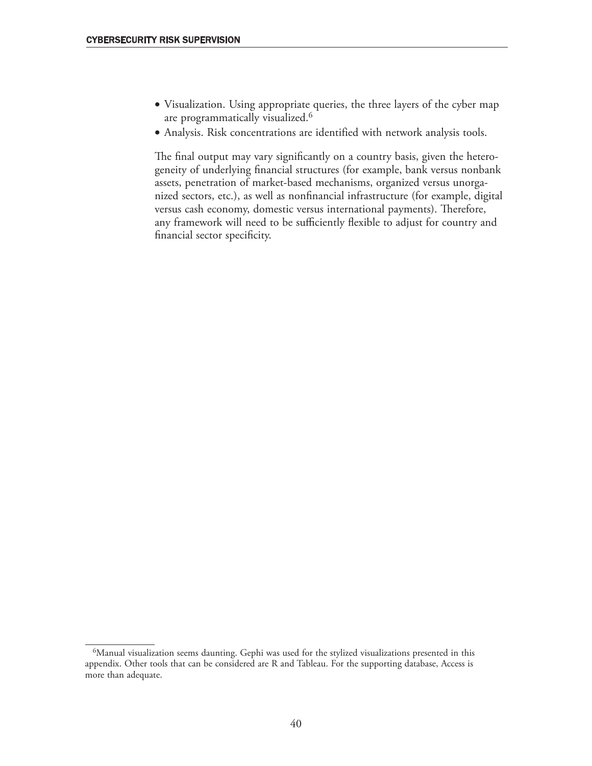- Visualization. Using appropriate queries, the three layers of the cyber map are programmatically visualized.[6]
- Analysis. Risk concentrations are identified with network analysis tools.

The final output may vary significantly on a country basis, given the heterogeneity of underlying financial structures (for example, bank versus nonbank assets, penetration of market-based mechanisms, organized versus unorganized sectors, etc.), as well as nonfinancial infrastructure (for example, digital versus cash economy, domestic versus international payments). Therefore, any framework will need to be sufficiently flexible to adjust for country and financial sector specificity.

---

[6]Manual visualization seems daunting. Gephi was used for the stylized visualizations presented in this appendix. Other tools that can be considered are R and Tableau. For the supporting database, Access is more than adequate.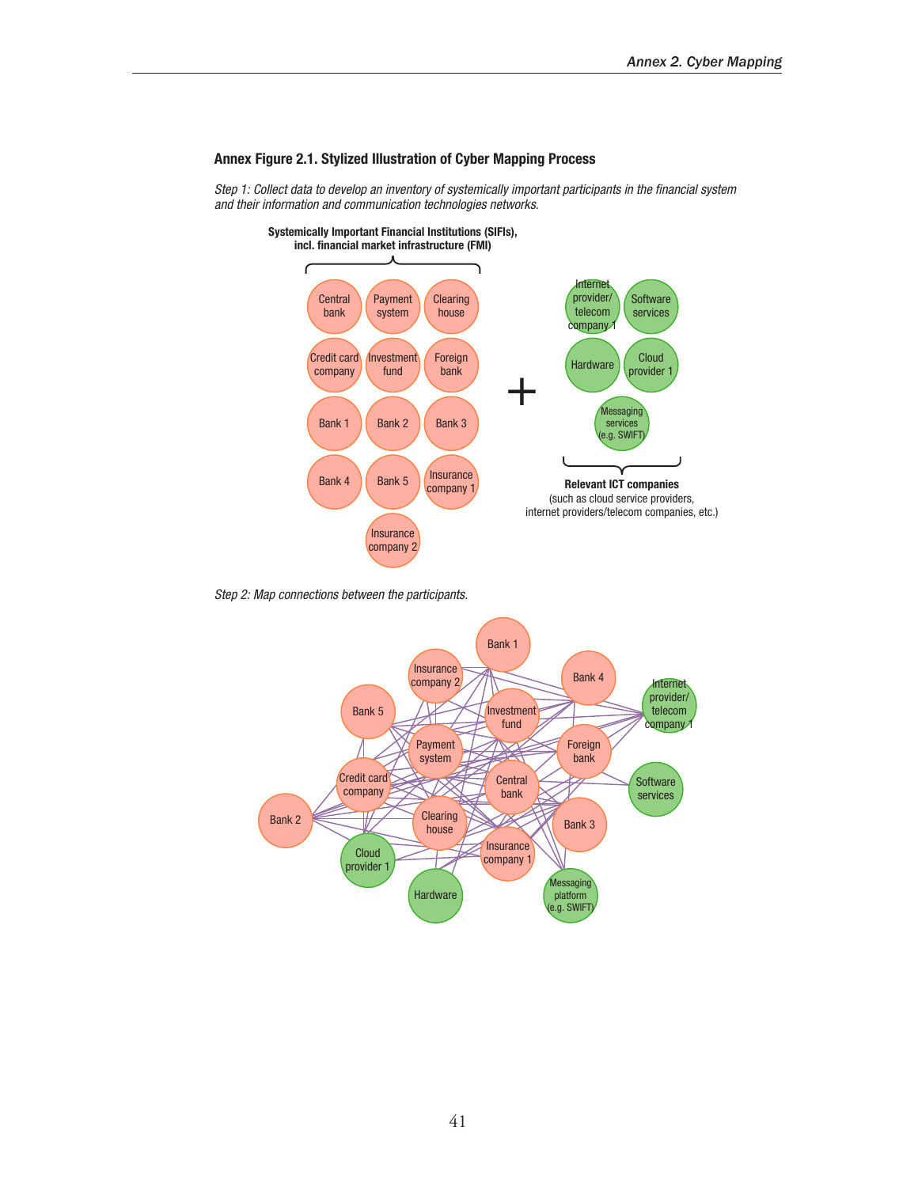**Annex Figure 2.1. Stylized Illustration of Cyber Mapping Process**

*Step 1: Collect data to develop an inventory of systemically important participants in the financial system and their information and communication technologies networks.*

**Systemically Important Financial Institutions (SIFIs), incl. financial market infrastructure (FMI)**

Central bank
Payment system
Clearing house
Credit card company
Investment fund
Foreign bank
Bank 1
Bank 2
Bank 3
Bank 4
Bank 5
Insurance company 1
Insurance company 2

+

Internet provider/ telecom company 1
Software services
Hardware
Cloud provider 1
Messaging services (e.g. SWIFT)

**Relevant ICT companies**
(such as cloud service providers, internet providers/telecom companies, etc.)

*Step 2: Map connections between the participants.*

Bank 1
Insurance company 2
Bank 4
Internet provider/ telecom company 1
Bank 5
Investment fund
Payment system
Foreign bank
Credit card company
Central bank
Software services
Bank 2
Clearing house
Bank 3
Cloud provider 1
Insurance company 1
Hardware
Messaging platform (e.g. SWIFT)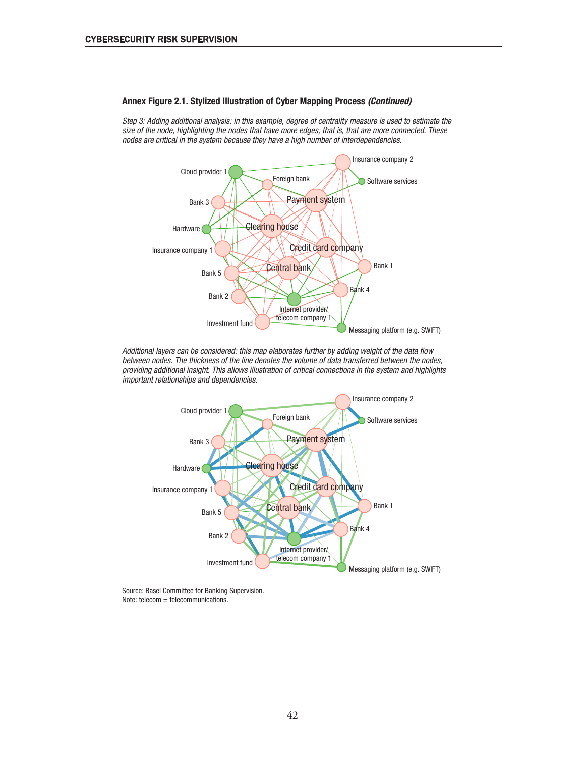**Annex Figure 2.1. Stylized Illustration of Cyber Mapping Process *(Continued)***

*Step 3: Adding additional analysis: in this example, degree of centrality measure is used to estimate the size of the node, highlighting the nodes that have more edges, that is, that are more connected. These nodes are critical in the system because they have a high number of interdependencies.*

Insurance company 2
Cloud provider 1
Foreign bank
Software services
Bank 3
Payment system
Hardware
Clearing house
Insurance company 1
Credit card company
Bank 1
Bank 5
Central bank
Bank 4
Bank 2
Internet provider/
telecom company 1
Investment fund
Messaging platform (e.g. SWIFT)

*Additional layers can be considered: this map elaborates further by adding weight of the data flow between nodes. The thickness of the line denotes the volume of data transferred between the nodes, providing additional insight. This allows illustration of critical connections in the system and highlights important relationships and dependencies.*

Insurance company 2
Cloud provider 1
Foreign bank
Software services
Bank 3
Payment system
Hardware
Clearing house
Insurance company 1
Credit card company
Bank 1
Bank 5
Central bank
Bank 4
Bank 2
Internet provider/
telecom company 1
Investment fund
Messaging platform (e.g. SWIFT)

Source: Basel Committee for Banking Supervision.
Note: telecom = telecommunications.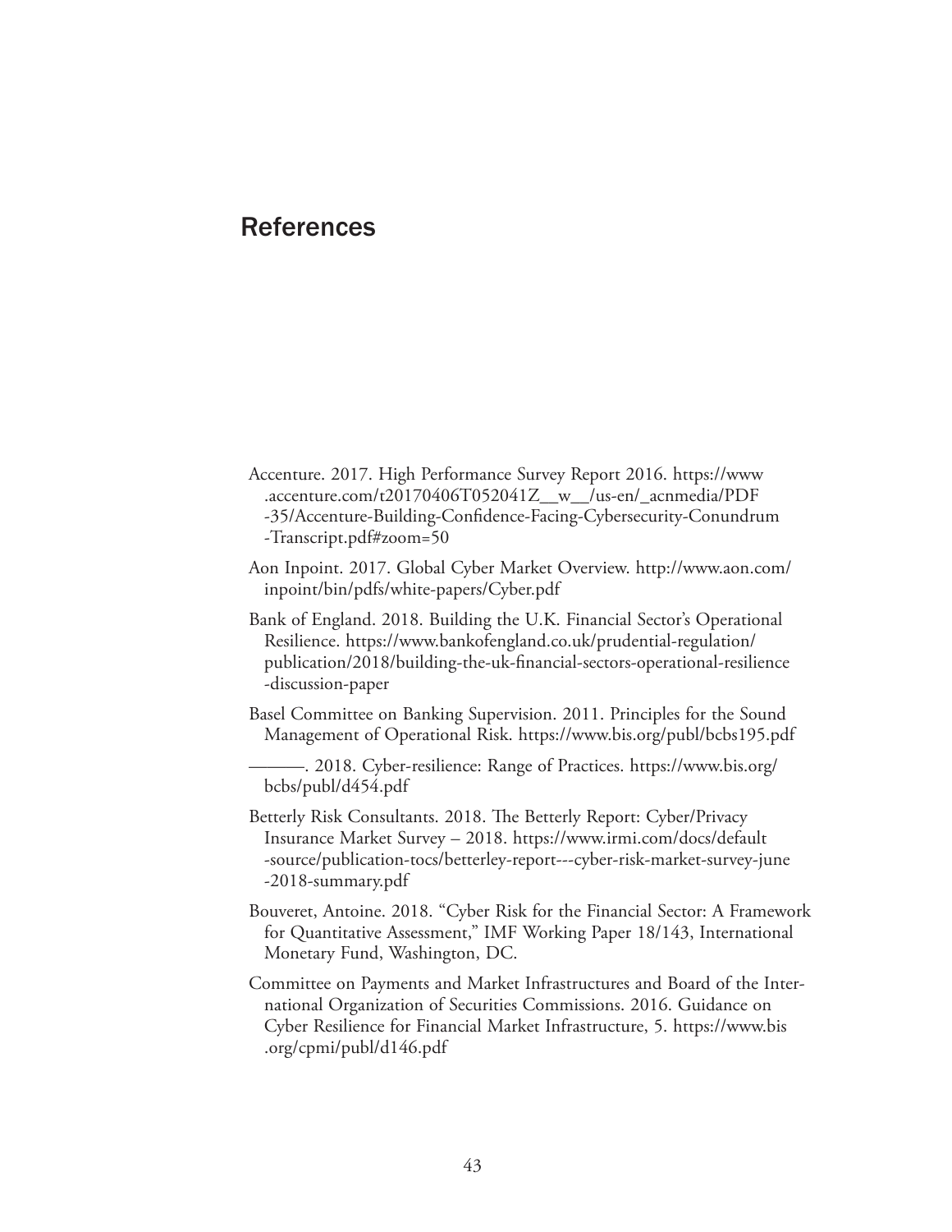# References

Accenture. 2017. High Performance Survey Report 2016. https://www.accenture.com/t20170406T052041Z__w__/us-en/_acnmedia/PDF-35/Accenture-Building-Confidence-Facing-Cybersecurity-Conundrum-Transcript.pdf#zoom=50

Aon Inpoint. 2017. Global Cyber Market Overview. http://www.aon.com/inpoint/bin/pdfs/white-papers/Cyber.pdf

Bank of England. 2018. Building the U.K. Financial Sector's Operational Resilience. https://www.bankofengland.co.uk/prudential-regulation/publication/2018/building-the-uk-financial-sectors-operational-resilience-discussion-paper

Basel Committee on Banking Supervision. 2011. Principles for the Sound Management of Operational Risk. https://www.bis.org/publ/bcbs195.pdf

———. 2018. Cyber-resilience: Range of Practices. https://www.bis.org/bcbs/publ/d454.pdf

Betterly Risk Consultants. 2018. The Betterly Report: Cyber/Privacy Insurance Market Survey – 2018. https://www.irmi.com/docs/default-source/publication-tocs/betterley-report---cyber-risk-market-survey-june-2018-summary.pdf

Bouveret, Antoine. 2018. "Cyber Risk for the Financial Sector: A Framework for Quantitative Assessment," IMF Working Paper 18/143, International Monetary Fund, Washington, DC.

Committee on Payments and Market Infrastructures and Board of the International Organization of Securities Commissions. 2016. Guidance on Cyber Resilience for Financial Market Infrastructure, 5. https://www.bis.org/cpmi/publ/d146.pdf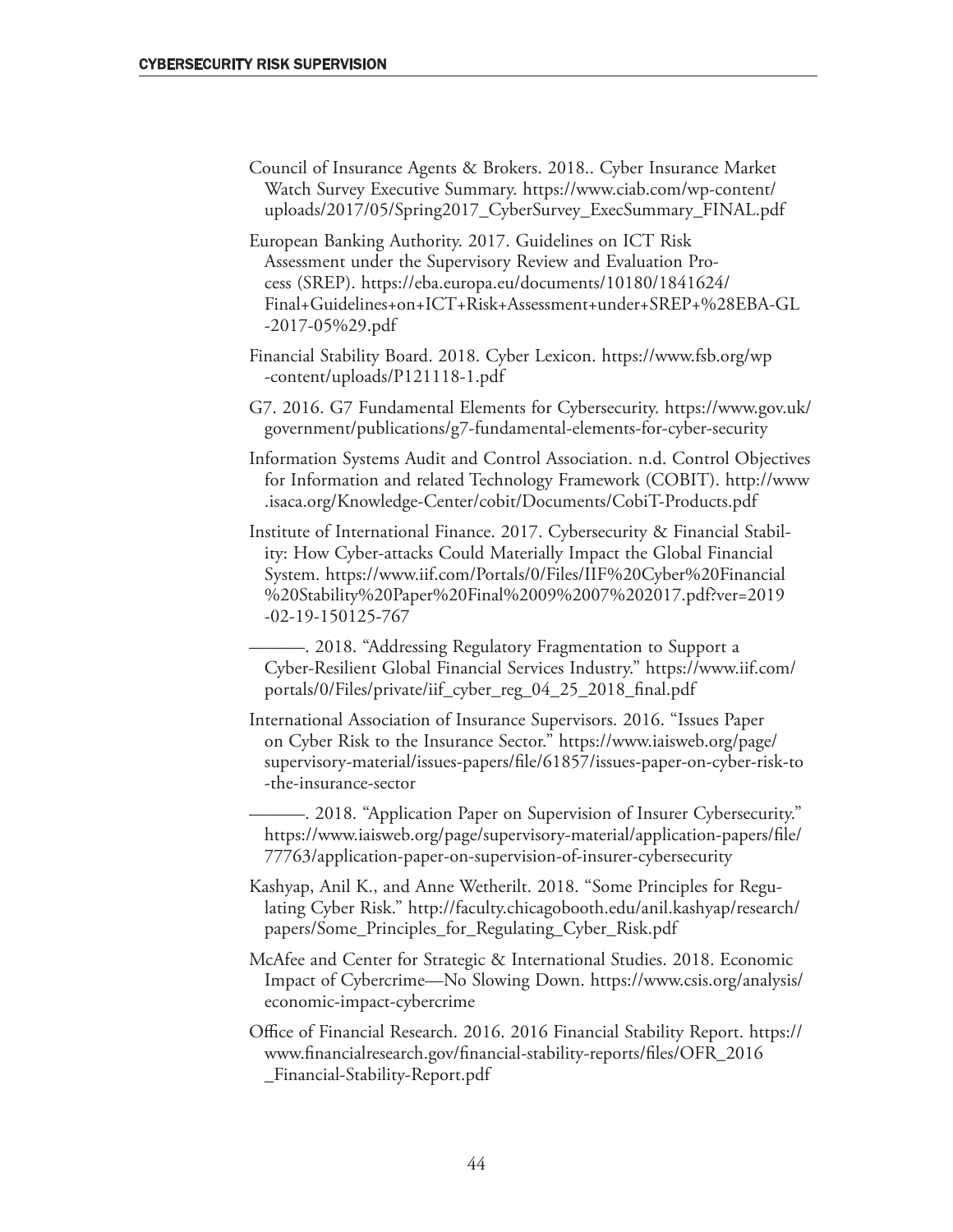Council of Insurance Agents & Brokers. 2018.. Cyber Insurance Market Watch Survey Executive Summary. https://www.ciab.com/wp-content/uploads/2017/05/Spring2017_CyberSurvey_ExecSummary_FINAL.pdf

European Banking Authority. 2017. Guidelines on ICT Risk Assessment under the Supervisory Review and Evaluation Process (SREP). https://eba.europa.eu/documents/10180/1841624/Final+Guidelines+on+ICT+Risk+Assessment+under+SREP+%28EBA-GL-2017-05%29.pdf

Financial Stability Board. 2018. Cyber Lexicon. https://www.fsb.org/wp-content/uploads/P121118-1.pdf

G7. 2016. G7 Fundamental Elements for Cybersecurity. https://www.gov.uk/government/publications/g7-fundamental-elements-for-cyber-security

Information Systems Audit and Control Association. n.d. Control Objectives for Information and related Technology Framework (COBIT). http://www.isaca.org/Knowledge-Center/cobit/Documents/CobiT-Products.pdf

Institute of International Finance. 2017. Cybersecurity & Financial Stability: How Cyber-attacks Could Materially Impact the Global Financial System. https://www.iif.com/Portals/0/Files/IIF%20Cyber%20Financial%20Stability%20Paper%20Final%2009%2007%202017.pdf?ver=2019-02-19-150125-767

———. 2018. "Addressing Regulatory Fragmentation to Support a Cyber-Resilient Global Financial Services Industry." https://www.iif.com/portals/0/Files/private/iif_cyber_reg_04_25_2018_final.pdf

International Association of Insurance Supervisors. 2016. "Issues Paper on Cyber Risk to the Insurance Sector." https://www.iaisweb.org/page/supervisory-material/issues-papers/file/61857/issues-paper-on-cyber-risk-to-the-insurance-sector

———. 2018. "Application Paper on Supervision of Insurer Cybersecurity." https://www.iaisweb.org/page/supervisory-material/application-papers/file/77763/application-paper-on-supervision-of-insurer-cybersecurity

Kashyap, Anil K., and Anne Wetherilt. 2018. "Some Principles for Regulating Cyber Risk." http://faculty.chicagobooth.edu/anil.kashyap/research/papers/Some_Principles_for_Regulating_Cyber_Risk.pdf

McAfee and Center for Strategic & International Studies. 2018. Economic Impact of Cybercrime—No Slowing Down. https://www.csis.org/analysis/economic-impact-cybercrime

Office of Financial Research. 2016. 2016 Financial Stability Report. https://www.financialresearch.gov/financial-stability-reports/files/OFR_2016_Financial-Stability-Report.pdf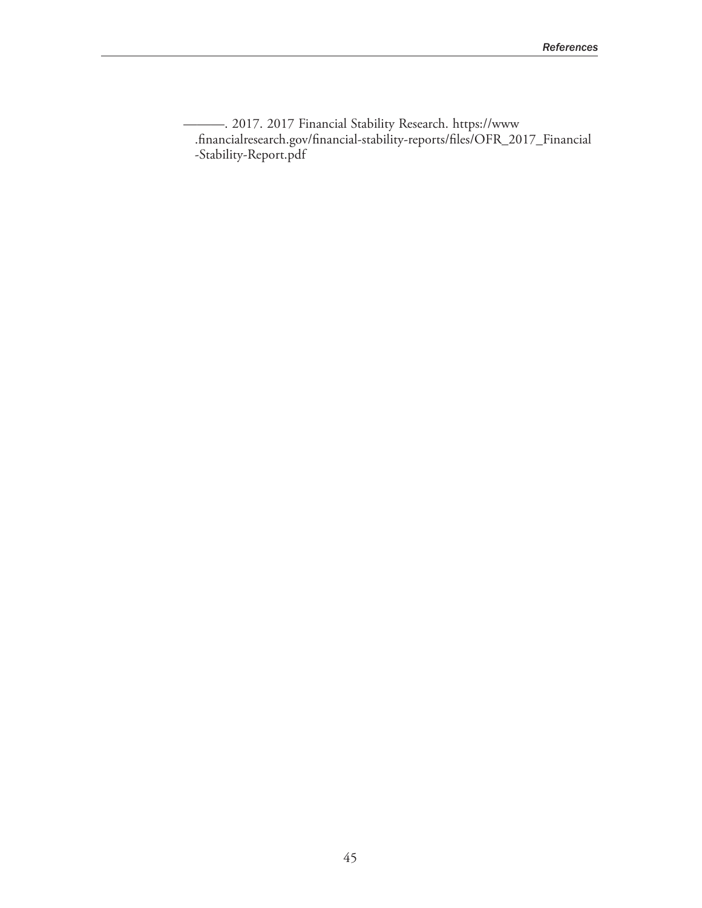———. 2017. 2017 Financial Stability Research. https://www.financialresearch.gov/financial-stability-reports/files/OFR_2017_Financial-Stability-Report.pdf